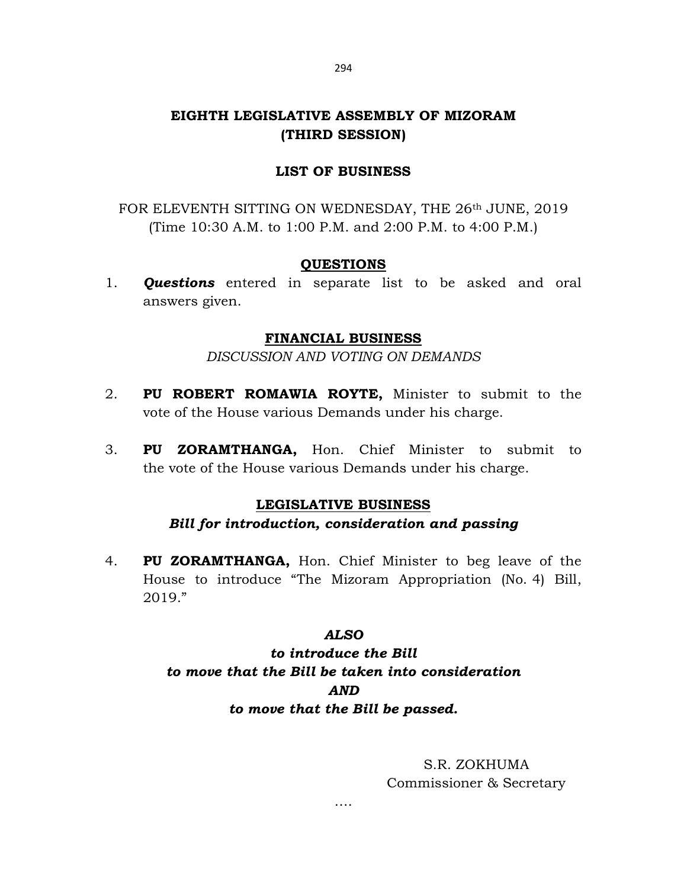# EIGHTH LEGISLATIVE ASSEMBLY OF MIZORAM
## (THIRD SESSION)

## LIST OF BUSINESS

FOR ELEVENTH SITTING ON WEDNESDAY, THE 26th JUNE, 2019
(Time 10:30 A.M. to 1:00 P.M. and 2:00 P.M. to 4:00 P.M.)

### QUESTIONS

1. ***Questions*** entered in separate list to be asked and oral answers given.

### FINANCIAL BUSINESS

*DISCUSSION AND VOTING ON DEMANDS*

2. **PU ROBERT ROMAWIA ROYTE,** Minister to submit to the vote of the House various Demands under his charge.

3. **PU ZORAMTHANGA,** Hon. Chief Minister to submit to the vote of the House various Demands under his charge.

### LEGISLATIVE BUSINESS

***Bill for introduction, consideration and passing***

4. **PU ZORAMTHANGA,** Hon. Chief Minister to beg leave of the House to introduce "The Mizoram Appropriation (No. 4) Bill, 2019."

***ALSO***

***to introduce the Bill***

***to move that the Bill be taken into consideration***

***AND***

***to move that the Bill be passed.***

S.R. ZOKHUMA
Commissioner & Secretary

….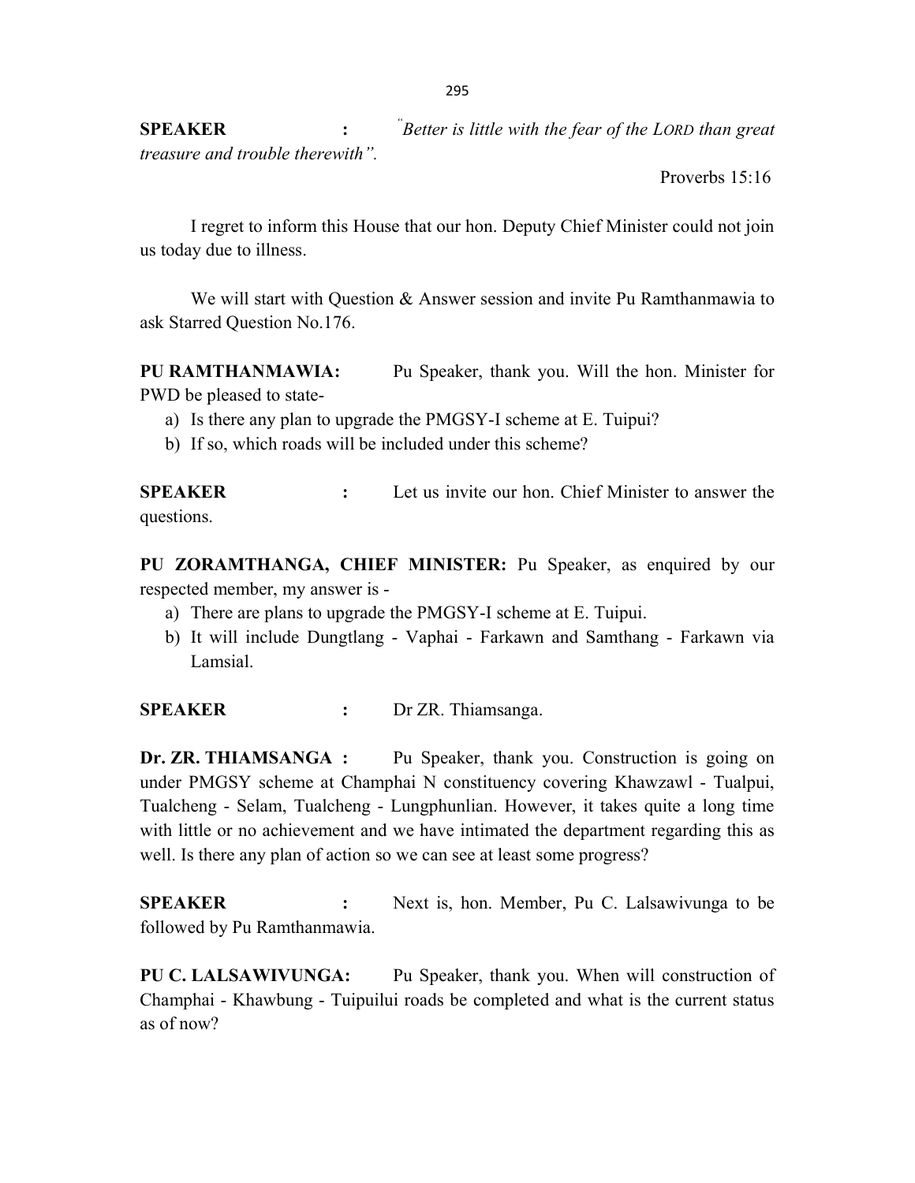**SPEAKER :** *"Better is little with the fear of the LORD than great treasure and trouble therewith".*

Proverbs 15:16

I regret to inform this House that our hon. Deputy Chief Minister could not join us today due to illness.

We will start with Question & Answer session and invite Pu Ramthanmawia to ask Starred Question No.176.

**PU RAMTHANMAWIA:** Pu Speaker, thank you. Will the hon. Minister for PWD be pleased to state-

a) Is there any plan to upgrade the PMGSY-I scheme at E. Tuipui?
b) If so, which roads will be included under this scheme?

**SPEAKER :** Let us invite our hon. Chief Minister to answer the questions.

**PU ZORAMTHANGA, CHIEF MINISTER:** Pu Speaker, as enquired by our respected member, my answer is -

a) There are plans to upgrade the PMGSY-I scheme at E. Tuipui.
b) It will include Dungtlang - Vaphai - Farkawn and Samthang - Farkawn via Lamsial.

**SPEAKER :** Dr ZR. Thiamsanga.

**Dr. ZR. THIAMSANGA :** Pu Speaker, thank you. Construction is going on under PMGSY scheme at Champhai N constituency covering Khawzawl - Tualpui, Tualcheng - Selam, Tualcheng - Lungphunlian. However, it takes quite a long time with little or no achievement and we have intimated the department regarding this as well. Is there any plan of action so we can see at least some progress?

**SPEAKER :** Next is, hon. Member, Pu C. Lalsawivunga to be followed by Pu Ramthanmawia.

**PU C. LALSAWIVUNGA:** Pu Speaker, thank you. When will construction of Champhai - Khawbung - Tuipuilui roads be completed and what is the current status as of now?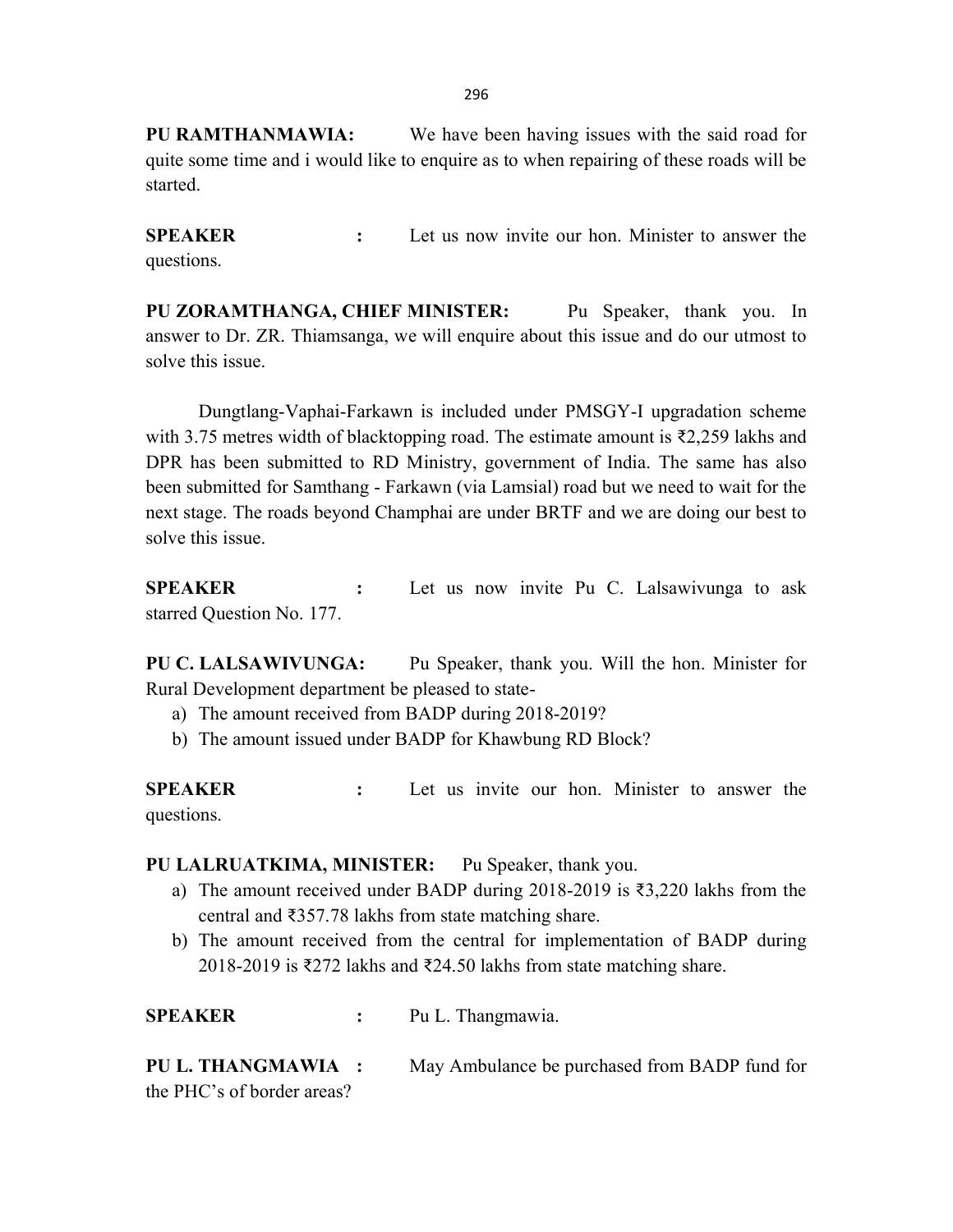**PU RAMTHANMAWIA:** We have been having issues with the said road for quite some time and i would like to enquire as to when repairing of these roads will be started.

**SPEAKER :** Let us now invite our hon. Minister to answer the questions.

**PU ZORAMTHANGA, CHIEF MINISTER:** Pu Speaker, thank you. In answer to Dr. ZR. Thiamsanga, we will enquire about this issue and do our utmost to solve this issue.

Dungtlang-Vaphai-Farkawn is included under PMSGY-I upgradation scheme with 3.75 metres width of blacktopping road. The estimate amount is ₹2,259 lakhs and DPR has been submitted to RD Ministry, government of India. The same has also been submitted for Samthang - Farkawn (via Lamsial) road but we need to wait for the next stage. The roads beyond Champhai are under BRTF and we are doing our best to solve this issue.

**SPEAKER :** Let us now invite Pu C. Lalsawivunga to ask starred Question No. 177.

**PU C. LALSAWIVUNGA:** Pu Speaker, thank you. Will the hon. Minister for Rural Development department be pleased to state-

a) The amount received from BADP during 2018-2019?
b) The amount issued under BADP for Khawbung RD Block?

**SPEAKER :** Let us invite our hon. Minister to answer the questions.

**PU LALRUATKIMA, MINISTER:** Pu Speaker, thank you.

a) The amount received under BADP during 2018-2019 is ₹3,220 lakhs from the central and ₹357.78 lakhs from state matching share.
b) The amount received from the central for implementation of BADP during 2018-2019 is ₹272 lakhs and ₹24.50 lakhs from state matching share.

**SPEAKER :** Pu L. Thangmawia.

**PU L. THANGMAWIA :** May Ambulance be purchased from BADP fund for the PHC's of border areas?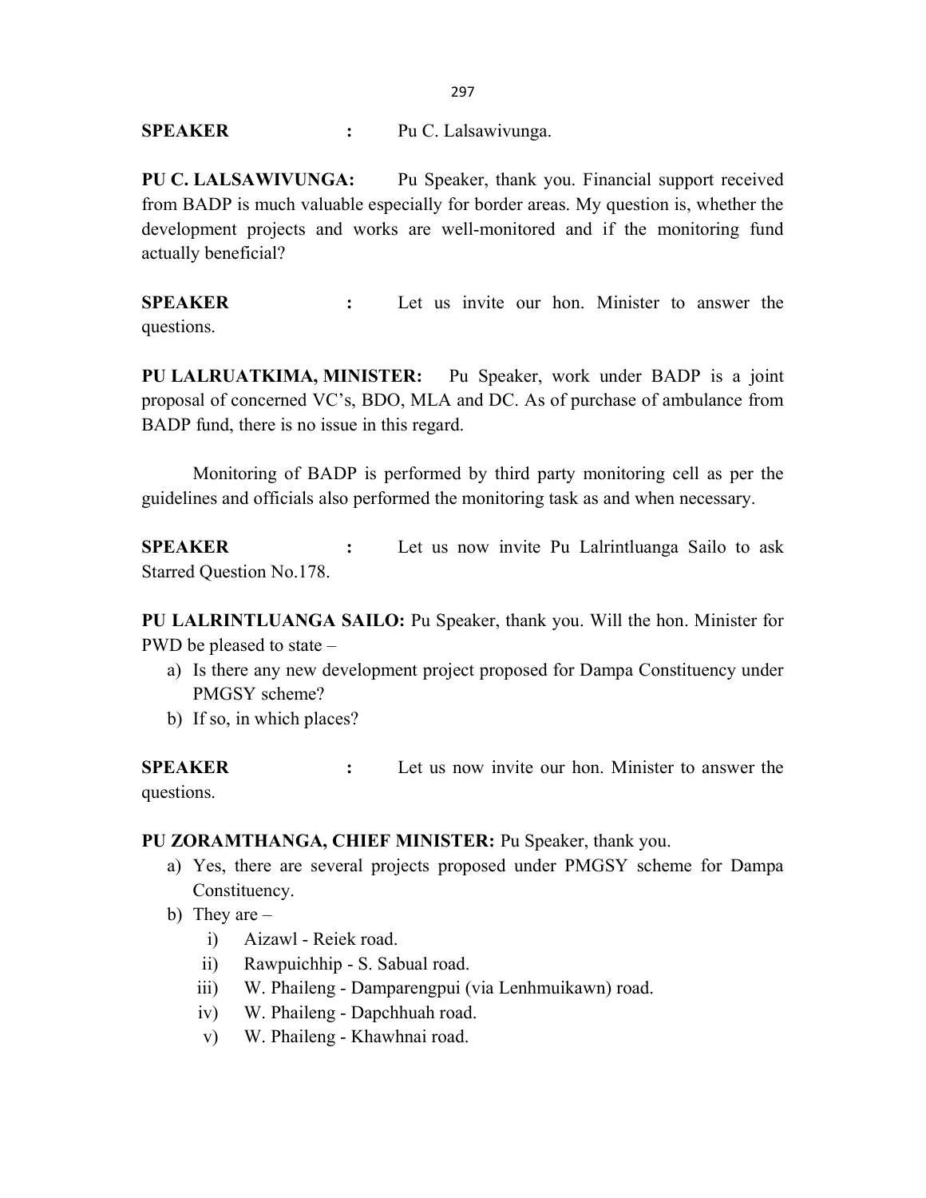**SPEAKER :** Pu C. Lalsawivunga.

**PU C. LALSAWIVUNGA:** Pu Speaker, thank you. Financial support received from BADP is much valuable especially for border areas. My question is, whether the development projects and works are well-monitored and if the monitoring fund actually beneficial?

**SPEAKER :** Let us invite our hon. Minister to answer the questions.

**PU LALRUATKIMA, MINISTER:** Pu Speaker, work under BADP is a joint proposal of concerned VC's, BDO, MLA and DC. As of purchase of ambulance from BADP fund, there is no issue in this regard.

Monitoring of BADP is performed by third party monitoring cell as per the guidelines and officials also performed the monitoring task as and when necessary.

**SPEAKER :** Let us now invite Pu Lalrintluanga Sailo to ask Starred Question No.178.

**PU LALRINTLUANGA SAILO:** Pu Speaker, thank you. Will the hon. Minister for PWD be pleased to state –

a) Is there any new development project proposed for Dampa Constituency under PMGSY scheme?
b) If so, in which places?

**SPEAKER :** Let us now invite our hon. Minister to answer the questions.

**PU ZORAMTHANGA, CHIEF MINISTER:** Pu Speaker, thank you.

a) Yes, there are several projects proposed under PMGSY scheme for Dampa Constituency.
b) They are –
   i) Aizawl - Reiek road.
   ii) Rawpuichhip - S. Sabual road.
   iii) W. Phaileng - Damparengpui (via Lenhmuikawn) road.
   iv) W. Phaileng - Dapchhuah road.
   v) W. Phaileng - Khawhnai road.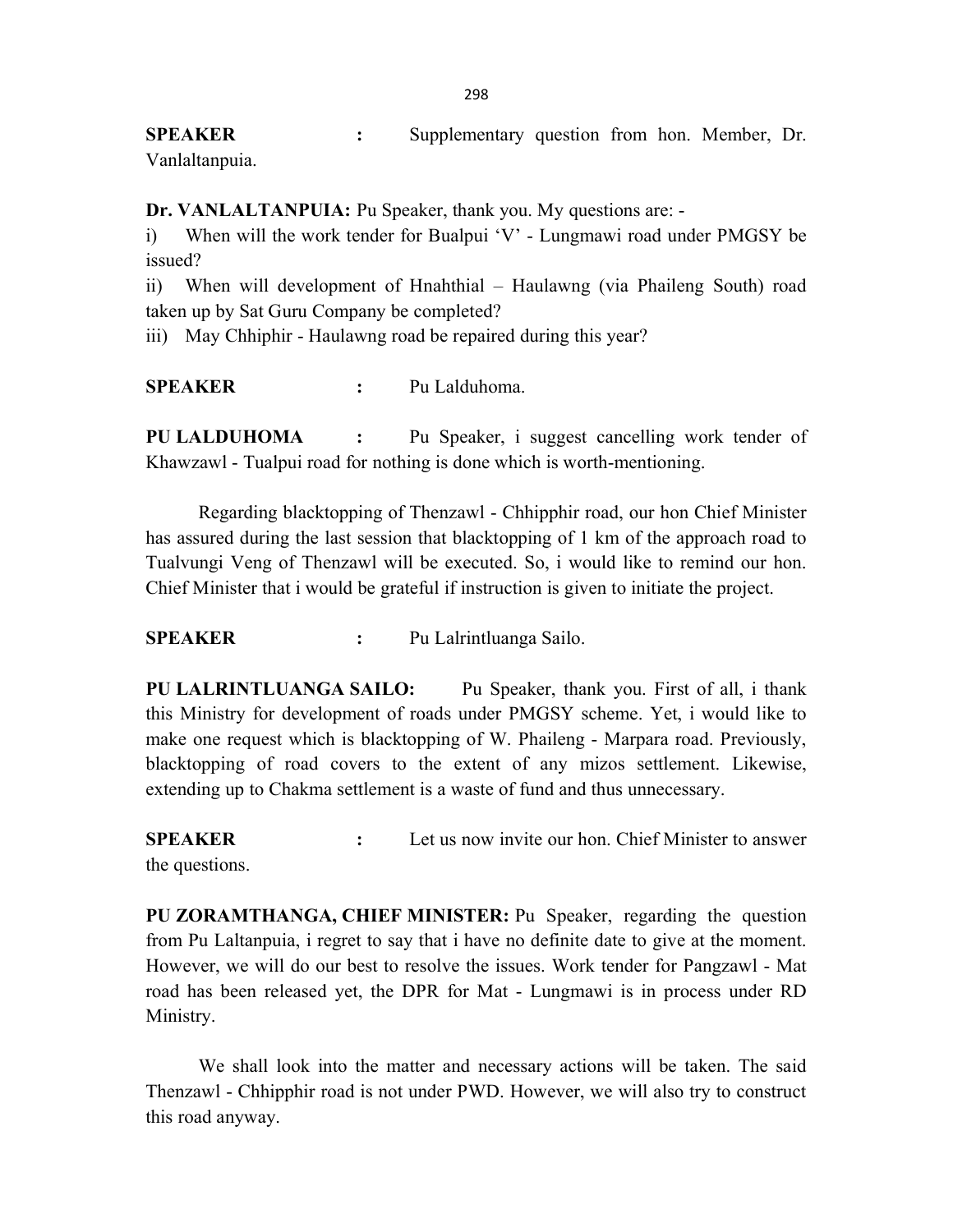**SPEAKER** : Supplementary question from hon. Member, Dr. Vanlaltanpuia.

**Dr. VANLALTANPUIA:** Pu Speaker, thank you. My questions are: -

i) When will the work tender for Bualpui 'V' - Lungmawi road under PMGSY be issued?

ii) When will development of Hnahthial – Haulawng (via Phaileng South) road taken up by Sat Guru Company be completed?

iii) May Chhiphir - Haulawng road be repaired during this year?

**SPEAKER** : Pu Lalduhoma.

**PU LALDUHOMA** : Pu Speaker, i suggest cancelling work tender of Khawzawl - Tualpui road for nothing is done which is worth-mentioning.

Regarding blacktopping of Thenzawl - Chhipphir road, our hon Chief Minister has assured during the last session that blacktopping of 1 km of the approach road to Tualvungi Veng of Thenzawl will be executed. So, i would like to remind our hon. Chief Minister that i would be grateful if instruction is given to initiate the project.

**SPEAKER** : Pu Lalrintluanga Sailo.

**PU LALRINTLUANGA SAILO:** Pu Speaker, thank you. First of all, i thank this Ministry for development of roads under PMGSY scheme. Yet, i would like to make one request which is blacktopping of W. Phaileng - Marpara road. Previously, blacktopping of road covers to the extent of any mizos settlement. Likewise, extending up to Chakma settlement is a waste of fund and thus unnecessary.

**SPEAKER** : Let us now invite our hon. Chief Minister to answer the questions.

**PU ZORAMTHANGA, CHIEF MINISTER:** Pu Speaker, regarding the question from Pu Laltanpuia, i regret to say that i have no definite date to give at the moment. However, we will do our best to resolve the issues. Work tender for Pangzawl - Mat road has been released yet, the DPR for Mat - Lungmawi is in process under RD Ministry.

We shall look into the matter and necessary actions will be taken. The said Thenzawl - Chhipphir road is not under PWD. However, we will also try to construct this road anyway.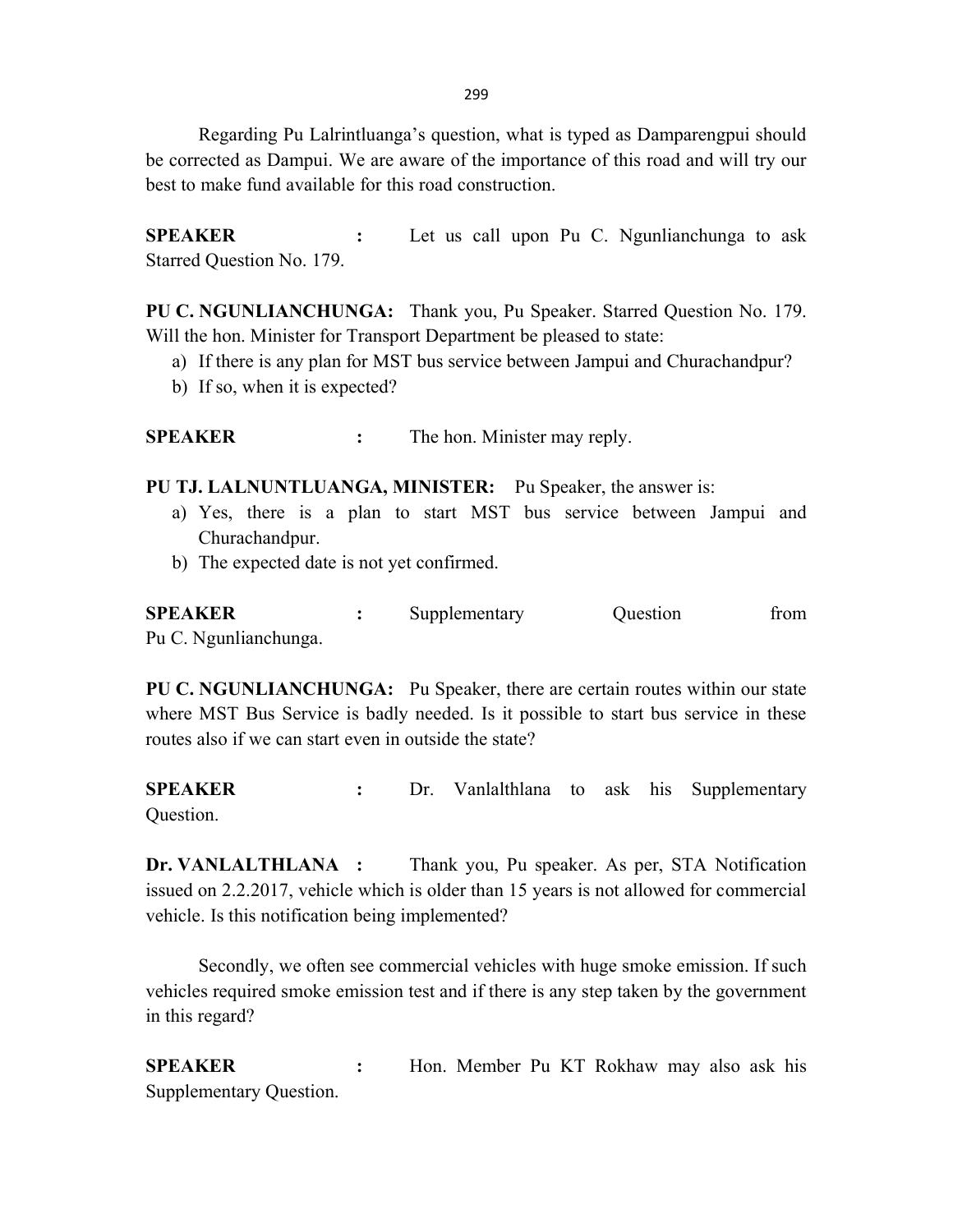Regarding Pu Lalrintluanga's question, what is typed as Damparengpui should be corrected as Dampui. We are aware of the importance of this road and will try our best to make fund available for this road construction.

**SPEAKER** **:** Let us call upon Pu C. Ngunlianchunga to ask Starred Question No. 179.

**PU C. NGUNLIANCHUNGA:** Thank you, Pu Speaker. Starred Question No. 179. Will the hon. Minister for Transport Department be pleased to state:

a) If there is any plan for MST bus service between Jampui and Churachandpur?
b) If so, when it is expected?

**SPEAKER** **:** The hon. Minister may reply.

**PU TJ. LALNUNTLUANGA, MINISTER:** Pu Speaker, the answer is:

a) Yes, there is a plan to start MST bus service between Jampui and Churachandpur.
b) The expected date is not yet confirmed.

**SPEAKER** **:** Supplementary Question from Pu C. Ngunlianchunga.

**PU C. NGUNLIANCHUNGA:** Pu Speaker, there are certain routes within our state where MST Bus Service is badly needed. Is it possible to start bus service in these routes also if we can start even in outside the state?

**SPEAKER** **:** Dr. Vanlalthlana to ask his Supplementary Question.

**Dr. VANLALTHLANA :** Thank you, Pu speaker. As per, STA Notification issued on 2.2.2017, vehicle which is older than 15 years is not allowed for commercial vehicle. Is this notification being implemented?

Secondly, we often see commercial vehicles with huge smoke emission. If such vehicles required smoke emission test and if there is any step taken by the government in this regard?

**SPEAKER** **:** Hon. Member Pu KT Rokhaw may also ask his Supplementary Question.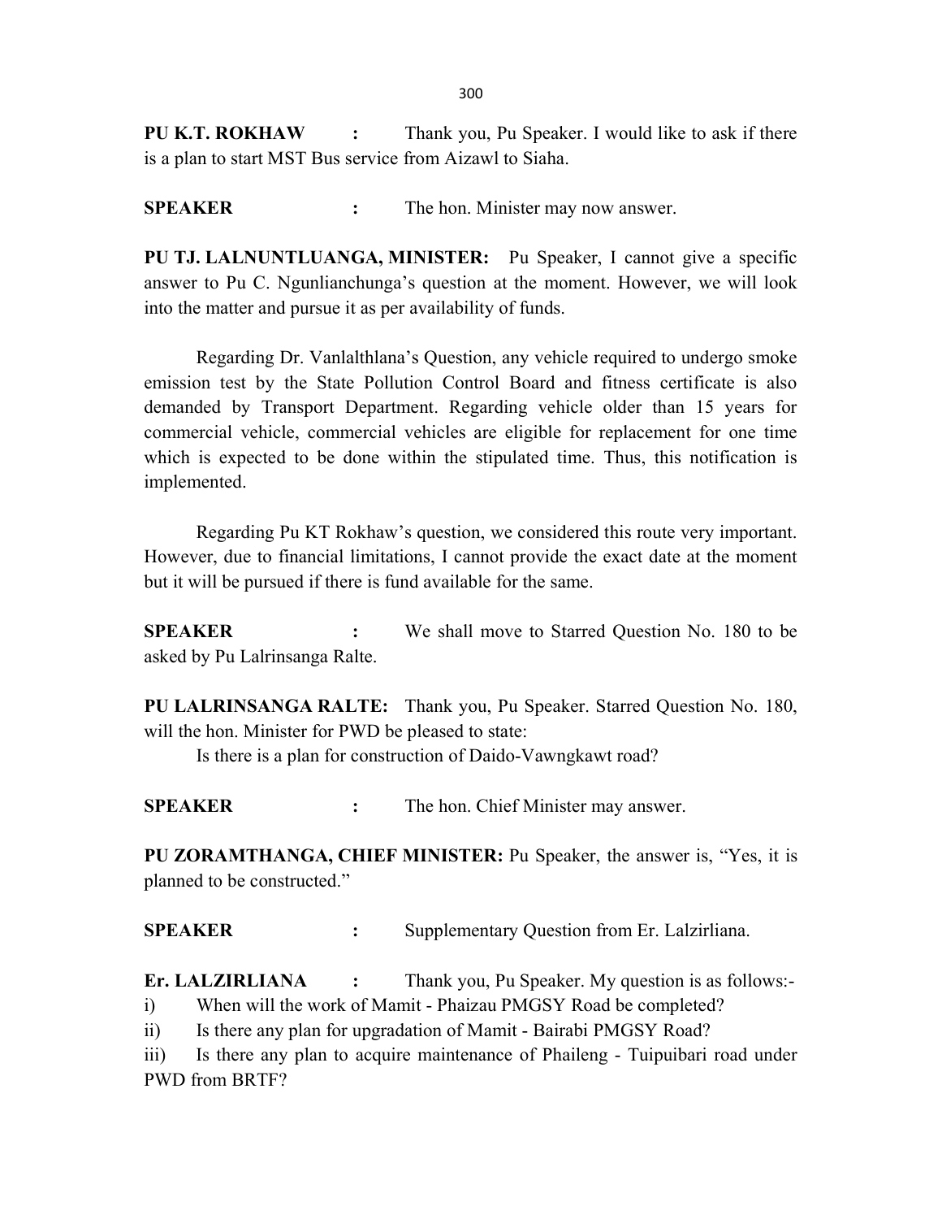**PU K.T. ROKHAW :** Thank you, Pu Speaker. I would like to ask if there is a plan to start MST Bus service from Aizawl to Siaha.

**SPEAKER :** The hon. Minister may now answer.

**PU TJ. LALNUNTLUANGA, MINISTER:** Pu Speaker, I cannot give a specific answer to Pu C. Ngunlianchunga's question at the moment. However, we will look into the matter and pursue it as per availability of funds.

Regarding Dr. Vanlalthlana's Question, any vehicle required to undergo smoke emission test by the State Pollution Control Board and fitness certificate is also demanded by Transport Department. Regarding vehicle older than 15 years for commercial vehicle, commercial vehicles are eligible for replacement for one time which is expected to be done within the stipulated time. Thus, this notification is implemented.

Regarding Pu KT Rokhaw's question, we considered this route very important. However, due to financial limitations, I cannot provide the exact date at the moment but it will be pursued if there is fund available for the same.

**SPEAKER :** We shall move to Starred Question No. 180 to be asked by Pu Lalrinsanga Ralte.

**PU LALRINSANGA RALTE:** Thank you, Pu Speaker. Starred Question No. 180, will the hon. Minister for PWD be pleased to state:

Is there is a plan for construction of Daido-Vawngkawt road?

**SPEAKER :** The hon. Chief Minister may answer.

**PU ZORAMTHANGA, CHIEF MINISTER:** Pu Speaker, the answer is, "Yes, it is planned to be constructed."

**SPEAKER :** Supplementary Question from Er. Lalzirliana.

**Er. LALZIRLIANA :** Thank you, Pu Speaker. My question is as follows:-

i) When will the work of Mamit - Phaizau PMGSY Road be completed?

ii) Is there any plan for upgradation of Mamit - Bairabi PMGSY Road?

iii) Is there any plan to acquire maintenance of Phaileng - Tuipuibari road under PWD from BRTF?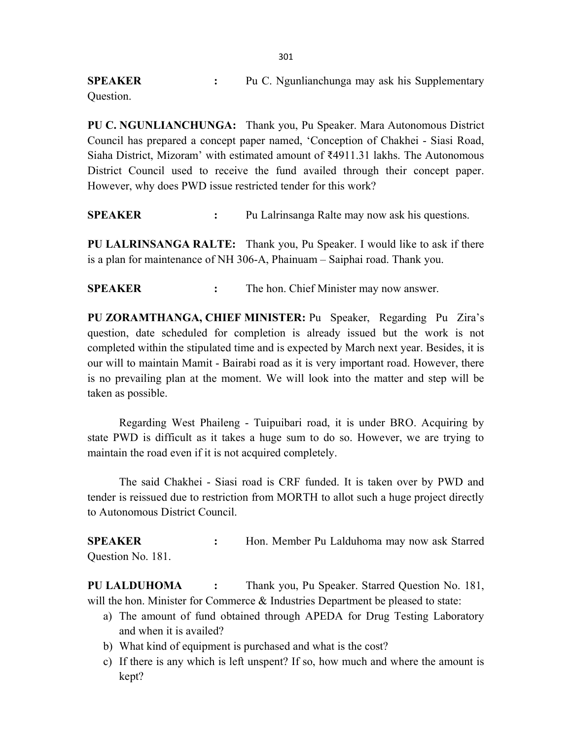**SPEAKER** : Pu C. Ngunlianchunga may ask his Supplementary Question.

**PU C. NGUNLIANCHUNGA:** Thank you, Pu Speaker. Mara Autonomous District Council has prepared a concept paper named, 'Conception of Chakhei - Siasi Road, Siaha District, Mizoram' with estimated amount of ₹4911.31 lakhs. The Autonomous District Council used to receive the fund availed through their concept paper. However, why does PWD issue restricted tender for this work?

**SPEAKER** : Pu Lalrinsanga Ralte may now ask his questions.

**PU LALRINSANGA RALTE:** Thank you, Pu Speaker. I would like to ask if there is a plan for maintenance of NH 306-A, Phainuam – Saiphai road. Thank you.

**SPEAKER** : The hon. Chief Minister may now answer.

**PU ZORAMTHANGA, CHIEF MINISTER:** Pu Speaker, Regarding Pu Zira's question, date scheduled for completion is already issued but the work is not completed within the stipulated time and is expected by March next year. Besides, it is our will to maintain Mamit - Bairabi road as it is very important road. However, there is no prevailing plan at the moment. We will look into the matter and step will be taken as possible.

Regarding West Phaileng - Tuipuibari road, it is under BRO. Acquiring by state PWD is difficult as it takes a huge sum to do so. However, we are trying to maintain the road even if it is not acquired completely.

The said Chakhei - Siasi road is CRF funded. It is taken over by PWD and tender is reissued due to restriction from MORTH to allot such a huge project directly to Autonomous District Council.

**SPEAKER** : Hon. Member Pu Lalduhoma may now ask Starred Question No. 181.

**PU LALDUHOMA** : Thank you, Pu Speaker. Starred Question No. 181, will the hon. Minister for Commerce & Industries Department be pleased to state:

a) The amount of fund obtained through APEDA for Drug Testing Laboratory and when it is availed?
b) What kind of equipment is purchased and what is the cost?
c) If there is any which is left unspent? If so, how much and where the amount is kept?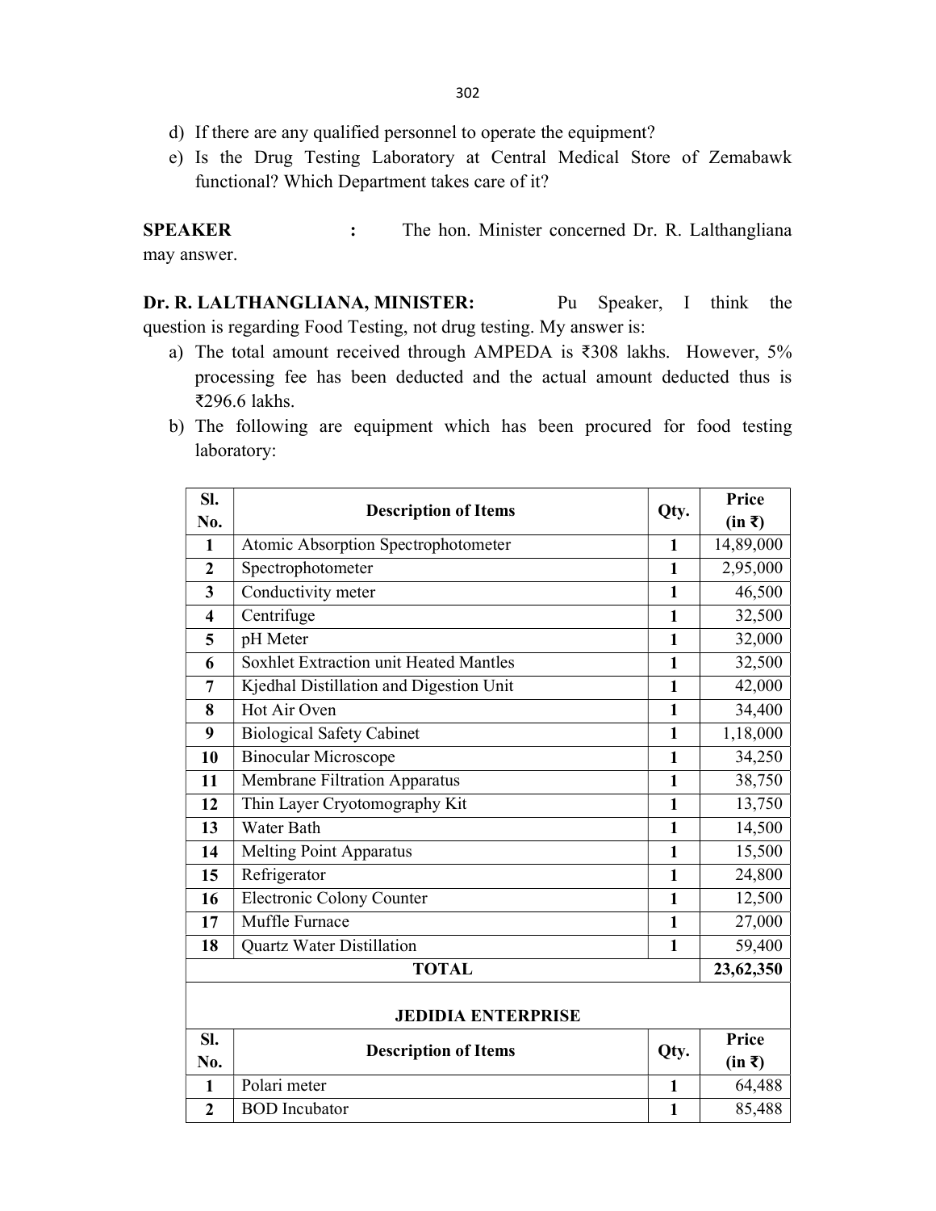d) If there are any qualified personnel to operate the equipment?

e) Is the Drug Testing Laboratory at Central Medical Store of Zemabawk functional? Which Department takes care of it?

**SPEAKER** : The hon. Minister concerned Dr. R. Lalthangliana may answer.

**Dr. R. LALTHANGLIANA, MINISTER:** Pu Speaker, I think the question is regarding Food Testing, not drug testing. My answer is:

a) The total amount received through AMPEDA is ₹308 lakhs. However, 5% processing fee has been deducted and the actual amount deducted thus is ₹296.6 lakhs.

b) The following are equipment which has been procured for food testing laboratory:

| Sl. No. | Description of Items | Qty. | Price (in ₹) |
|---|---|---|---|
| 1 | Atomic Absorption Spectrophotometer | 1 | 14,89,000 |
| 2 | Spectrophotometer | 1 | 2,95,000 |
| 3 | Conductivity meter | 1 | 46,500 |
| 4 | Centrifuge | 1 | 32,500 |
| 5 | pH Meter | 1 | 32,000 |
| 6 | Soxhlet Extraction unit Heated Mantles | 1 | 32,500 |
| 7 | Kjedhal Distillation and Digestion Unit | 1 | 42,000 |
| 8 | Hot Air Oven | 1 | 34,400 |
| 9 | Biological Safety Cabinet | 1 | 1,18,000 |
| 10 | Binocular Microscope | 1 | 34,250 |
| 11 | Membrane Filtration Apparatus | 1 | 38,750 |
| 12 | Thin Layer Cryotomography Kit | 1 | 13,750 |
| 13 | Water Bath | 1 | 14,500 |
| 14 | Melting Point Apparatus | 1 | 15,500 |
| 15 | Refrigerator | 1 | 24,800 |
| 16 | Electronic Colony Counter | 1 | 12,500 |
| 17 | Muffle Furnace | 1 | 27,000 |
| 18 | Quartz Water Distillation | 1 | 59,400 |
| | **TOTAL** | | **23,62,350** |
| | **JEDIDIA ENTERPRISE** | | |
| **Sl. No.** | **Description of Items** | **Qty.** | **Price (in ₹)** |
| 1 | Polari meter | 1 | 64,488 |
| 2 | BOD Incubator | 1 | 85,488 |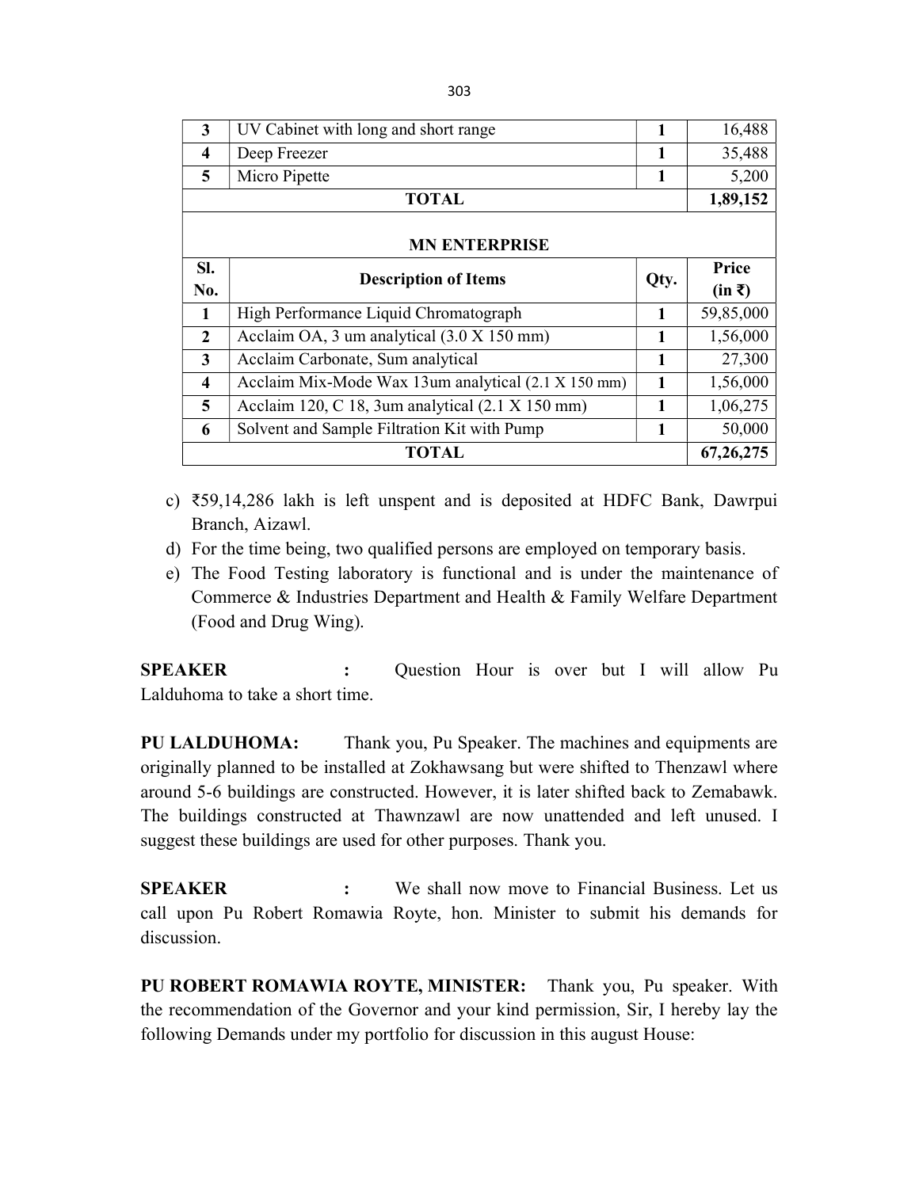| | | | |
|---|---|---|---|
| **3** | UV Cabinet with long and short range | **1** | 16,488 |
| **4** | Deep Freezer | **1** | 35,488 |
| **5** | Micro Pipette | **1** | 5,200 |
| | **TOTAL** | | **1,89,152** |

**MN ENTERPRISE**

| Sl. No. | Description of Items | Qty. | Price (in ₹) |
|---|---|---|---|
| **1** | High Performance Liquid Chromatograph | **1** | 59,85,000 |
| **2** | Acclaim OA, 3 um analytical (3.0 X 150 mm) | **1** | 1,56,000 |
| **3** | Acclaim Carbonate, Sum analytical | **1** | 27,300 |
| **4** | Acclaim Mix-Mode Wax 13um analytical (2.1 X 150 mm) | **1** | 1,56,000 |
| **5** | Acclaim 120, C 18, 3um analytical (2.1 X 150 mm) | **1** | 1,06,275 |
| **6** | Solvent and Sample Filtration Kit with Pump | **1** | 50,000 |
| | **TOTAL** | | **67,26,275** |

c) ₹59,14,286 lakh is left unspent and is deposited at HDFC Bank, Dawrpui Branch, Aizawl.
d) For the time being, two qualified persons are employed on temporary basis.
e) The Food Testing laboratory is functional and is under the maintenance of Commerce & Industries Department and Health & Family Welfare Department (Food and Drug Wing).

**SPEAKER :** Question Hour is over but I will allow Pu Lalduhoma to take a short time.

**PU LALDUHOMA:** Thank you, Pu Speaker. The machines and equipments are originally planned to be installed at Zokhawsang but were shifted to Thenzawl where around 5-6 buildings are constructed. However, it is later shifted back to Zemabawk. The buildings constructed at Thawnzawl are now unattended and left unused. I suggest these buildings are used for other purposes. Thank you.

**SPEAKER :** We shall now move to Financial Business. Let us call upon Pu Robert Romawia Royte, hon. Minister to submit his demands for discussion.

**PU ROBERT ROMAWIA ROYTE, MINISTER:** Thank you, Pu speaker. With the recommendation of the Governor and your kind permission, Sir, I hereby lay the following Demands under my portfolio for discussion in this august House: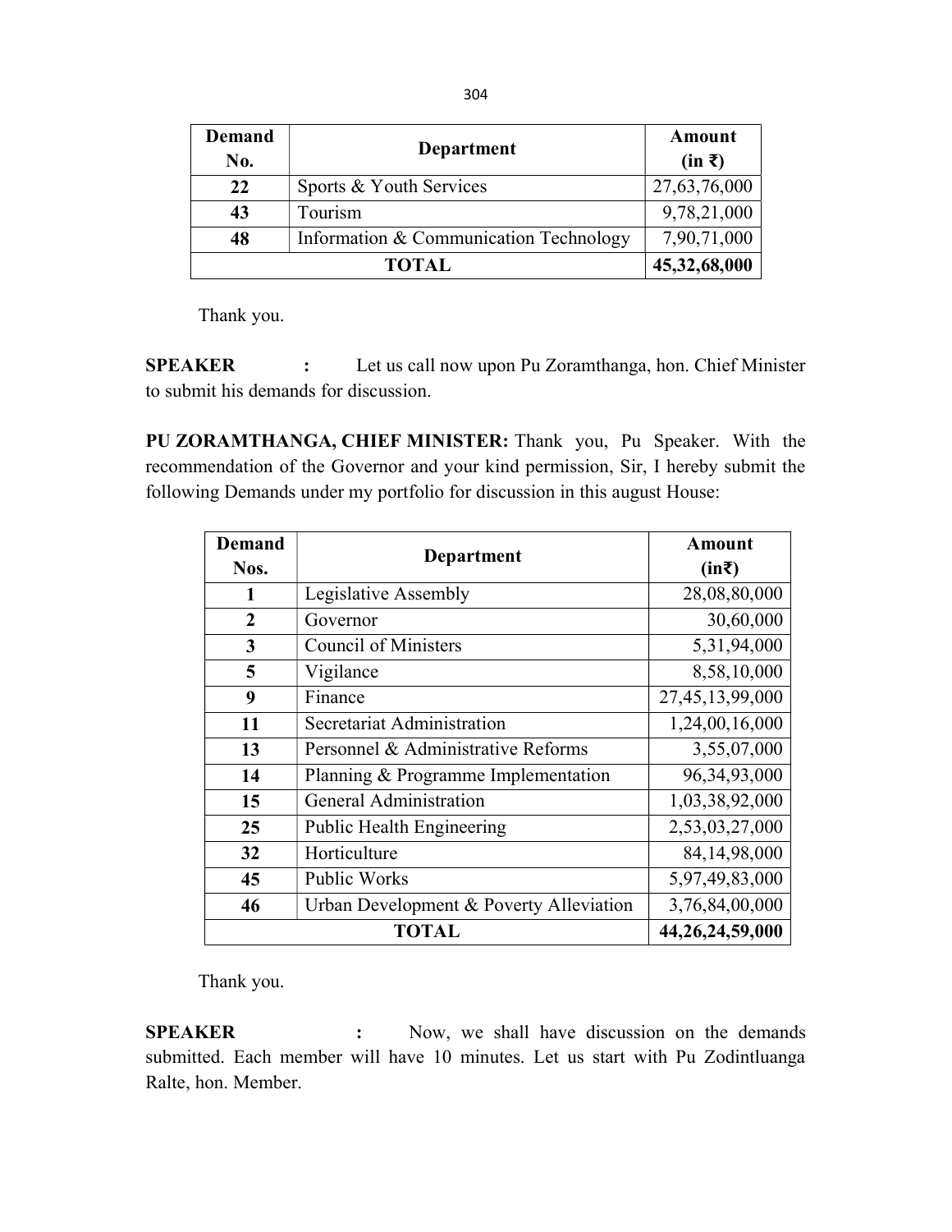| Demand No. | Department | Amount (in ₹) |
|---|---|---|
| 22 | Sports & Youth Services | 27,63,76,000 |
| 43 | Tourism | 9,78,21,000 |
| 48 | Information & Communication Technology | 7,90,71,000 |
| | **TOTAL** | **45,32,68,000** |

Thank you.

**SPEAKER :** Let us call now upon Pu Zoramthanga, hon. Chief Minister to submit his demands for discussion.

**PU ZORAMTHANGA, CHIEF MINISTER:** Thank you, Pu Speaker. With the recommendation of the Governor and your kind permission, Sir, I hereby submit the following Demands under my portfolio for discussion in this august House:

| Demand Nos. | Department | Amount (in₹) |
|---|---|---|
| 1 | Legislative Assembly | 28,08,80,000 |
| 2 | Governor | 30,60,000 |
| 3 | Council of Ministers | 5,31,94,000 |
| 5 | Vigilance | 8,58,10,000 |
| 9 | Finance | 27,45,13,99,000 |
| 11 | Secretariat Administration | 1,24,00,16,000 |
| 13 | Personnel & Administrative Reforms | 3,55,07,000 |
| 14 | Planning & Programme Implementation | 96,34,93,000 |
| 15 | General Administration | 1,03,38,92,000 |
| 25 | Public Health Engineering | 2,53,03,27,000 |
| 32 | Horticulture | 84,14,98,000 |
| 45 | Public Works | 5,97,49,83,000 |
| 46 | Urban Development & Poverty Alleviation | 3,76,84,00,000 |
| | **TOTAL** | **44,26,24,59,000** |

Thank you.

**SPEAKER :** Now, we shall have discussion on the demands submitted. Each member will have 10 minutes. Let us start with Pu Zodintluanga Ralte, hon. Member.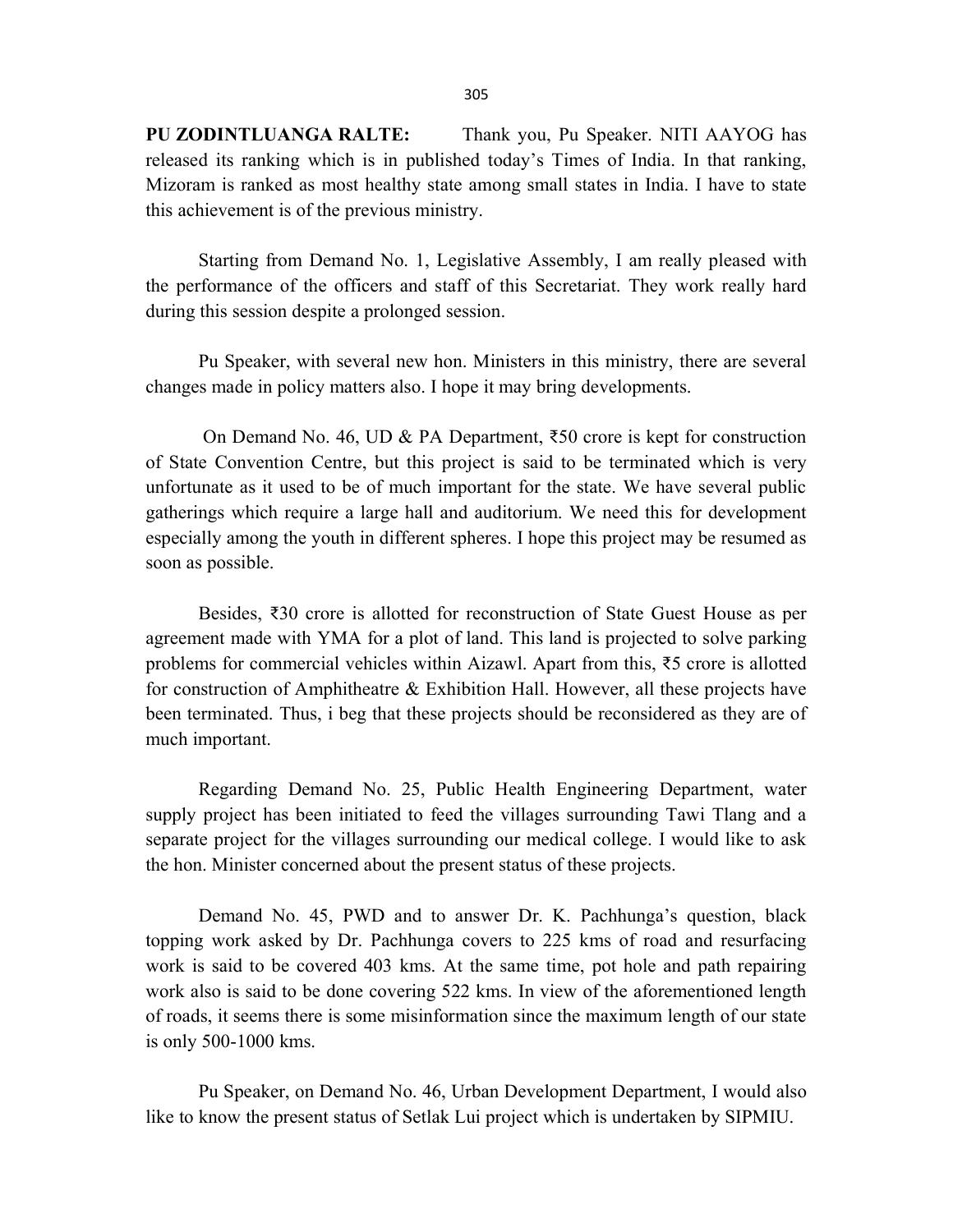**PU ZODINTLUANGA RALTE:** Thank you, Pu Speaker. NITI AAYOG has released its ranking which is in published today's Times of India. In that ranking, Mizoram is ranked as most healthy state among small states in India. I have to state this achievement is of the previous ministry.

Starting from Demand No. 1, Legislative Assembly, I am really pleased with the performance of the officers and staff of this Secretariat. They work really hard during this session despite a prolonged session.

Pu Speaker, with several new hon. Ministers in this ministry, there are several changes made in policy matters also. I hope it may bring developments.

On Demand No. 46, UD & PA Department, ₹50 crore is kept for construction of State Convention Centre, but this project is said to be terminated which is very unfortunate as it used to be of much important for the state. We have several public gatherings which require a large hall and auditorium. We need this for development especially among the youth in different spheres. I hope this project may be resumed as soon as possible.

Besides, ₹30 crore is allotted for reconstruction of State Guest House as per agreement made with YMA for a plot of land. This land is projected to solve parking problems for commercial vehicles within Aizawl. Apart from this, ₹5 crore is allotted for construction of Amphitheatre & Exhibition Hall. However, all these projects have been terminated. Thus, i beg that these projects should be reconsidered as they are of much important.

Regarding Demand No. 25, Public Health Engineering Department, water supply project has been initiated to feed the villages surrounding Tawi Tlang and a separate project for the villages surrounding our medical college. I would like to ask the hon. Minister concerned about the present status of these projects.

Demand No. 45, PWD and to answer Dr. K. Pachhunga's question, black topping work asked by Dr. Pachhunga covers to 225 kms of road and resurfacing work is said to be covered 403 kms. At the same time, pot hole and path repairing work also is said to be done covering 522 kms. In view of the aforementioned length of roads, it seems there is some misinformation since the maximum length of our state is only 500-1000 kms.

Pu Speaker, on Demand No. 46, Urban Development Department, I would also like to know the present status of Setlak Lui project which is undertaken by SIPMIU.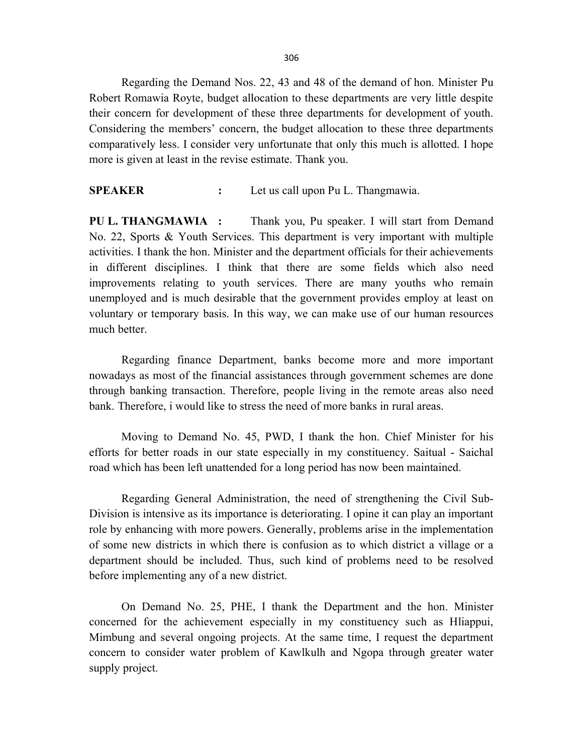Regarding the Demand Nos. 22, 43 and 48 of the demand of hon. Minister Pu Robert Romawia Royte, budget allocation to these departments are very little despite their concern for development of these three departments for development of youth. Considering the members' concern, the budget allocation to these three departments comparatively less. I consider very unfortunate that only this much is allotted. I hope more is given at least in the revise estimate. Thank you.

**SPEAKER** : Let us call upon Pu L. Thangmawia.

**PU L. THANGMAWIA** : Thank you, Pu speaker. I will start from Demand No. 22, Sports & Youth Services. This department is very important with multiple activities. I thank the hon. Minister and the department officials for their achievements in different disciplines. I think that there are some fields which also need improvements relating to youth services. There are many youths who remain unemployed and is much desirable that the government provides employ at least on voluntary or temporary basis. In this way, we can make use of our human resources much better.

Regarding finance Department, banks become more and more important nowadays as most of the financial assistances through government schemes are done through banking transaction. Therefore, people living in the remote areas also need bank. Therefore, i would like to stress the need of more banks in rural areas.

Moving to Demand No. 45, PWD, I thank the hon. Chief Minister for his efforts for better roads in our state especially in my constituency. Saitual - Saichal road which has been left unattended for a long period has now been maintained.

Regarding General Administration, the need of strengthening the Civil Sub-Division is intensive as its importance is deteriorating. I opine it can play an important role by enhancing with more powers. Generally, problems arise in the implementation of some new districts in which there is confusion as to which district a village or a department should be included. Thus, such kind of problems need to be resolved before implementing any of a new district.

On Demand No. 25, PHE, I thank the Department and the hon. Minister concerned for the achievement especially in my constituency such as Hliappui, Mimbung and several ongoing projects. At the same time, I request the department concern to consider water problem of Kawlkulh and Ngopa through greater water supply project.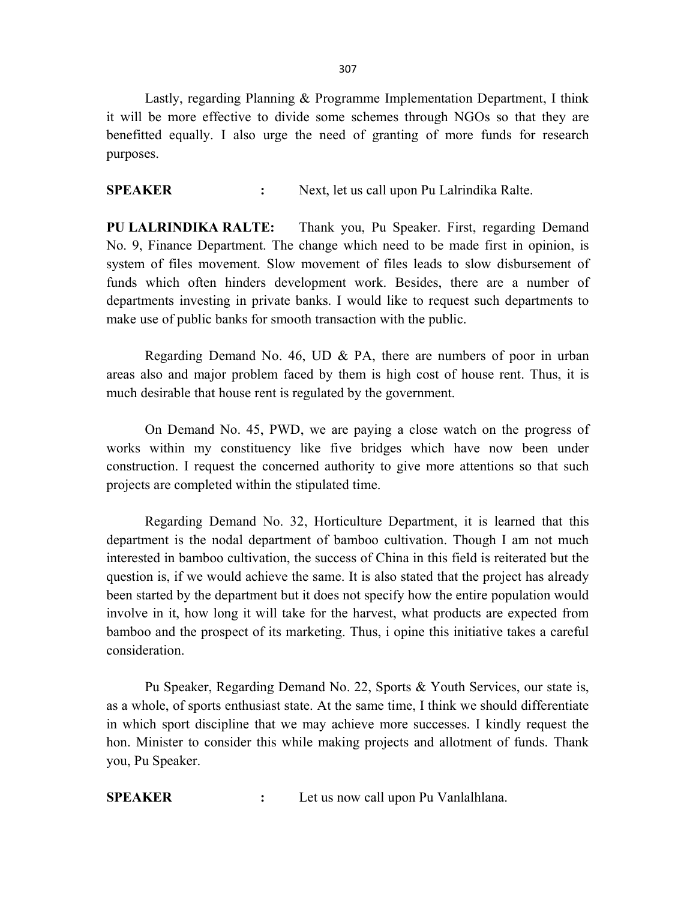Lastly, regarding Planning & Programme Implementation Department, I think it will be more effective to divide some schemes through NGOs so that they are benefitted equally. I also urge the need of granting of more funds for research purposes.

**SPEAKER :** Next, let us call upon Pu Lalrindika Ralte.

**PU LALRINDIKA RALTE:** Thank you, Pu Speaker. First, regarding Demand No. 9, Finance Department. The change which need to be made first in opinion, is system of files movement. Slow movement of files leads to slow disbursement of funds which often hinders development work. Besides, there are a number of departments investing in private banks. I would like to request such departments to make use of public banks for smooth transaction with the public.

Regarding Demand No. 46, UD & PA, there are numbers of poor in urban areas also and major problem faced by them is high cost of house rent. Thus, it is much desirable that house rent is regulated by the government.

On Demand No. 45, PWD, we are paying a close watch on the progress of works within my constituency like five bridges which have now been under construction. I request the concerned authority to give more attentions so that such projects are completed within the stipulated time.

Regarding Demand No. 32, Horticulture Department, it is learned that this department is the nodal department of bamboo cultivation. Though I am not much interested in bamboo cultivation, the success of China in this field is reiterated but the question is, if we would achieve the same. It is also stated that the project has already been started by the department but it does not specify how the entire population would involve in it, how long it will take for the harvest, what products are expected from bamboo and the prospect of its marketing. Thus, i opine this initiative takes a careful consideration.

Pu Speaker, Regarding Demand No. 22, Sports & Youth Services, our state is, as a whole, of sports enthusiast state. At the same time, I think we should differentiate in which sport discipline that we may achieve more successes. I kindly request the hon. Minister to consider this while making projects and allotment of funds. Thank you, Pu Speaker.

**SPEAKER :** Let us now call upon Pu Vanlalhlana.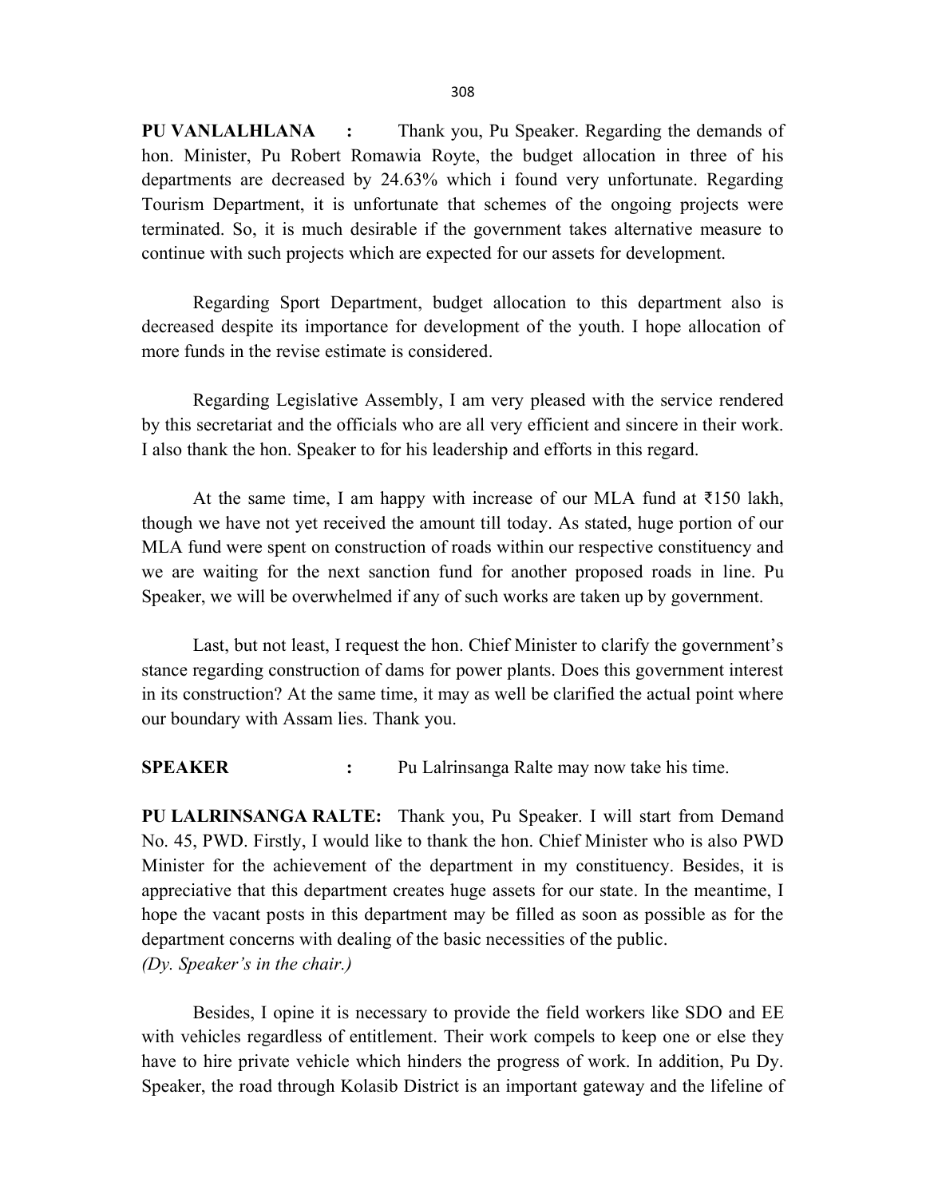**PU VANLALHLANA :** Thank you, Pu Speaker. Regarding the demands of hon. Minister, Pu Robert Romawia Royte, the budget allocation in three of his departments are decreased by 24.63% which i found very unfortunate. Regarding Tourism Department, it is unfortunate that schemes of the ongoing projects were terminated. So, it is much desirable if the government takes alternative measure to continue with such projects which are expected for our assets for development.

Regarding Sport Department, budget allocation to this department also is decreased despite its importance for development of the youth. I hope allocation of more funds in the revise estimate is considered.

Regarding Legislative Assembly, I am very pleased with the service rendered by this secretariat and the officials who are all very efficient and sincere in their work. I also thank the hon. Speaker to for his leadership and efforts in this regard.

At the same time, I am happy with increase of our MLA fund at ₹150 lakh, though we have not yet received the amount till today. As stated, huge portion of our MLA fund were spent on construction of roads within our respective constituency and we are waiting for the next sanction fund for another proposed roads in line. Pu Speaker, we will be overwhelmed if any of such works are taken up by government.

Last, but not least, I request the hon. Chief Minister to clarify the government's stance regarding construction of dams for power plants. Does this government interest in its construction? At the same time, it may as well be clarified the actual point where our boundary with Assam lies. Thank you.

**SPEAKER :** Pu Lalrinsanga Ralte may now take his time.

**PU LALRINSANGA RALTE:** Thank you, Pu Speaker. I will start from Demand No. 45, PWD. Firstly, I would like to thank the hon. Chief Minister who is also PWD Minister for the achievement of the department in my constituency. Besides, it is appreciative that this department creates huge assets for our state. In the meantime, I hope the vacant posts in this department may be filled as soon as possible as for the department concerns with dealing of the basic necessities of the public.

*(Dy. Speaker's in the chair.)*

Besides, I opine it is necessary to provide the field workers like SDO and EE with vehicles regardless of entitlement. Their work compels to keep one or else they have to hire private vehicle which hinders the progress of work. In addition, Pu Dy. Speaker, the road through Kolasib District is an important gateway and the lifeline of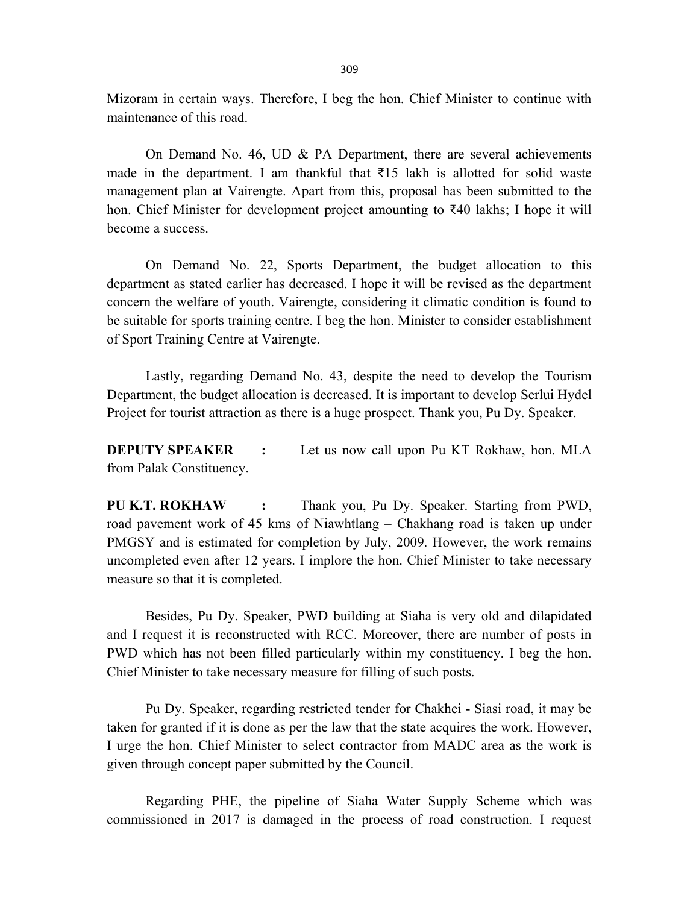Mizoram in certain ways. Therefore, I beg the hon. Chief Minister to continue with maintenance of this road.

On Demand No. 46, UD & PA Department, there are several achievements made in the department. I am thankful that ₹15 lakh is allotted for solid waste management plan at Vairengte. Apart from this, proposal has been submitted to the hon. Chief Minister for development project amounting to ₹40 lakhs; I hope it will become a success.

On Demand No. 22, Sports Department, the budget allocation to this department as stated earlier has decreased. I hope it will be revised as the department concern the welfare of youth. Vairengte, considering it climatic condition is found to be suitable for sports training centre. I beg the hon. Minister to consider establishment of Sport Training Centre at Vairengte.

Lastly, regarding Demand No. 43, despite the need to develop the Tourism Department, the budget allocation is decreased. It is important to develop Serlui Hydel Project for tourist attraction as there is a huge prospect. Thank you, Pu Dy. Speaker.

**DEPUTY SPEAKER :** Let us now call upon Pu KT Rokhaw, hon. MLA from Palak Constituency.

**PU K.T. ROKHAW :** Thank you, Pu Dy. Speaker. Starting from PWD, road pavement work of 45 kms of Niawhtlang – Chakhang road is taken up under PMGSY and is estimated for completion by July, 2009. However, the work remains uncompleted even after 12 years. I implore the hon. Chief Minister to take necessary measure so that it is completed.

Besides, Pu Dy. Speaker, PWD building at Siaha is very old and dilapidated and I request it is reconstructed with RCC. Moreover, there are number of posts in PWD which has not been filled particularly within my constituency. I beg the hon. Chief Minister to take necessary measure for filling of such posts.

Pu Dy. Speaker, regarding restricted tender for Chakhei - Siasi road, it may be taken for granted if it is done as per the law that the state acquires the work. However, I urge the hon. Chief Minister to select contractor from MADC area as the work is given through concept paper submitted by the Council.

Regarding PHE, the pipeline of Siaha Water Supply Scheme which was commissioned in 2017 is damaged in the process of road construction. I request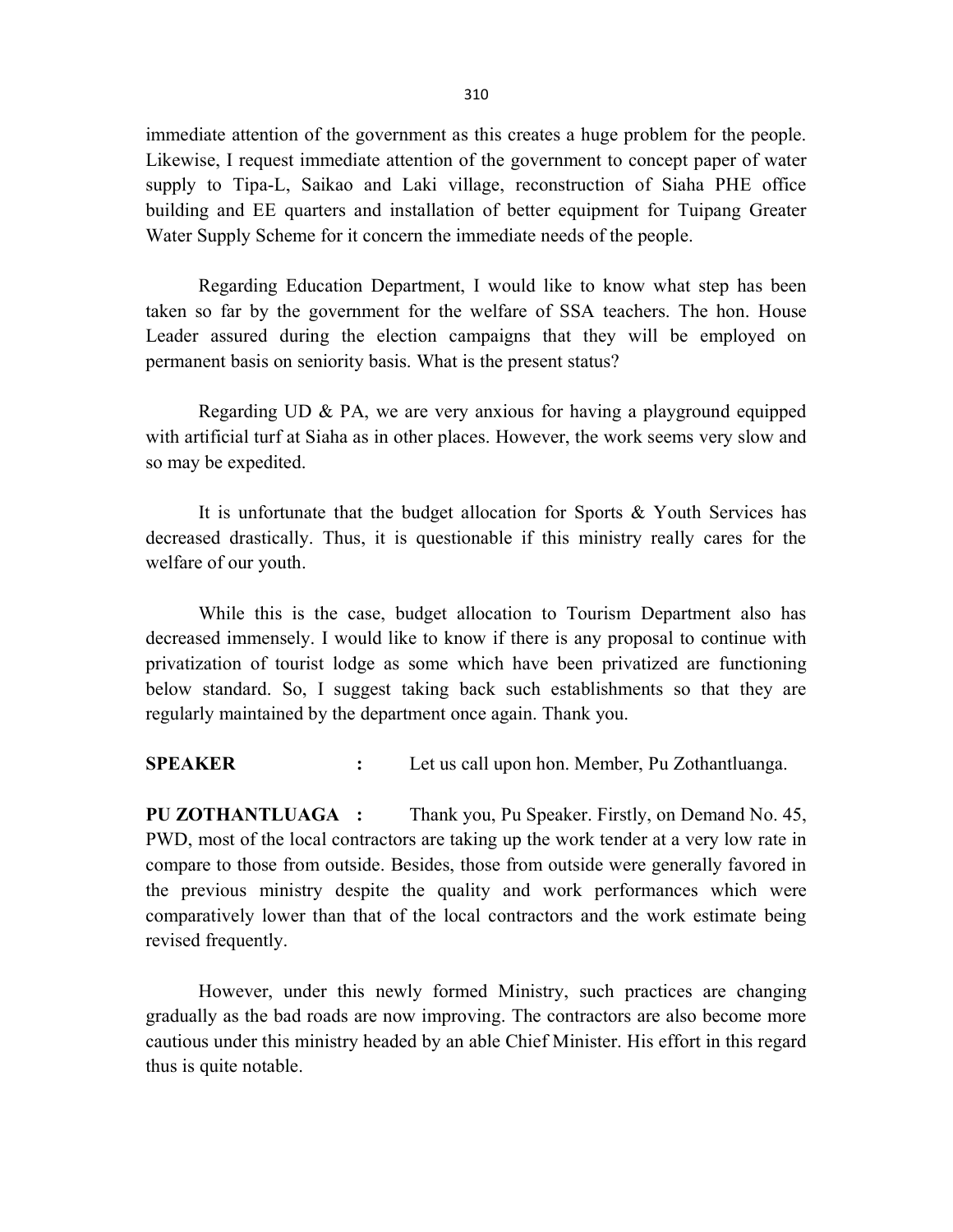immediate attention of the government as this creates a huge problem for the people. Likewise, I request immediate attention of the government to concept paper of water supply to Tipa-L, Saikao and Laki village, reconstruction of Siaha PHE office building and EE quarters and installation of better equipment for Tuipang Greater Water Supply Scheme for it concern the immediate needs of the people.

Regarding Education Department, I would like to know what step has been taken so far by the government for the welfare of SSA teachers. The hon. House Leader assured during the election campaigns that they will be employed on permanent basis on seniority basis. What is the present status?

Regarding UD & PA, we are very anxious for having a playground equipped with artificial turf at Siaha as in other places. However, the work seems very slow and so may be expedited.

It is unfortunate that the budget allocation for Sports & Youth Services has decreased drastically. Thus, it is questionable if this ministry really cares for the welfare of our youth.

While this is the case, budget allocation to Tourism Department also has decreased immensely. I would like to know if there is any proposal to continue with privatization of tourist lodge as some which have been privatized are functioning below standard. So, I suggest taking back such establishments so that they are regularly maintained by the department once again. Thank you.

**SPEAKER** : Let us call upon hon. Member, Pu Zothantluanga.

**PU ZOTHANTLUAGA** : Thank you, Pu Speaker. Firstly, on Demand No. 45, PWD, most of the local contractors are taking up the work tender at a very low rate in compare to those from outside. Besides, those from outside were generally favored in the previous ministry despite the quality and work performances which were comparatively lower than that of the local contractors and the work estimate being revised frequently.

However, under this newly formed Ministry, such practices are changing gradually as the bad roads are now improving. The contractors are also become more cautious under this ministry headed by an able Chief Minister. His effort in this regard thus is quite notable.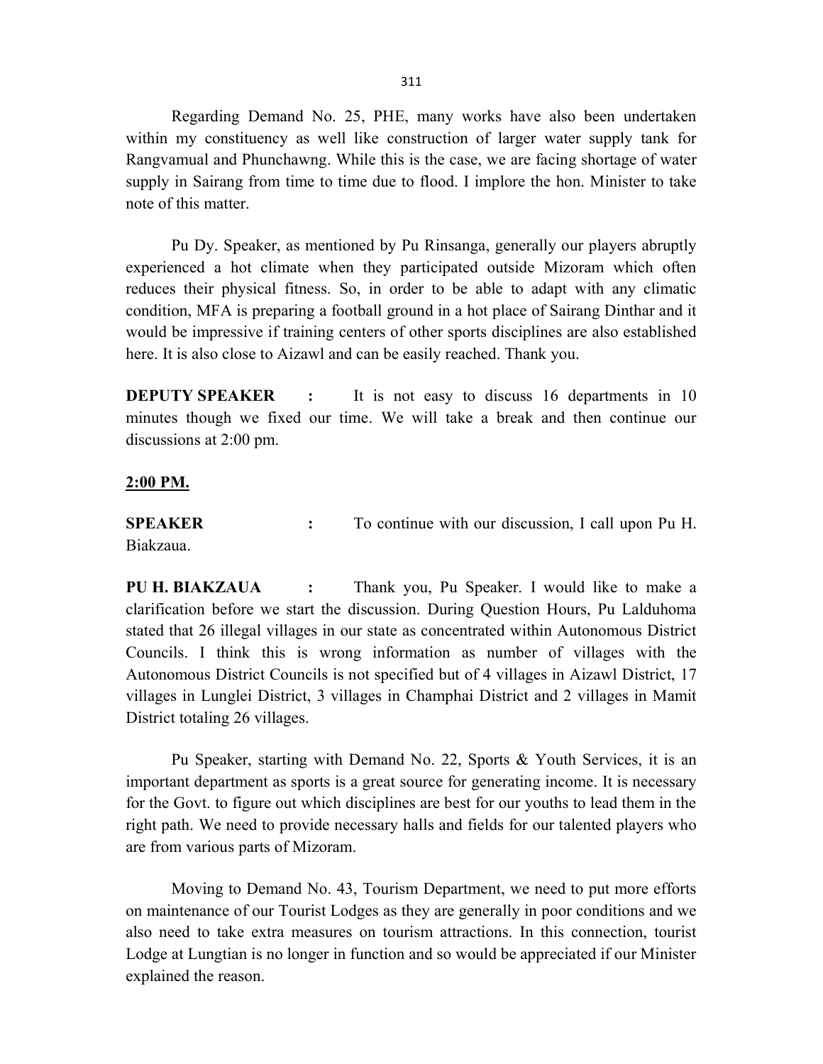Regarding Demand No. 25, PHE, many works have also been undertaken within my constituency as well like construction of larger water supply tank for Rangvamual and Phunchawng. While this is the case, we are facing shortage of water supply in Sairang from time to time due to flood. I implore the hon. Minister to take note of this matter.

Pu Dy. Speaker, as mentioned by Pu Rinsanga, generally our players abruptly experienced a hot climate when they participated outside Mizoram which often reduces their physical fitness. So, in order to be able to adapt with any climatic condition, MFA is preparing a football ground in a hot place of Sairang Dinthar and it would be impressive if training centers of other sports disciplines are also established here. It is also close to Aizawl and can be easily reached. Thank you.

**DEPUTY SPEAKER :** It is not easy to discuss 16 departments in 10 minutes though we fixed our time. We will take a break and then continue our discussions at 2:00 pm.

**2:00 PM.**

**SPEAKER :** To continue with our discussion, I call upon Pu H. Biakzaua.

**PU H. BIAKZAUA :** Thank you, Pu Speaker. I would like to make a clarification before we start the discussion. During Question Hours, Pu Lalduhoma stated that 26 illegal villages in our state as concentrated within Autonomous District Councils. I think this is wrong information as number of villages with the Autonomous District Councils is not specified but of 4 villages in Aizawl District, 17 villages in Lunglei District, 3 villages in Champhai District and 2 villages in Mamit District totaling 26 villages.

Pu Speaker, starting with Demand No. 22, Sports & Youth Services, it is an important department as sports is a great source for generating income. It is necessary for the Govt. to figure out which disciplines are best for our youths to lead them in the right path. We need to provide necessary halls and fields for our talented players who are from various parts of Mizoram.

Moving to Demand No. 43, Tourism Department, we need to put more efforts on maintenance of our Tourist Lodges as they are generally in poor conditions and we also need to take extra measures on tourism attractions. In this connection, tourist Lodge at Lungtian is no longer in function and so would be appreciated if our Minister explained the reason.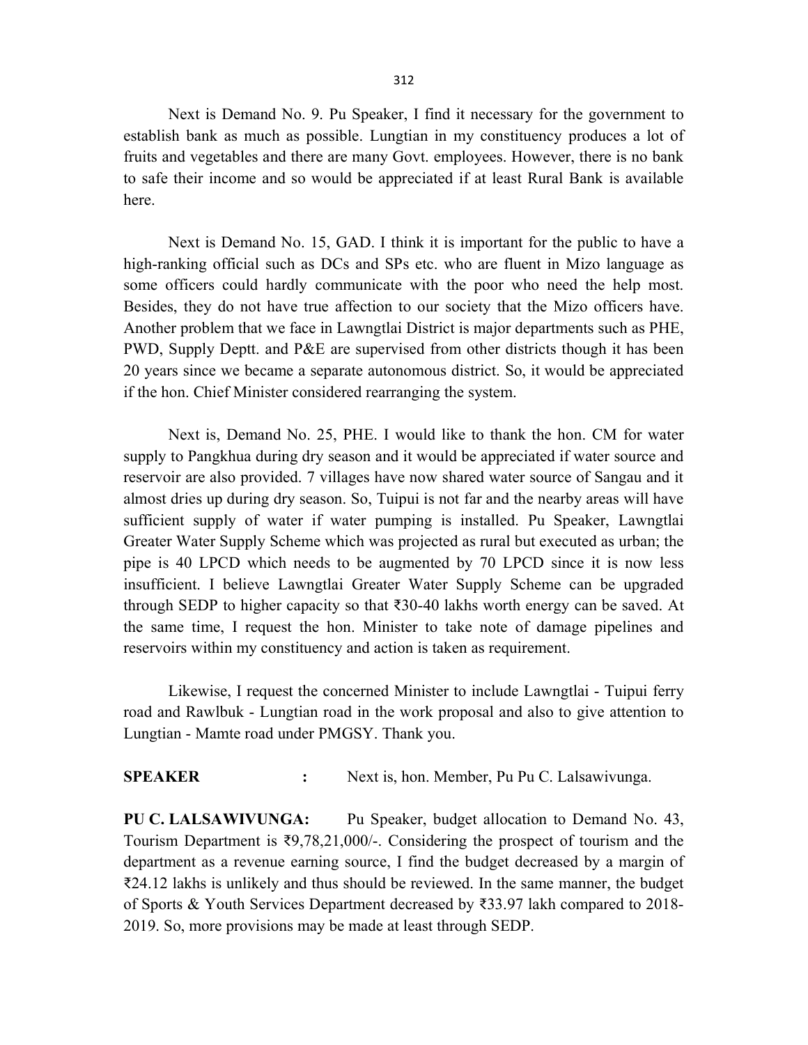Next is Demand No. 9. Pu Speaker, I find it necessary for the government to establish bank as much as possible. Lungtian in my constituency produces a lot of fruits and vegetables and there are many Govt. employees. However, there is no bank to safe their income and so would be appreciated if at least Rural Bank is available here.

Next is Demand No. 15, GAD. I think it is important for the public to have a high-ranking official such as DCs and SPs etc. who are fluent in Mizo language as some officers could hardly communicate with the poor who need the help most. Besides, they do not have true affection to our society that the Mizo officers have. Another problem that we face in Lawngtlai District is major departments such as PHE, PWD, Supply Deptt. and P&E are supervised from other districts though it has been 20 years since we became a separate autonomous district. So, it would be appreciated if the hon. Chief Minister considered rearranging the system.

Next is, Demand No. 25, PHE. I would like to thank the hon. CM for water supply to Pangkhua during dry season and it would be appreciated if water source and reservoir are also provided. 7 villages have now shared water source of Sangau and it almost dries up during dry season. So, Tuipui is not far and the nearby areas will have sufficient supply of water if water pumping is installed. Pu Speaker, Lawngtlai Greater Water Supply Scheme which was projected as rural but executed as urban; the pipe is 40 LPCD which needs to be augmented by 70 LPCD since it is now less insufficient. I believe Lawngtlai Greater Water Supply Scheme can be upgraded through SEDP to higher capacity so that ₹30-40 lakhs worth energy can be saved. At the same time, I request the hon. Minister to take note of damage pipelines and reservoirs within my constituency and action is taken as requirement.

Likewise, I request the concerned Minister to include Lawngtlai - Tuipui ferry road and Rawlbuk - Lungtian road in the work proposal and also to give attention to Lungtian - Mamte road under PMGSY. Thank you.

**SPEAKER :** Next is, hon. Member, Pu Pu C. Lalsawivunga.

**PU C. LALSAWIVUNGA:** Pu Speaker, budget allocation to Demand No. 43, Tourism Department is ₹9,78,21,000/-. Considering the prospect of tourism and the department as a revenue earning source, I find the budget decreased by a margin of ₹24.12 lakhs is unlikely and thus should be reviewed. In the same manner, the budget of Sports & Youth Services Department decreased by ₹33.97 lakh compared to 2018-2019. So, more provisions may be made at least through SEDP.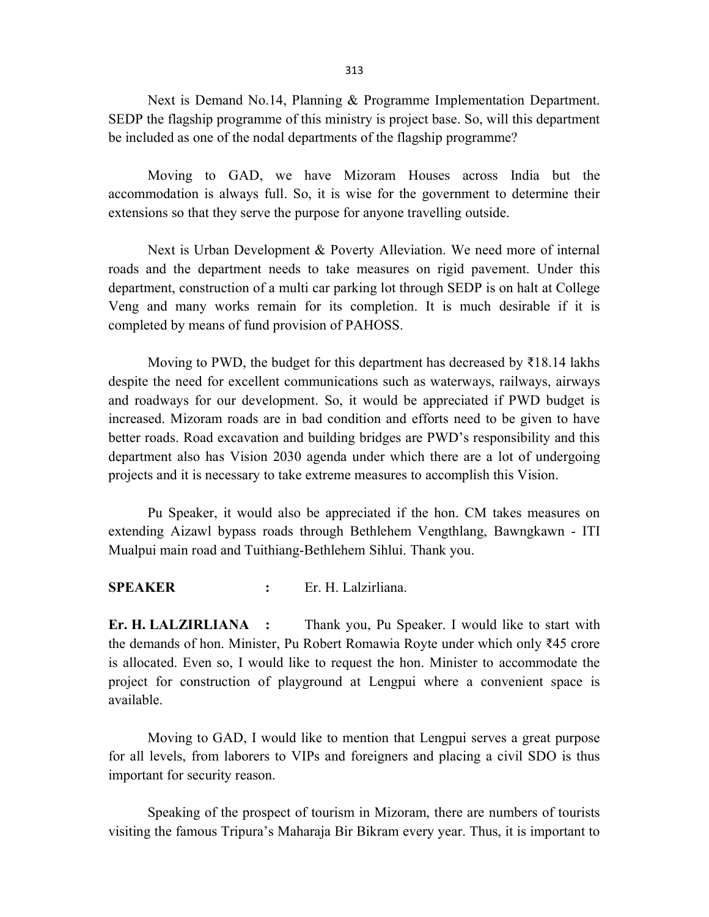Next is Demand No.14, Planning & Programme Implementation Department. SEDP the flagship programme of this ministry is project base. So, will this department be included as one of the nodal departments of the flagship programme?

Moving to GAD, we have Mizoram Houses across India but the accommodation is always full. So, it is wise for the government to determine their extensions so that they serve the purpose for anyone travelling outside.

Next is Urban Development & Poverty Alleviation. We need more of internal roads and the department needs to take measures on rigid pavement. Under this department, construction of a multi car parking lot through SEDP is on halt at College Veng and many works remain for its completion. It is much desirable if it is completed by means of fund provision of PAHOSS.

Moving to PWD, the budget for this department has decreased by ₹18.14 lakhs despite the need for excellent communications such as waterways, railways, airways and roadways for our development. So, it would be appreciated if PWD budget is increased. Mizoram roads are in bad condition and efforts need to be given to have better roads. Road excavation and building bridges are PWD's responsibility and this department also has Vision 2030 agenda under which there are a lot of undergoing projects and it is necessary to take extreme measures to accomplish this Vision.

Pu Speaker, it would also be appreciated if the hon. CM takes measures on extending Aizawl bypass roads through Bethlehem Vengthlang, Bawngkawn - ITI Mualpui main road and Tuithiang-Bethlehem Sihlui. Thank you.

**SPEAKER :** Er. H. Lalzirliana.

**Er. H. LALZIRLIANA :** Thank you, Pu Speaker. I would like to start with the demands of hon. Minister, Pu Robert Romawia Royte under which only ₹45 crore is allocated. Even so, I would like to request the hon. Minister to accommodate the project for construction of playground at Lengpui where a convenient space is available.

Moving to GAD, I would like to mention that Lengpui serves a great purpose for all levels, from laborers to VIPs and foreigners and placing a civil SDO is thus important for security reason.

Speaking of the prospect of tourism in Mizoram, there are numbers of tourists visiting the famous Tripura's Maharaja Bir Bikram every year. Thus, it is important to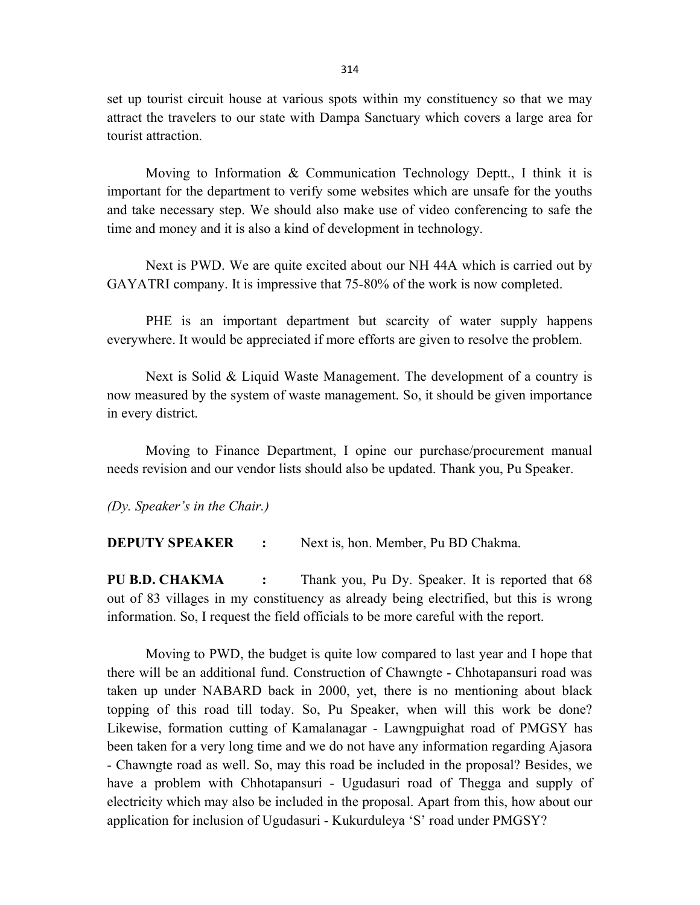set up tourist circuit house at various spots within my constituency so that we may attract the travelers to our state with Dampa Sanctuary which covers a large area for tourist attraction.

Moving to Information & Communication Technology Deptt., I think it is important for the department to verify some websites which are unsafe for the youths and take necessary step. We should also make use of video conferencing to safe the time and money and it is also a kind of development in technology.

Next is PWD. We are quite excited about our NH 44A which is carried out by GAYATRI company. It is impressive that 75-80% of the work is now completed.

PHE is an important department but scarcity of water supply happens everywhere. It would be appreciated if more efforts are given to resolve the problem.

Next is Solid & Liquid Waste Management. The development of a country is now measured by the system of waste management. So, it should be given importance in every district.

Moving to Finance Department, I opine our purchase/procurement manual needs revision and our vendor lists should also be updated. Thank you, Pu Speaker.

*(Dy. Speaker's in the Chair.)*

**DEPUTY SPEAKER :** Next is, hon. Member, Pu BD Chakma.

**PU B.D. CHAKMA :** Thank you, Pu Dy. Speaker. It is reported that 68 out of 83 villages in my constituency as already being electrified, but this is wrong information. So, I request the field officials to be more careful with the report.

Moving to PWD, the budget is quite low compared to last year and I hope that there will be an additional fund. Construction of Chawngte - Chhotapansuri road was taken up under NABARD back in 2000, yet, there is no mentioning about black topping of this road till today. So, Pu Speaker, when will this work be done? Likewise, formation cutting of Kamalanagar - Lawngpuighat road of PMGSY has been taken for a very long time and we do not have any information regarding Ajasora - Chawngte road as well. So, may this road be included in the proposal? Besides, we have a problem with Chhotapansuri - Ugudasuri road of Thegga and supply of electricity which may also be included in the proposal. Apart from this, how about our application for inclusion of Ugudasuri - Kukurduleya 'S' road under PMGSY?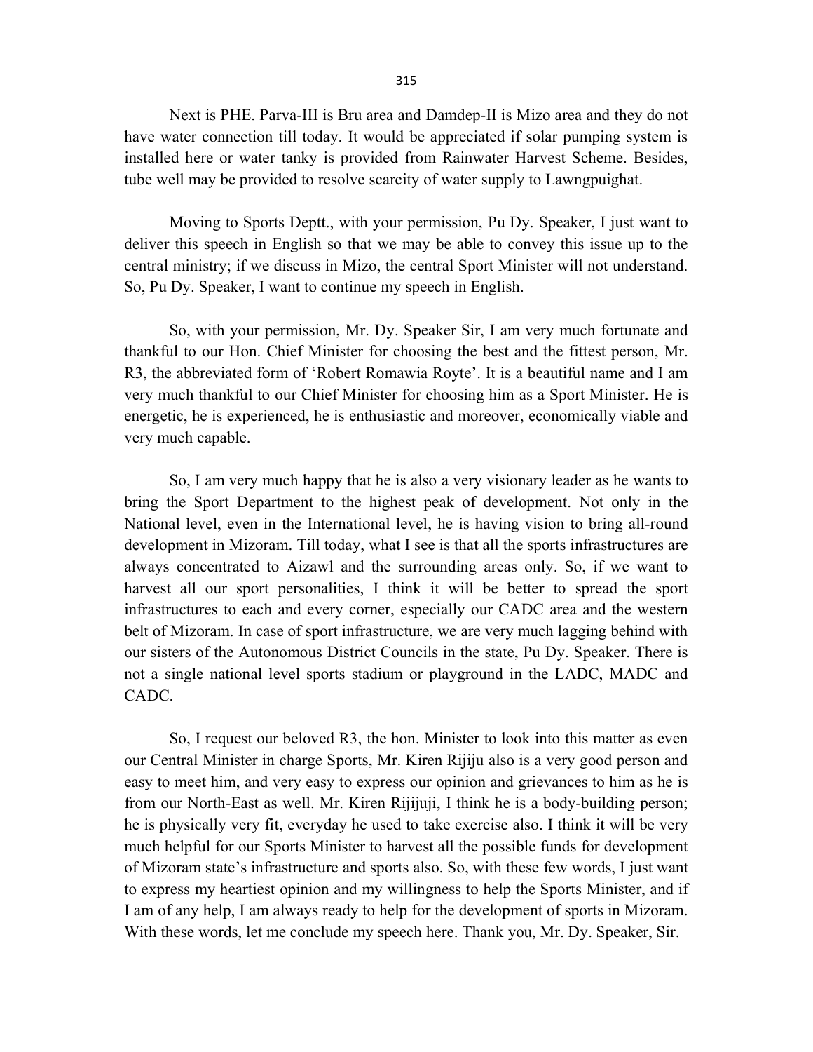Next is PHE. Parva-III is Bru area and Damdep-II is Mizo area and they do not have water connection till today. It would be appreciated if solar pumping system is installed here or water tanky is provided from Rainwater Harvest Scheme. Besides, tube well may be provided to resolve scarcity of water supply to Lawngpuighat.

Moving to Sports Deptt., with your permission, Pu Dy. Speaker, I just want to deliver this speech in English so that we may be able to convey this issue up to the central ministry; if we discuss in Mizo, the central Sport Minister will not understand. So, Pu Dy. Speaker, I want to continue my speech in English.

So, with your permission, Mr. Dy. Speaker Sir, I am very much fortunate and thankful to our Hon. Chief Minister for choosing the best and the fittest person, Mr. R3, the abbreviated form of 'Robert Romawia Royte'. It is a beautiful name and I am very much thankful to our Chief Minister for choosing him as a Sport Minister. He is energetic, he is experienced, he is enthusiastic and moreover, economically viable and very much capable.

So, I am very much happy that he is also a very visionary leader as he wants to bring the Sport Department to the highest peak of development. Not only in the National level, even in the International level, he is having vision to bring all-round development in Mizoram. Till today, what I see is that all the sports infrastructures are always concentrated to Aizawl and the surrounding areas only. So, if we want to harvest all our sport personalities, I think it will be better to spread the sport infrastructures to each and every corner, especially our CADC area and the western belt of Mizoram. In case of sport infrastructure, we are very much lagging behind with our sisters of the Autonomous District Councils in the state, Pu Dy. Speaker. There is not a single national level sports stadium or playground in the LADC, MADC and CADC.

So, I request our beloved R3, the hon. Minister to look into this matter as even our Central Minister in charge Sports, Mr. Kiren Rijiju also is a very good person and easy to meet him, and very easy to express our opinion and grievances to him as he is from our North-East as well. Mr. Kiren Rijijuji, I think he is a body-building person; he is physically very fit, everyday he used to take exercise also. I think it will be very much helpful for our Sports Minister to harvest all the possible funds for development of Mizoram state's infrastructure and sports also. So, with these few words, I just want to express my heartiest opinion and my willingness to help the Sports Minister, and if I am of any help, I am always ready to help for the development of sports in Mizoram. With these words, let me conclude my speech here. Thank you, Mr. Dy. Speaker, Sir.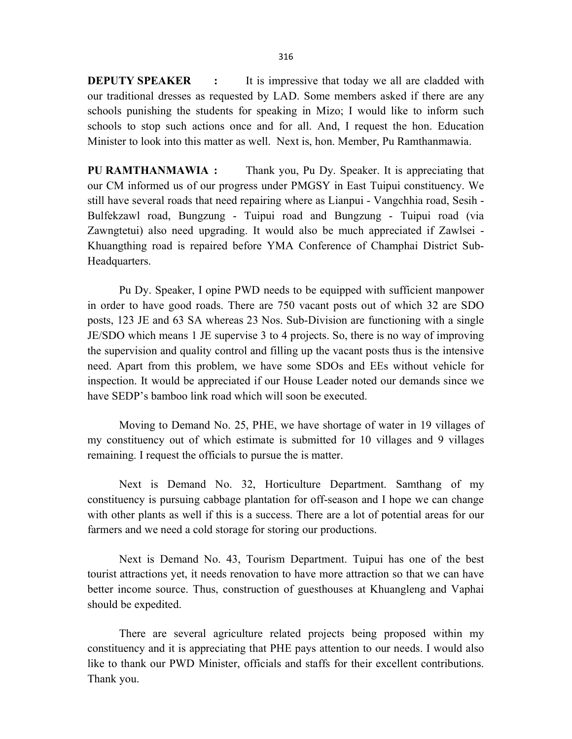**DEPUTY SPEAKER :** It is impressive that today we all are cladded with our traditional dresses as requested by LAD. Some members asked if there are any schools punishing the students for speaking in Mizo; I would like to inform such schools to stop such actions once and for all. And, I request the hon. Education Minister to look into this matter as well. Next is, hon. Member, Pu Ramthanmawia.

**PU RAMTHANMAWIA :** Thank you, Pu Dy. Speaker. It is appreciating that our CM informed us of our progress under PMGSY in East Tuipui constituency. We still have several roads that need repairing where as Lianpui - Vangchhia road, Sesih - Bulfekzawl road, Bungzung - Tuipui road and Bungzung - Tuipui road (via Zawngtetui) also need upgrading. It would also be much appreciated if Zawlsei - Khuangthing road is repaired before YMA Conference of Champhai District Sub-Headquarters.

Pu Dy. Speaker, I opine PWD needs to be equipped with sufficient manpower in order to have good roads. There are 750 vacant posts out of which 32 are SDO posts, 123 JE and 63 SA whereas 23 Nos. Sub-Division are functioning with a single JE/SDO which means 1 JE supervise 3 to 4 projects. So, there is no way of improving the supervision and quality control and filling up the vacant posts thus is the intensive need. Apart from this problem, we have some SDOs and EEs without vehicle for inspection. It would be appreciated if our House Leader noted our demands since we have SEDP's bamboo link road which will soon be executed.

Moving to Demand No. 25, PHE, we have shortage of water in 19 villages of my constituency out of which estimate is submitted for 10 villages and 9 villages remaining. I request the officials to pursue the is matter.

Next is Demand No. 32, Horticulture Department. Samthang of my constituency is pursuing cabbage plantation for off-season and I hope we can change with other plants as well if this is a success. There are a lot of potential areas for our farmers and we need a cold storage for storing our productions.

Next is Demand No. 43, Tourism Department. Tuipui has one of the best tourist attractions yet, it needs renovation to have more attraction so that we can have better income source. Thus, construction of guesthouses at Khuangleng and Vaphai should be expedited.

There are several agriculture related projects being proposed within my constituency and it is appreciating that PHE pays attention to our needs. I would also like to thank our PWD Minister, officials and staffs for their excellent contributions. Thank you.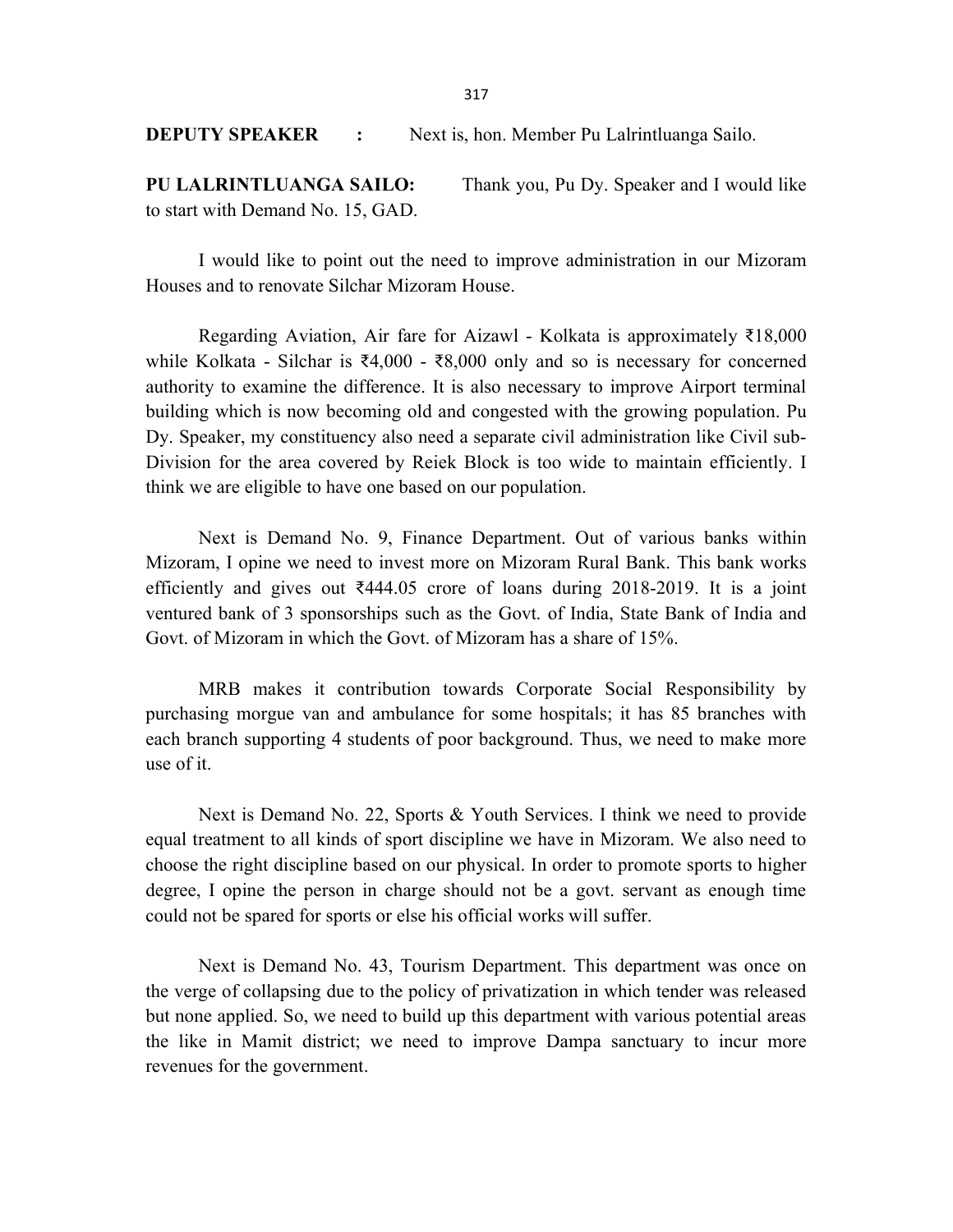**DEPUTY SPEAKER :** Next is, hon. Member Pu Lalrintluanga Sailo.

**PU LALRINTLUANGA SAILO:** Thank you, Pu Dy. Speaker and I would like to start with Demand No. 15, GAD.

I would like to point out the need to improve administration in our Mizoram Houses and to renovate Silchar Mizoram House.

Regarding Aviation, Air fare for Aizawl - Kolkata is approximately ₹18,000 while Kolkata - Silchar is ₹4,000 - ₹8,000 only and so is necessary for concerned authority to examine the difference. It is also necessary to improve Airport terminal building which is now becoming old and congested with the growing population. Pu Dy. Speaker, my constituency also need a separate civil administration like Civil sub-Division for the area covered by Reiek Block is too wide to maintain efficiently. I think we are eligible to have one based on our population.

Next is Demand No. 9, Finance Department. Out of various banks within Mizoram, I opine we need to invest more on Mizoram Rural Bank. This bank works efficiently and gives out ₹444.05 crore of loans during 2018-2019. It is a joint ventured bank of 3 sponsorships such as the Govt. of India, State Bank of India and Govt. of Mizoram in which the Govt. of Mizoram has a share of 15%.

MRB makes it contribution towards Corporate Social Responsibility by purchasing morgue van and ambulance for some hospitals; it has 85 branches with each branch supporting 4 students of poor background. Thus, we need to make more use of it.

Next is Demand No. 22, Sports & Youth Services. I think we need to provide equal treatment to all kinds of sport discipline we have in Mizoram. We also need to choose the right discipline based on our physical. In order to promote sports to higher degree, I opine the person in charge should not be a govt. servant as enough time could not be spared for sports or else his official works will suffer.

Next is Demand No. 43, Tourism Department. This department was once on the verge of collapsing due to the policy of privatization in which tender was released but none applied. So, we need to build up this department with various potential areas the like in Mamit district; we need to improve Dampa sanctuary to incur more revenues for the government.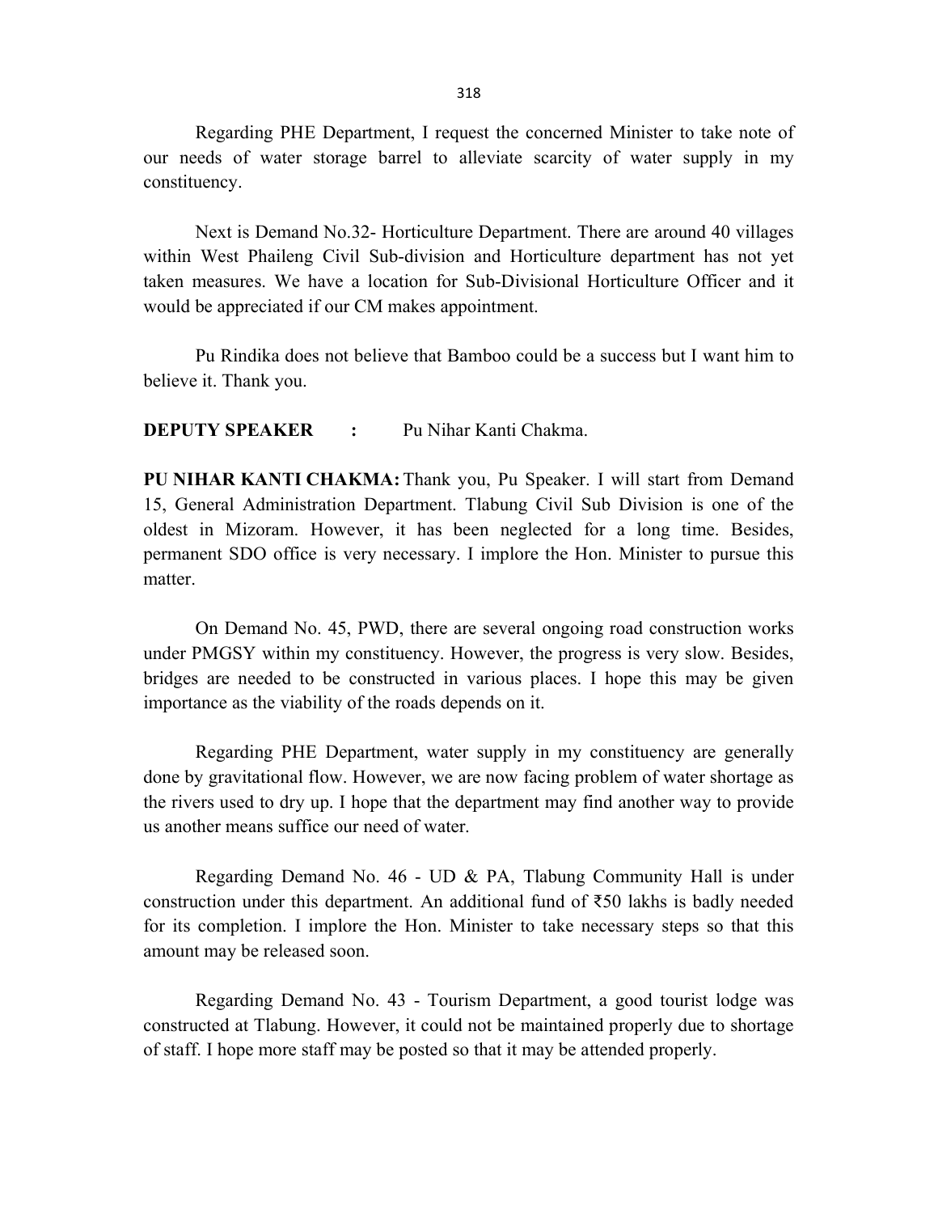Regarding PHE Department, I request the concerned Minister to take note of our needs of water storage barrel to alleviate scarcity of water supply in my constituency.

Next is Demand No.32- Horticulture Department. There are around 40 villages within West Phaileng Civil Sub-division and Horticulture department has not yet taken measures. We have a location for Sub-Divisional Horticulture Officer and it would be appreciated if our CM makes appointment.

Pu Rindika does not believe that Bamboo could be a success but I want him to believe it. Thank you.

**DEPUTY SPEAKER :** Pu Nihar Kanti Chakma.

**PU NIHAR KANTI CHAKMA:** Thank you, Pu Speaker. I will start from Demand 15, General Administration Department. Tlabung Civil Sub Division is one of the oldest in Mizoram. However, it has been neglected for a long time. Besides, permanent SDO office is very necessary. I implore the Hon. Minister to pursue this matter.

On Demand No. 45, PWD, there are several ongoing road construction works under PMGSY within my constituency. However, the progress is very slow. Besides, bridges are needed to be constructed in various places. I hope this may be given importance as the viability of the roads depends on it.

Regarding PHE Department, water supply in my constituency are generally done by gravitational flow. However, we are now facing problem of water shortage as the rivers used to dry up. I hope that the department may find another way to provide us another means suffice our need of water.

Regarding Demand No. 46 - UD & PA, Tlabung Community Hall is under construction under this department. An additional fund of ₹50 lakhs is badly needed for its completion. I implore the Hon. Minister to take necessary steps so that this amount may be released soon.

Regarding Demand No. 43 - Tourism Department, a good tourist lodge was constructed at Tlabung. However, it could not be maintained properly due to shortage of staff. I hope more staff may be posted so that it may be attended properly.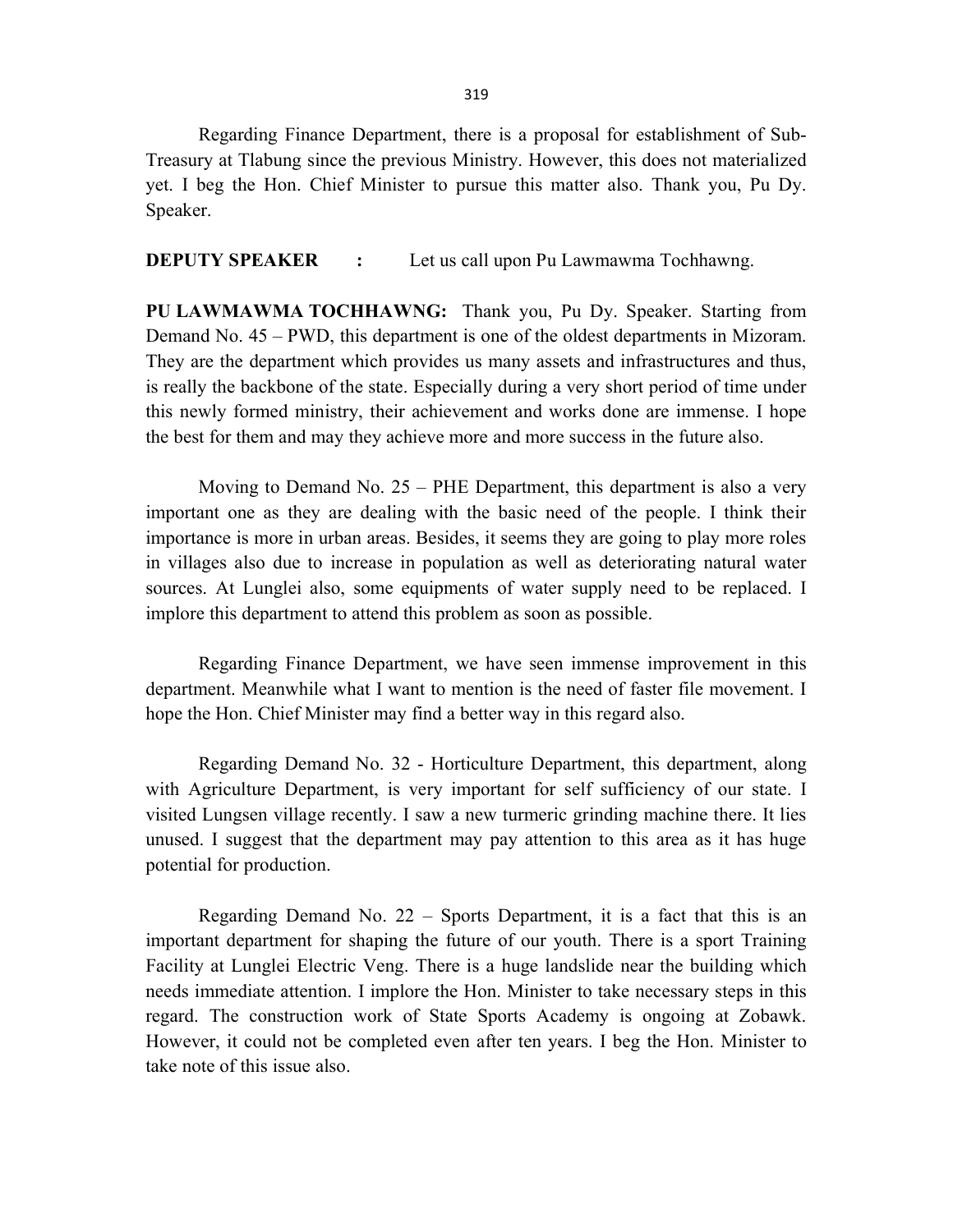Regarding Finance Department, there is a proposal for establishment of Sub-Treasury at Tlabung since the previous Ministry. However, this does not materialized yet. I beg the Hon. Chief Minister to pursue this matter also. Thank you, Pu Dy. Speaker.

**DEPUTY SPEAKER :** Let us call upon Pu Lawmawma Tochhawng.

**PU LAWMAWMA TOCHHAWNG:** Thank you, Pu Dy. Speaker. Starting from Demand No. 45 – PWD, this department is one of the oldest departments in Mizoram. They are the department which provides us many assets and infrastructures and thus, is really the backbone of the state. Especially during a very short period of time under this newly formed ministry, their achievement and works done are immense. I hope the best for them and may they achieve more and more success in the future also.

Moving to Demand No. 25 – PHE Department, this department is also a very important one as they are dealing with the basic need of the people. I think their importance is more in urban areas. Besides, it seems they are going to play more roles in villages also due to increase in population as well as deteriorating natural water sources. At Lunglei also, some equipments of water supply need to be replaced. I implore this department to attend this problem as soon as possible.

Regarding Finance Department, we have seen immense improvement in this department. Meanwhile what I want to mention is the need of faster file movement. I hope the Hon. Chief Minister may find a better way in this regard also.

Regarding Demand No. 32 - Horticulture Department, this department, along with Agriculture Department, is very important for self sufficiency of our state. I visited Lungsen village recently. I saw a new turmeric grinding machine there. It lies unused. I suggest that the department may pay attention to this area as it has huge potential for production.

Regarding Demand No. 22 – Sports Department, it is a fact that this is an important department for shaping the future of our youth. There is a sport Training Facility at Lunglei Electric Veng. There is a huge landslide near the building which needs immediate attention. I implore the Hon. Minister to take necessary steps in this regard. The construction work of State Sports Academy is ongoing at Zobawk. However, it could not be completed even after ten years. I beg the Hon. Minister to take note of this issue also.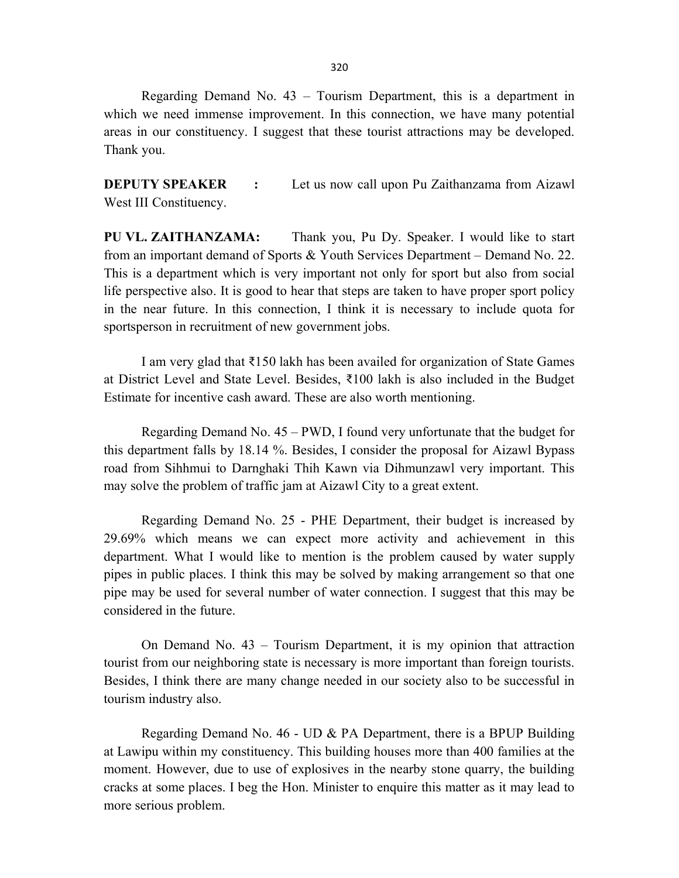Regarding Demand No. 43 – Tourism Department, this is a department in which we need immense improvement. In this connection, we have many potential areas in our constituency. I suggest that these tourist attractions may be developed. Thank you.

**DEPUTY SPEAKER :** Let us now call upon Pu Zaithanzama from Aizawl West III Constituency.

**PU VL. ZAITHANZAMA:** Thank you, Pu Dy. Speaker. I would like to start from an important demand of Sports & Youth Services Department – Demand No. 22. This is a department which is very important not only for sport but also from social life perspective also. It is good to hear that steps are taken to have proper sport policy in the near future. In this connection, I think it is necessary to include quota for sportsperson in recruitment of new government jobs.

I am very glad that ₹150 lakh has been availed for organization of State Games at District Level and State Level. Besides, ₹100 lakh is also included in the Budget Estimate for incentive cash award. These are also worth mentioning.

Regarding Demand No. 45 – PWD, I found very unfortunate that the budget for this department falls by 18.14 %. Besides, I consider the proposal for Aizawl Bypass road from Sihhmui to Darnghaki Thih Kawn via Dihmunzawl very important. This may solve the problem of traffic jam at Aizawl City to a great extent.

Regarding Demand No. 25 - PHE Department, their budget is increased by 29.69% which means we can expect more activity and achievement in this department. What I would like to mention is the problem caused by water supply pipes in public places. I think this may be solved by making arrangement so that one pipe may be used for several number of water connection. I suggest that this may be considered in the future.

On Demand No. 43 – Tourism Department, it is my opinion that attraction tourist from our neighboring state is necessary is more important than foreign tourists. Besides, I think there are many change needed in our society also to be successful in tourism industry also.

Regarding Demand No. 46 - UD & PA Department, there is a BPUP Building at Lawipu within my constituency. This building houses more than 400 families at the moment. However, due to use of explosives in the nearby stone quarry, the building cracks at some places. I beg the Hon. Minister to enquire this matter as it may lead to more serious problem.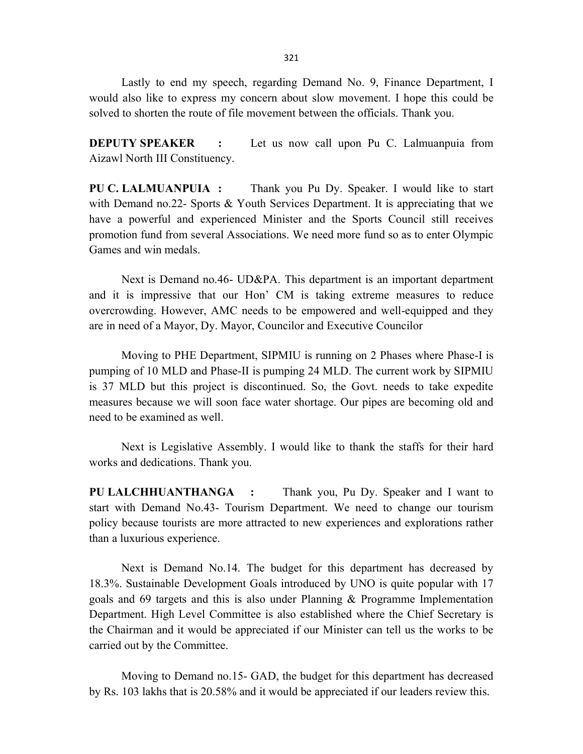Lastly to end my speech, regarding Demand No. 9, Finance Department, I would also like to express my concern about slow movement. I hope this could be solved to shorten the route of file movement between the officials. Thank you.

**DEPUTY SPEAKER :** Let us now call upon Pu C. Lalmuanpuia from Aizawl North III Constituency.

**PU C. LALMUANPUIA :** Thank you Pu Dy. Speaker. I would like to start with Demand no.22- Sports & Youth Services Department. It is appreciating that we have a powerful and experienced Minister and the Sports Council still receives promotion fund from several Associations. We need more fund so as to enter Olympic Games and win medals.

Next is Demand no.46- UD&PA. This department is an important department and it is impressive that our Hon' CM is taking extreme measures to reduce overcrowding. However, AMC needs to be empowered and well-equipped and they are in need of a Mayor, Dy. Mayor, Councilor and Executive Councilor

Moving to PHE Department, SIPMIU is running on 2 Phases where Phase-I is pumping of 10 MLD and Phase-II is pumping 24 MLD. The current work by SIPMIU is 37 MLD but this project is discontinued. So, the Govt. needs to take expedite measures because we will soon face water shortage. Our pipes are becoming old and need to be examined as well.

Next is Legislative Assembly. I would like to thank the staffs for their hard works and dedications. Thank you.

**PU LALCHHUANTHANGA :** Thank you, Pu Dy. Speaker and I want to start with Demand No.43- Tourism Department. We need to change our tourism policy because tourists are more attracted to new experiences and explorations rather than a luxurious experience.

Next is Demand No.14. The budget for this department has decreased by 18.3%. Sustainable Development Goals introduced by UNO is quite popular with 17 goals and 69 targets and this is also under Planning & Programme Implementation Department. High Level Committee is also established where the Chief Secretary is the Chairman and it would be appreciated if our Minister can tell us the works to be carried out by the Committee.

Moving to Demand no.15- GAD, the budget for this department has decreased by Rs. 103 lakhs that is 20.58% and it would be appreciated if our leaders review this.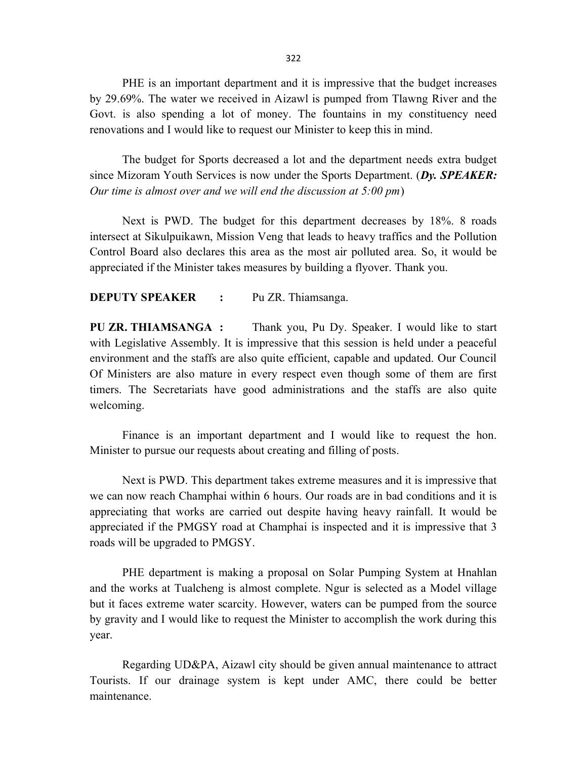PHE is an important department and it is impressive that the budget increases by 29.69%. The water we received in Aizawl is pumped from Tlawng River and the Govt. is also spending a lot of money. The fountains in my constituency need renovations and I would like to request our Minister to keep this in mind.

The budget for Sports decreased a lot and the department needs extra budget since Mizoram Youth Services is now under the Sports Department. (***Dy. SPEAKER:*** *Our time is almost over and we will end the discussion at 5:00 pm*)

Next is PWD. The budget for this department decreases by 18%. 8 roads intersect at Sikulpuikawn, Mission Veng that leads to heavy traffics and the Pollution Control Board also declares this area as the most air polluted area. So, it would be appreciated if the Minister takes measures by building a flyover. Thank you.

**DEPUTY SPEAKER :** Pu ZR. Thiamsanga.

**PU ZR. THIAMSANGA :** Thank you, Pu Dy. Speaker. I would like to start with Legislative Assembly. It is impressive that this session is held under a peaceful environment and the staffs are also quite efficient, capable and updated. Our Council Of Ministers are also mature in every respect even though some of them are first timers. The Secretariats have good administrations and the staffs are also quite welcoming.

Finance is an important department and I would like to request the hon. Minister to pursue our requests about creating and filling of posts.

Next is PWD. This department takes extreme measures and it is impressive that we can now reach Champhai within 6 hours. Our roads are in bad conditions and it is appreciating that works are carried out despite having heavy rainfall. It would be appreciated if the PMGSY road at Champhai is inspected and it is impressive that 3 roads will be upgraded to PMGSY.

PHE department is making a proposal on Solar Pumping System at Hnahlan and the works at Tualcheng is almost complete. Ngur is selected as a Model village but it faces extreme water scarcity. However, waters can be pumped from the source by gravity and I would like to request the Minister to accomplish the work during this year.

Regarding UD&PA, Aizawl city should be given annual maintenance to attract Tourists. If our drainage system is kept under AMC, there could be better maintenance.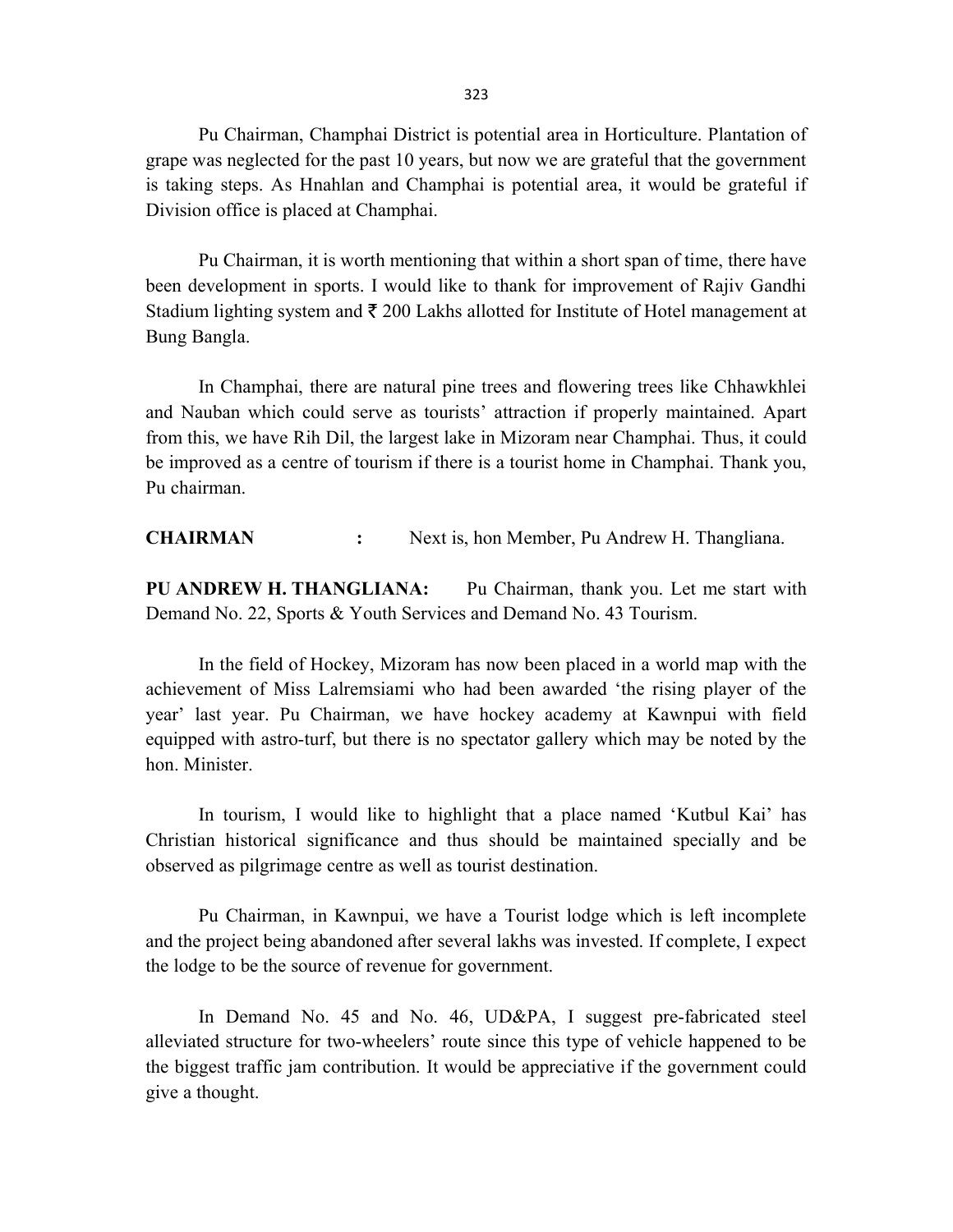Pu Chairman, Champhai District is potential area in Horticulture. Plantation of grape was neglected for the past 10 years, but now we are grateful that the government is taking steps. As Hnahlan and Champhai is potential area, it would be grateful if Division office is placed at Champhai.

Pu Chairman, it is worth mentioning that within a short span of time, there have been development in sports. I would like to thank for improvement of Rajiv Gandhi Stadium lighting system and ₹ 200 Lakhs allotted for Institute of Hotel management at Bung Bangla.

In Champhai, there are natural pine trees and flowering trees like Chhawkhlei and Nauban which could serve as tourists' attraction if properly maintained. Apart from this, we have Rih Dil, the largest lake in Mizoram near Champhai. Thus, it could be improved as a centre of tourism if there is a tourist home in Champhai. Thank you, Pu chairman.

**CHAIRMAN** : Next is, hon Member, Pu Andrew H. Thangliana.

**PU ANDREW H. THANGLIANA:** Pu Chairman, thank you. Let me start with Demand No. 22, Sports & Youth Services and Demand No. 43 Tourism.

In the field of Hockey, Mizoram has now been placed in a world map with the achievement of Miss Lalremsiami who had been awarded 'the rising player of the year' last year. Pu Chairman, we have hockey academy at Kawnpui with field equipped with astro-turf, but there is no spectator gallery which may be noted by the hon. Minister.

In tourism, I would like to highlight that a place named 'Kutbul Kai' has Christian historical significance and thus should be maintained specially and be observed as pilgrimage centre as well as tourist destination.

Pu Chairman, in Kawnpui, we have a Tourist lodge which is left incomplete and the project being abandoned after several lakhs was invested. If complete, I expect the lodge to be the source of revenue for government.

In Demand No. 45 and No. 46, UD&PA, I suggest pre-fabricated steel alleviated structure for two-wheelers' route since this type of vehicle happened to be the biggest traffic jam contribution. It would be appreciative if the government could give a thought.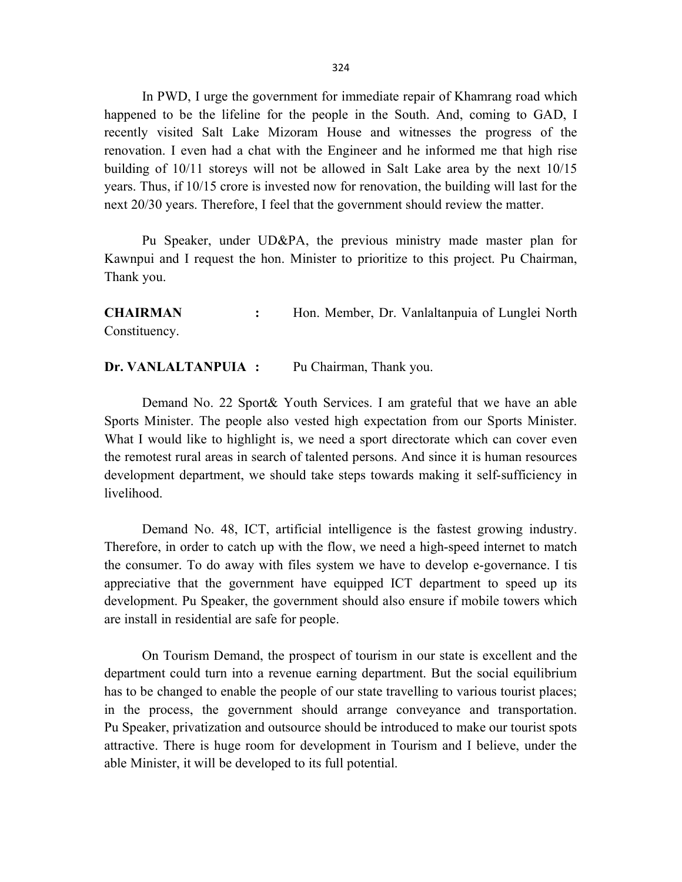In PWD, I urge the government for immediate repair of Khamrang road which happened to be the lifeline for the people in the South. And, coming to GAD, I recently visited Salt Lake Mizoram House and witnesses the progress of the renovation. I even had a chat with the Engineer and he informed me that high rise building of 10/11 storeys will not be allowed in Salt Lake area by the next 10/15 years. Thus, if 10/15 crore is invested now for renovation, the building will last for the next 20/30 years. Therefore, I feel that the government should review the matter.

Pu Speaker, under UD&PA, the previous ministry made master plan for Kawnpui and I request the hon. Minister to prioritize to this project. Pu Chairman, Thank you.

**CHAIRMAN :** Hon. Member, Dr. Vanlaltanpuia of Lunglei North Constituency.

**Dr. VANLALTANPUIA :** Pu Chairman, Thank you.

Demand No. 22 Sport& Youth Services. I am grateful that we have an able Sports Minister. The people also vested high expectation from our Sports Minister. What I would like to highlight is, we need a sport directorate which can cover even the remotest rural areas in search of talented persons. And since it is human resources development department, we should take steps towards making it self-sufficiency in livelihood.

Demand No. 48, ICT, artificial intelligence is the fastest growing industry. Therefore, in order to catch up with the flow, we need a high-speed internet to match the consumer. To do away with files system we have to develop e-governance. I tis appreciative that the government have equipped ICT department to speed up its development. Pu Speaker, the government should also ensure if mobile towers which are install in residential are safe for people.

On Tourism Demand, the prospect of tourism in our state is excellent and the department could turn into a revenue earning department. But the social equilibrium has to be changed to enable the people of our state travelling to various tourist places; in the process, the government should arrange conveyance and transportation. Pu Speaker, privatization and outsource should be introduced to make our tourist spots attractive. There is huge room for development in Tourism and I believe, under the able Minister, it will be developed to its full potential.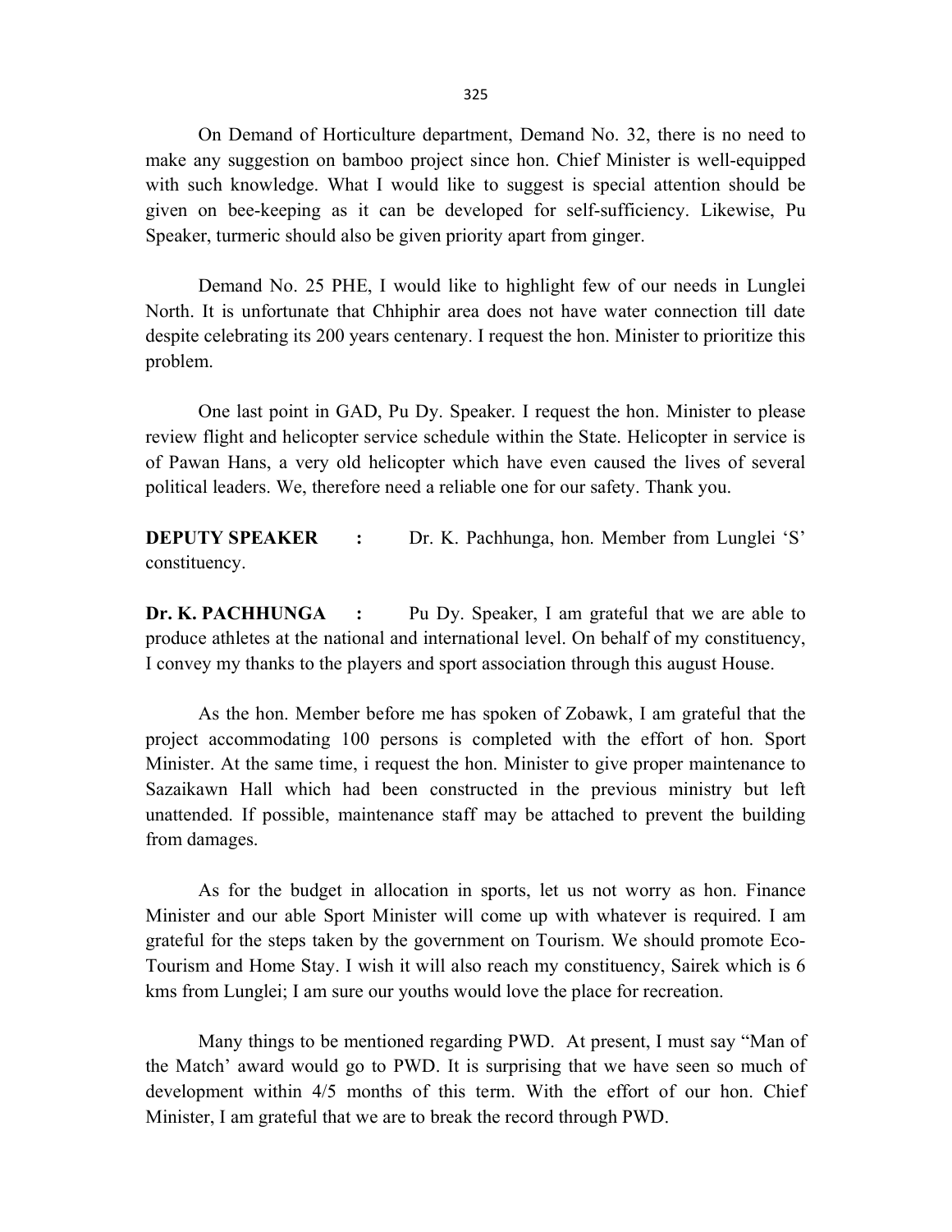On Demand of Horticulture department, Demand No. 32, there is no need to make any suggestion on bamboo project since hon. Chief Minister is well-equipped with such knowledge. What I would like to suggest is special attention should be given on bee-keeping as it can be developed for self-sufficiency. Likewise, Pu Speaker, turmeric should also be given priority apart from ginger.

Demand No. 25 PHE, I would like to highlight few of our needs in Lunglei North. It is unfortunate that Chhiphir area does not have water connection till date despite celebrating its 200 years centenary. I request the hon. Minister to prioritize this problem.

One last point in GAD, Pu Dy. Speaker. I request the hon. Minister to please review flight and helicopter service schedule within the State. Helicopter in service is of Pawan Hans, a very old helicopter which have even caused the lives of several political leaders. We, therefore need a reliable one for our safety. Thank you.

**DEPUTY SPEAKER :** Dr. K. Pachhunga, hon. Member from Lunglei 'S' constituency.

**Dr. K. PACHHUNGA :** Pu Dy. Speaker, I am grateful that we are able to produce athletes at the national and international level. On behalf of my constituency, I convey my thanks to the players and sport association through this august House.

As the hon. Member before me has spoken of Zobawk, I am grateful that the project accommodating 100 persons is completed with the effort of hon. Sport Minister. At the same time, i request the hon. Minister to give proper maintenance to Sazaikawn Hall which had been constructed in the previous ministry but left unattended. If possible, maintenance staff may be attached to prevent the building from damages.

As for the budget in allocation in sports, let us not worry as hon. Finance Minister and our able Sport Minister will come up with whatever is required. I am grateful for the steps taken by the government on Tourism. We should promote Eco-Tourism and Home Stay. I wish it will also reach my constituency, Sairek which is 6 kms from Lunglei; I am sure our youths would love the place for recreation.

Many things to be mentioned regarding PWD. At present, I must say "Man of the Match' award would go to PWD. It is surprising that we have seen so much of development within 4/5 months of this term. With the effort of our hon. Chief Minister, I am grateful that we are to break the record through PWD.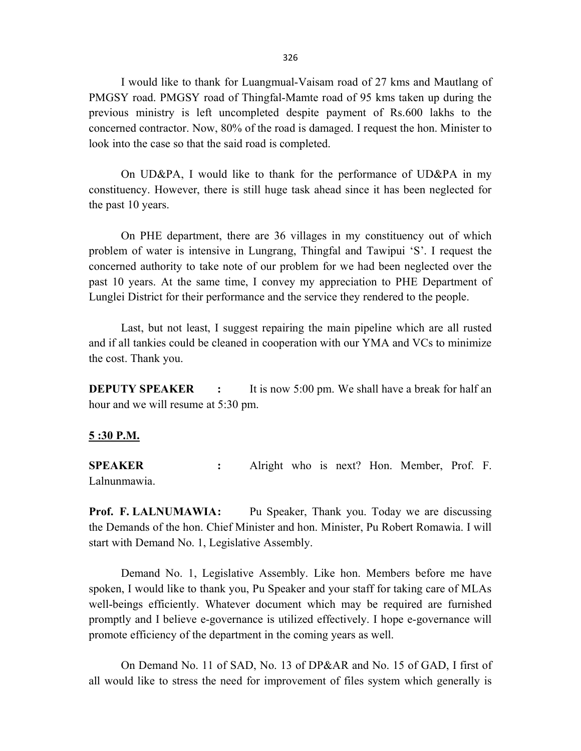I would like to thank for Luangmual-Vaisam road of 27 kms and Mautlang of PMGSY road. PMGSY road of Thingfal-Mamte road of 95 kms taken up during the previous ministry is left uncompleted despite payment of Rs.600 lakhs to the concerned contractor. Now, 80% of the road is damaged. I request the hon. Minister to look into the case so that the said road is completed.

On UD&PA, I would like to thank for the performance of UD&PA in my constituency. However, there is still huge task ahead since it has been neglected for the past 10 years.

On PHE department, there are 36 villages in my constituency out of which problem of water is intensive in Lungrang, Thingfal and Tawipui 'S'. I request the concerned authority to take note of our problem for we had been neglected over the past 10 years. At the same time, I convey my appreciation to PHE Department of Lunglei District for their performance and the service they rendered to the people.

Last, but not least, I suggest repairing the main pipeline which are all rusted and if all tankies could be cleaned in cooperation with our YMA and VCs to minimize the cost. Thank you.

**DEPUTY SPEAKER :** It is now 5:00 pm. We shall have a break for half an hour and we will resume at 5:30 pm.

**5 :30 P.M.**

**SPEAKER :** Alright who is next? Hon. Member, Prof. F. Lalnunmawia.

**Prof. F. LALNUMAWIA:** Pu Speaker, Thank you. Today we are discussing the Demands of the hon. Chief Minister and hon. Minister, Pu Robert Romawia. I will start with Demand No. 1, Legislative Assembly.

Demand No. 1, Legislative Assembly. Like hon. Members before me have spoken, I would like to thank you, Pu Speaker and your staff for taking care of MLAs well-beings efficiently. Whatever document which may be required are furnished promptly and I believe e-governance is utilized effectively. I hope e-governance will promote efficiency of the department in the coming years as well.

On Demand No. 11 of SAD, No. 13 of DP&AR and No. 15 of GAD, I first of all would like to stress the need for improvement of files system which generally is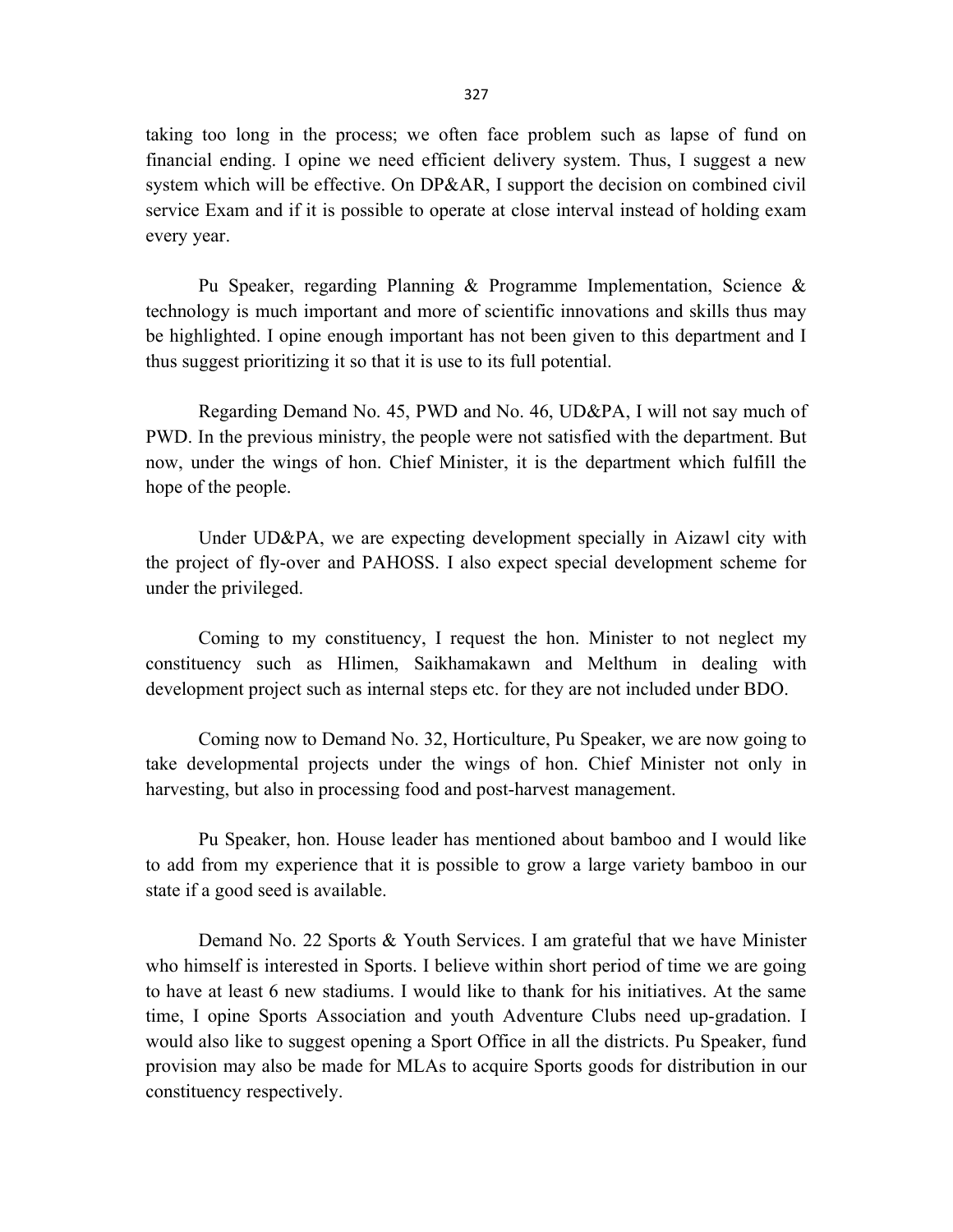taking too long in the process; we often face problem such as lapse of fund on financial ending. I opine we need efficient delivery system. Thus, I suggest a new system which will be effective. On DP&AR, I support the decision on combined civil service Exam and if it is possible to operate at close interval instead of holding exam every year.

Pu Speaker, regarding Planning & Programme Implementation, Science & technology is much important and more of scientific innovations and skills thus may be highlighted. I opine enough important has not been given to this department and I thus suggest prioritizing it so that it is use to its full potential.

Regarding Demand No. 45, PWD and No. 46, UD&PA, I will not say much of PWD. In the previous ministry, the people were not satisfied with the department. But now, under the wings of hon. Chief Minister, it is the department which fulfill the hope of the people.

Under UD&PA, we are expecting development specially in Aizawl city with the project of fly-over and PAHOSS. I also expect special development scheme for under the privileged.

Coming to my constituency, I request the hon. Minister to not neglect my constituency such as Hlimen, Saikhamakawn and Melthum in dealing with development project such as internal steps etc. for they are not included under BDO.

Coming now to Demand No. 32, Horticulture, Pu Speaker, we are now going to take developmental projects under the wings of hon. Chief Minister not only in harvesting, but also in processing food and post-harvest management.

Pu Speaker, hon. House leader has mentioned about bamboo and I would like to add from my experience that it is possible to grow a large variety bamboo in our state if a good seed is available.

Demand No. 22 Sports & Youth Services. I am grateful that we have Minister who himself is interested in Sports. I believe within short period of time we are going to have at least 6 new stadiums. I would like to thank for his initiatives. At the same time, I opine Sports Association and youth Adventure Clubs need up-gradation. I would also like to suggest opening a Sport Office in all the districts. Pu Speaker, fund provision may also be made for MLAs to acquire Sports goods for distribution in our constituency respectively.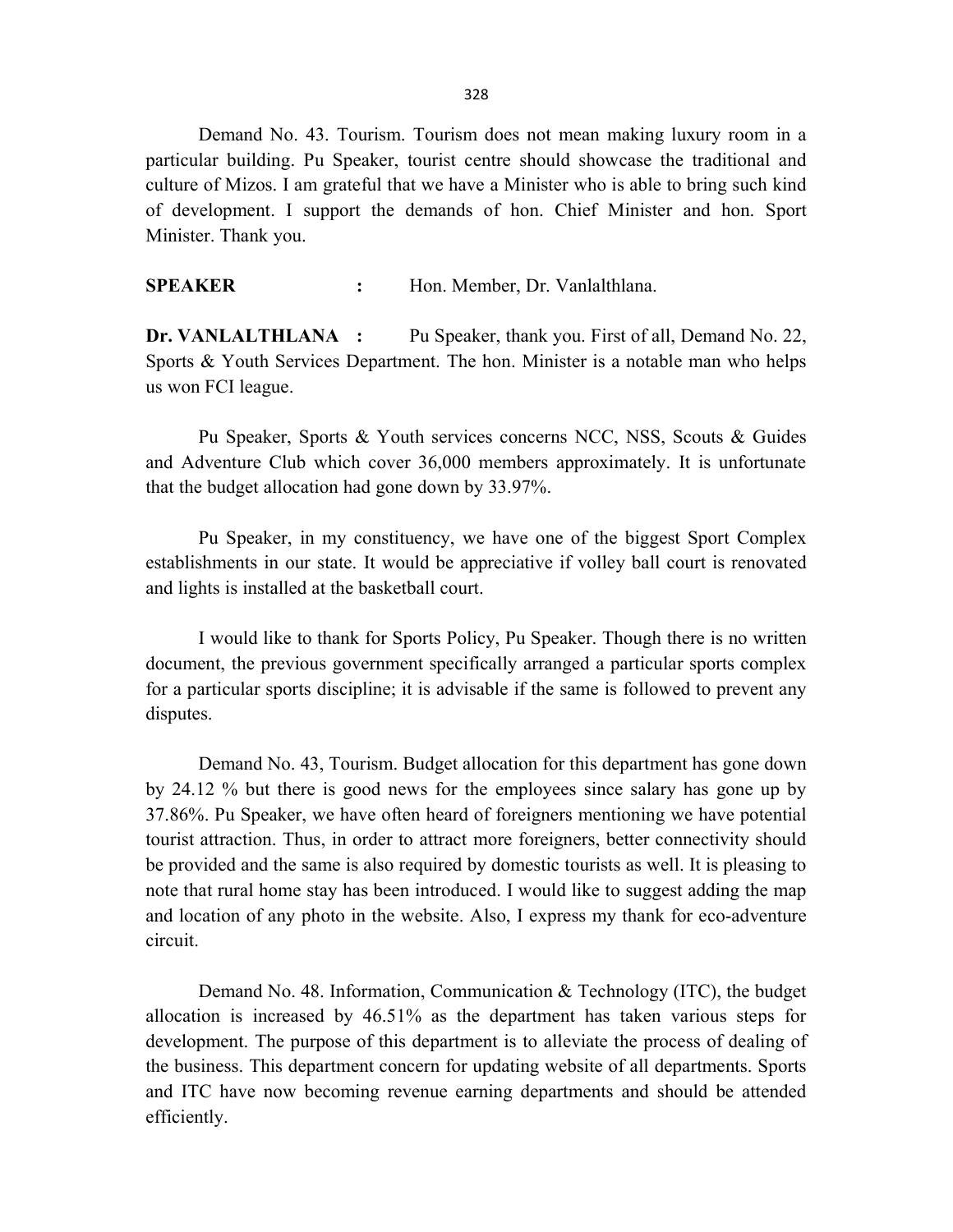Demand No. 43. Tourism. Tourism does not mean making luxury room in a particular building. Pu Speaker, tourist centre should showcase the traditional and culture of Mizos. I am grateful that we have a Minister who is able to bring such kind of development. I support the demands of hon. Chief Minister and hon. Sport Minister. Thank you.

**SPEAKER :** Hon. Member, Dr. Vanlalthlana.

**Dr. VANLALTHLANA :** Pu Speaker, thank you. First of all, Demand No. 22, Sports & Youth Services Department. The hon. Minister is a notable man who helps us won FCI league.

Pu Speaker, Sports & Youth services concerns NCC, NSS, Scouts & Guides and Adventure Club which cover 36,000 members approximately. It is unfortunate that the budget allocation had gone down by 33.97%.

Pu Speaker, in my constituency, we have one of the biggest Sport Complex establishments in our state. It would be appreciative if volley ball court is renovated and lights is installed at the basketball court.

I would like to thank for Sports Policy, Pu Speaker. Though there is no written document, the previous government specifically arranged a particular sports complex for a particular sports discipline; it is advisable if the same is followed to prevent any disputes.

Demand No. 43, Tourism. Budget allocation for this department has gone down by 24.12 % but there is good news for the employees since salary has gone up by 37.86%. Pu Speaker, we have often heard of foreigners mentioning we have potential tourist attraction. Thus, in order to attract more foreigners, better connectivity should be provided and the same is also required by domestic tourists as well. It is pleasing to note that rural home stay has been introduced. I would like to suggest adding the map and location of any photo in the website. Also, I express my thank for eco-adventure circuit.

Demand No. 48. Information, Communication & Technology (ITC), the budget allocation is increased by 46.51% as the department has taken various steps for development. The purpose of this department is to alleviate the process of dealing of the business. This department concern for updating website of all departments. Sports and ITC have now becoming revenue earning departments and should be attended efficiently.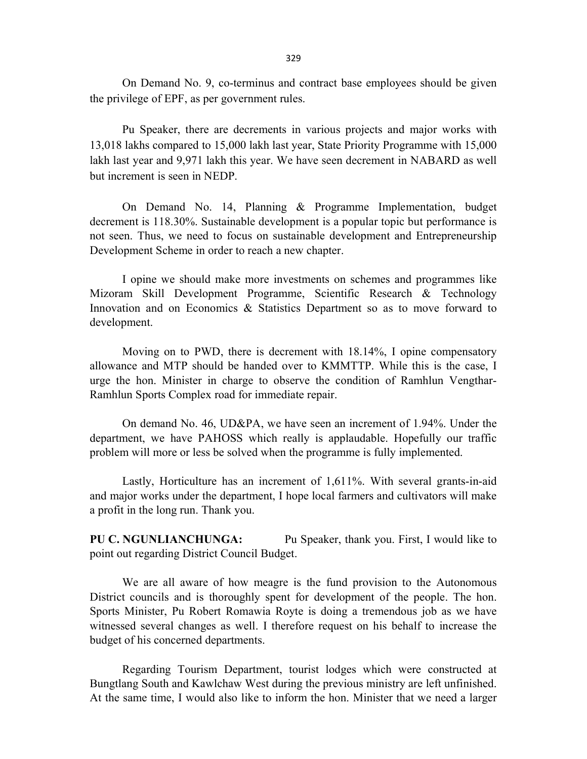On Demand No. 9, co-terminus and contract base employees should be given the privilege of EPF, as per government rules.

Pu Speaker, there are decrements in various projects and major works with 13,018 lakhs compared to 15,000 lakh last year, State Priority Programme with 15,000 lakh last year and 9,971 lakh this year. We have seen decrement in NABARD as well but increment is seen in NEDP.

On Demand No. 14, Planning & Programme Implementation, budget decrement is 118.30%. Sustainable development is a popular topic but performance is not seen. Thus, we need to focus on sustainable development and Entrepreneurship Development Scheme in order to reach a new chapter.

I opine we should make more investments on schemes and programmes like Mizoram Skill Development Programme, Scientific Research & Technology Innovation and on Economics & Statistics Department so as to move forward to development.

Moving on to PWD, there is decrement with 18.14%, I opine compensatory allowance and MTP should be handed over to KMMTTP. While this is the case, I urge the hon. Minister in charge to observe the condition of Ramhlun Vengthar-Ramhlun Sports Complex road for immediate repair.

On demand No. 46, UD&PA, we have seen an increment of 1.94%. Under the department, we have PAHOSS which really is applaudable. Hopefully our traffic problem will more or less be solved when the programme is fully implemented.

Lastly, Horticulture has an increment of 1,611%. With several grants-in-aid and major works under the department, I hope local farmers and cultivators will make a profit in the long run. Thank you.

**PU C. NGUNLIANCHUNGA:** Pu Speaker, thank you. First, I would like to point out regarding District Council Budget.

We are all aware of how meagre is the fund provision to the Autonomous District councils and is thoroughly spent for development of the people. The hon. Sports Minister, Pu Robert Romawia Royte is doing a tremendous job as we have witnessed several changes as well. I therefore request on his behalf to increase the budget of his concerned departments.

Regarding Tourism Department, tourist lodges which were constructed at Bungtlang South and Kawlchaw West during the previous ministry are left unfinished. At the same time, I would also like to inform the hon. Minister that we need a larger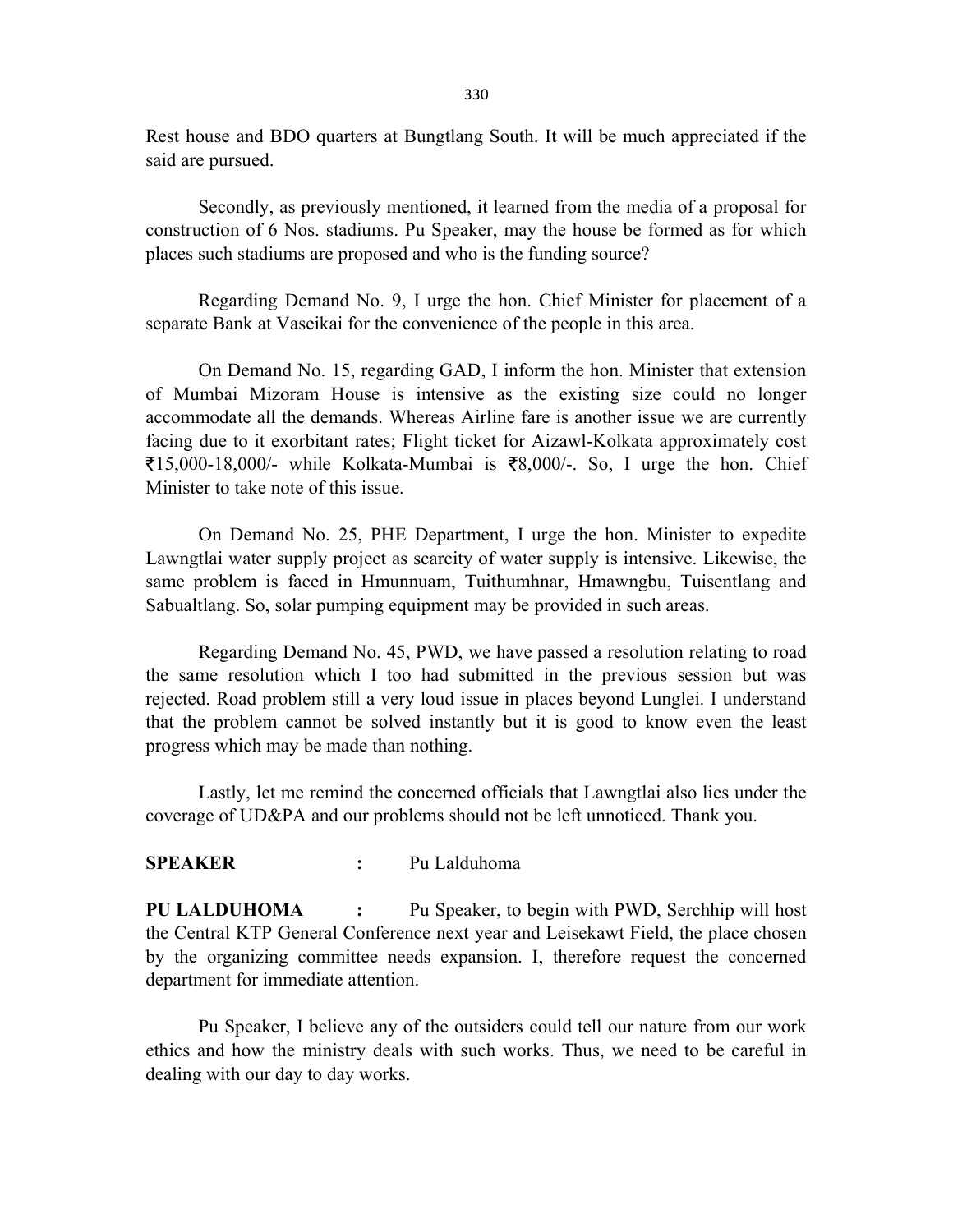Rest house and BDO quarters at Bungtlang South. It will be much appreciated if the said are pursued.

Secondly, as previously mentioned, it learned from the media of a proposal for construction of 6 Nos. stadiums. Pu Speaker, may the house be formed as for which places such stadiums are proposed and who is the funding source?

Regarding Demand No. 9, I urge the hon. Chief Minister for placement of a separate Bank at Vaseikai for the convenience of the people in this area.

On Demand No. 15, regarding GAD, I inform the hon. Minister that extension of Mumbai Mizoram House is intensive as the existing size could no longer accommodate all the demands. Whereas Airline fare is another issue we are currently facing due to it exorbitant rates; Flight ticket for Aizawl-Kolkata approximately cost ₹15,000-18,000/- while Kolkata-Mumbai is ₹8,000/-. So, I urge the hon. Chief Minister to take note of this issue.

On Demand No. 25, PHE Department, I urge the hon. Minister to expedite Lawngtlai water supply project as scarcity of water supply is intensive. Likewise, the same problem is faced in Hmunnuam, Tuithumhnar, Hmawngbu, Tuisentlang and Sabualtlang. So, solar pumping equipment may be provided in such areas.

Regarding Demand No. 45, PWD, we have passed a resolution relating to road the same resolution which I too had submitted in the previous session but was rejected. Road problem still a very loud issue in places beyond Lunglei. I understand that the problem cannot be solved instantly but it is good to know even the least progress which may be made than nothing.

Lastly, let me remind the concerned officials that Lawngtlai also lies under the coverage of UD&PA and our problems should not be left unnoticed. Thank you.

**SPEAKER** : Pu Lalduhoma

**PU LALDUHOMA** : Pu Speaker, to begin with PWD, Serchhip will host the Central KTP General Conference next year and Leisekawt Field, the place chosen by the organizing committee needs expansion. I, therefore request the concerned department for immediate attention.

Pu Speaker, I believe any of the outsiders could tell our nature from our work ethics and how the ministry deals with such works. Thus, we need to be careful in dealing with our day to day works.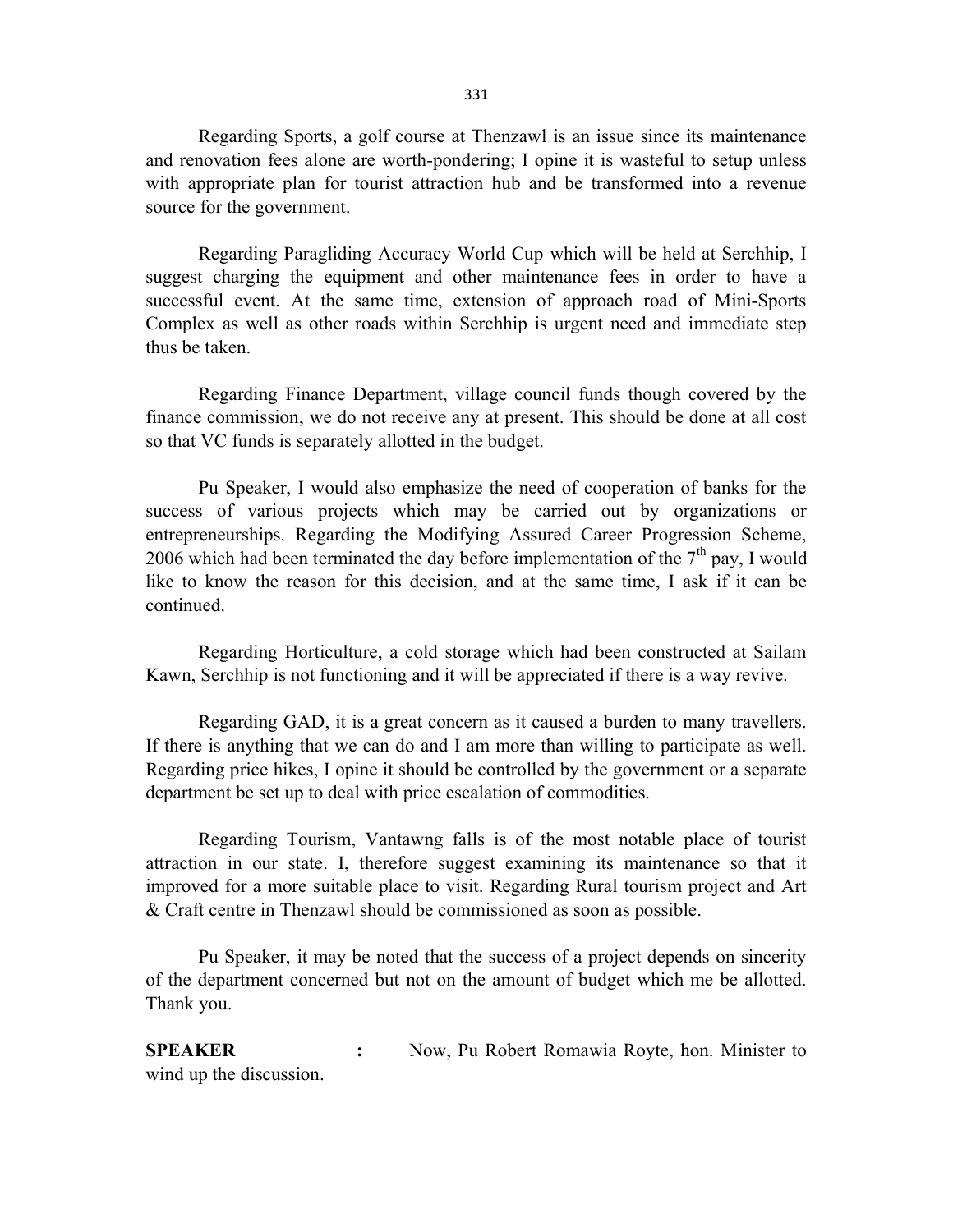Regarding Sports, a golf course at Thenzawl is an issue since its maintenance and renovation fees alone are worth-pondering; I opine it is wasteful to setup unless with appropriate plan for tourist attraction hub and be transformed into a revenue source for the government.

Regarding Paragliding Accuracy World Cup which will be held at Serchhip, I suggest charging the equipment and other maintenance fees in order to have a successful event. At the same time, extension of approach road of Mini-Sports Complex as well as other roads within Serchhip is urgent need and immediate step thus be taken.

Regarding Finance Department, village council funds though covered by the finance commission, we do not receive any at present. This should be done at all cost so that VC funds is separately allotted in the budget.

Pu Speaker, I would also emphasize the need of cooperation of banks for the success of various projects which may be carried out by organizations or entrepreneurships. Regarding the Modifying Assured Career Progression Scheme, 2006 which had been terminated the day before implementation of the 7th pay, I would like to know the reason for this decision, and at the same time, I ask if it can be continued.

Regarding Horticulture, a cold storage which had been constructed at Sailam Kawn, Serchhip is not functioning and it will be appreciated if there is a way revive.

Regarding GAD, it is a great concern as it caused a burden to many travellers. If there is anything that we can do and I am more than willing to participate as well. Regarding price hikes, I opine it should be controlled by the government or a separate department be set up to deal with price escalation of commodities.

Regarding Tourism, Vantawng falls is of the most notable place of tourist attraction in our state. I, therefore suggest examining its maintenance so that it improved for a more suitable place to visit. Regarding Rural tourism project and Art & Craft centre in Thenzawl should be commissioned as soon as possible.

Pu Speaker, it may be noted that the success of a project depends on sincerity of the department concerned but not on the amount of budget which me be allotted. Thank you.

**SPEAKER** : Now, Pu Robert Romawia Royte, hon. Minister to wind up the discussion.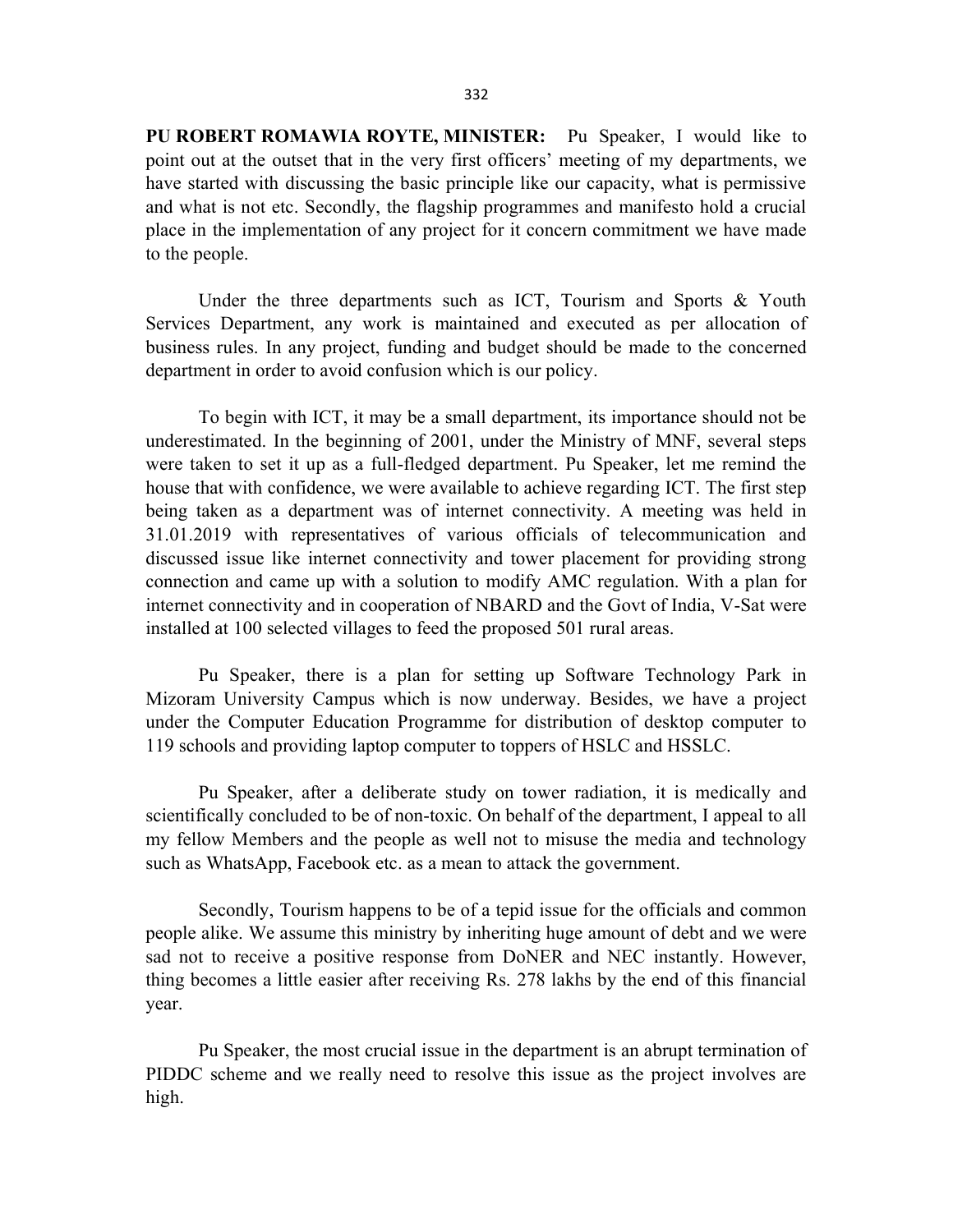**PU ROBERT ROMAWIA ROYTE, MINISTER:** Pu Speaker, I would like to point out at the outset that in the very first officers' meeting of my departments, we have started with discussing the basic principle like our capacity, what is permissive and what is not etc. Secondly, the flagship programmes and manifesto hold a crucial place in the implementation of any project for it concern commitment we have made to the people.

Under the three departments such as ICT, Tourism and Sports & Youth Services Department, any work is maintained and executed as per allocation of business rules. In any project, funding and budget should be made to the concerned department in order to avoid confusion which is our policy.

To begin with ICT, it may be a small department, its importance should not be underestimated. In the beginning of 2001, under the Ministry of MNF, several steps were taken to set it up as a full-fledged department. Pu Speaker, let me remind the house that with confidence, we were available to achieve regarding ICT. The first step being taken as a department was of internet connectivity. A meeting was held in 31.01.2019 with representatives of various officials of telecommunication and discussed issue like internet connectivity and tower placement for providing strong connection and came up with a solution to modify AMC regulation. With a plan for internet connectivity and in cooperation of NBARD and the Govt of India, V-Sat were installed at 100 selected villages to feed the proposed 501 rural areas.

Pu Speaker, there is a plan for setting up Software Technology Park in Mizoram University Campus which is now underway. Besides, we have a project under the Computer Education Programme for distribution of desktop computer to 119 schools and providing laptop computer to toppers of HSLC and HSSLC.

Pu Speaker, after a deliberate study on tower radiation, it is medically and scientifically concluded to be of non-toxic. On behalf of the department, I appeal to all my fellow Members and the people as well not to misuse the media and technology such as WhatsApp, Facebook etc. as a mean to attack the government.

Secondly, Tourism happens to be of a tepid issue for the officials and common people alike. We assume this ministry by inheriting huge amount of debt and we were sad not to receive a positive response from DoNER and NEC instantly. However, thing becomes a little easier after receiving Rs. 278 lakhs by the end of this financial year.

Pu Speaker, the most crucial issue in the department is an abrupt termination of PIDDC scheme and we really need to resolve this issue as the project involves are high.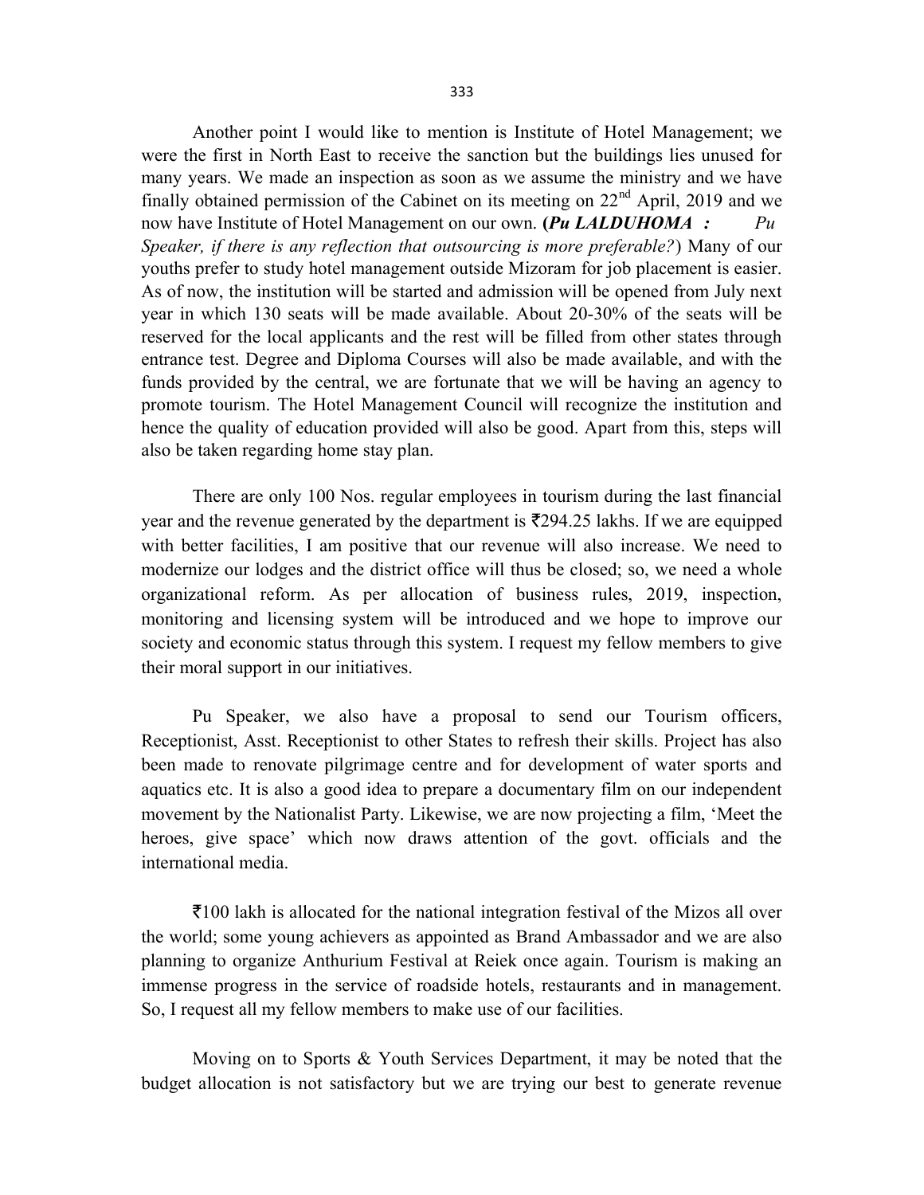Another point I would like to mention is Institute of Hotel Management; we were the first in North East to receive the sanction but the buildings lies unused for many years. We made an inspection as soon as we assume the ministry and we have finally obtained permission of the Cabinet on its meeting on 22nd April, 2019 and we now have Institute of Hotel Management on our own. (***Pu LALDUHOMA :*** *Pu Speaker, if there is any reflection that outsourcing is more preferable?*) Many of our youths prefer to study hotel management outside Mizoram for job placement is easier. As of now, the institution will be started and admission will be opened from July next year in which 130 seats will be made available. About 20-30% of the seats will be reserved for the local applicants and the rest will be filled from other states through entrance test. Degree and Diploma Courses will also be made available, and with the funds provided by the central, we are fortunate that we will be having an agency to promote tourism. The Hotel Management Council will recognize the institution and hence the quality of education provided will also be good. Apart from this, steps will also be taken regarding home stay plan.

There are only 100 Nos. regular employees in tourism during the last financial year and the revenue generated by the department is ₹294.25 lakhs. If we are equipped with better facilities, I am positive that our revenue will also increase. We need to modernize our lodges and the district office will thus be closed; so, we need a whole organizational reform. As per allocation of business rules, 2019, inspection, monitoring and licensing system will be introduced and we hope to improve our society and economic status through this system. I request my fellow members to give their moral support in our initiatives.

Pu Speaker, we also have a proposal to send our Tourism officers, Receptionist, Asst. Receptionist to other States to refresh their skills. Project has also been made to renovate pilgrimage centre and for development of water sports and aquatics etc. It is also a good idea to prepare a documentary film on our independent movement by the Nationalist Party. Likewise, we are now projecting a film, 'Meet the heroes, give space' which now draws attention of the govt. officials and the international media.

₹100 lakh is allocated for the national integration festival of the Mizos all over the world; some young achievers as appointed as Brand Ambassador and we are also planning to organize Anthurium Festival at Reiek once again. Tourism is making an immense progress in the service of roadside hotels, restaurants and in management. So, I request all my fellow members to make use of our facilities.

Moving on to Sports & Youth Services Department, it may be noted that the budget allocation is not satisfactory but we are trying our best to generate revenue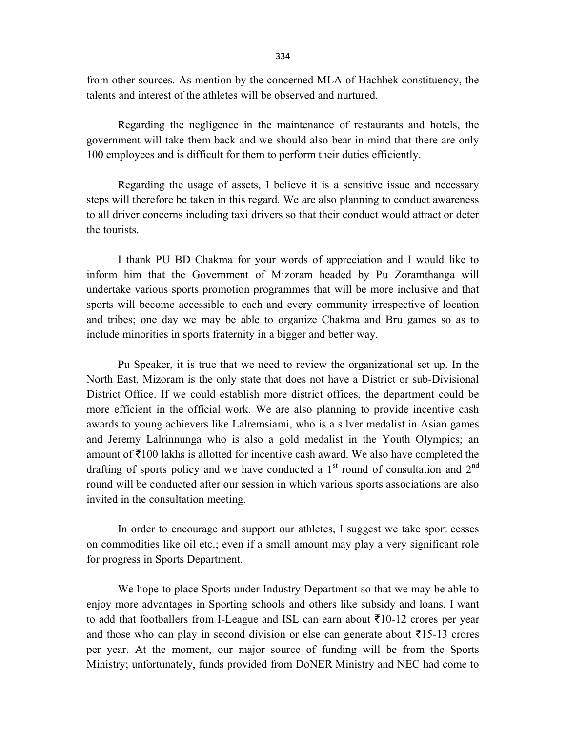from other sources. As mention by the concerned MLA of Hachhek constituency, the talents and interest of the athletes will be observed and nurtured.

Regarding the negligence in the maintenance of restaurants and hotels, the government will take them back and we should also bear in mind that there are only 100 employees and is difficult for them to perform their duties efficiently.

Regarding the usage of assets, I believe it is a sensitive issue and necessary steps will therefore be taken in this regard. We are also planning to conduct awareness to all driver concerns including taxi drivers so that their conduct would attract or deter the tourists.

I thank PU BD Chakma for your words of appreciation and I would like to inform him that the Government of Mizoram headed by Pu Zoramthanga will undertake various sports promotion programmes that will be more inclusive and that sports will become accessible to each and every community irrespective of location and tribes; one day we may be able to organize Chakma and Bru games so as to include minorities in sports fraternity in a bigger and better way.

Pu Speaker, it is true that we need to review the organizational set up. In the North East, Mizoram is the only state that does not have a District or sub-Divisional District Office. If we could establish more district offices, the department could be more efficient in the official work. We are also planning to provide incentive cash awards to young achievers like Lalremsiami, who is a silver medalist in Asian games and Jeremy Lalrinnunga who is also a gold medalist in the Youth Olympics; an amount of ₹100 lakhs is allotted for incentive cash award. We also have completed the drafting of sports policy and we have conducted a 1st round of consultation and 2nd round will be conducted after our session in which various sports associations are also invited in the consultation meeting.

In order to encourage and support our athletes, I suggest we take sport cesses on commodities like oil etc.; even if a small amount may play a very significant role for progress in Sports Department.

We hope to place Sports under Industry Department so that we may be able to enjoy more advantages in Sporting schools and others like subsidy and loans. I want to add that footballers from I-League and ISL can earn about ₹10-12 crores per year and those who can play in second division or else can generate about ₹15-13 crores per year. At the moment, our major source of funding will be from the Sports Ministry; unfortunately, funds provided from DoNER Ministry and NEC had come to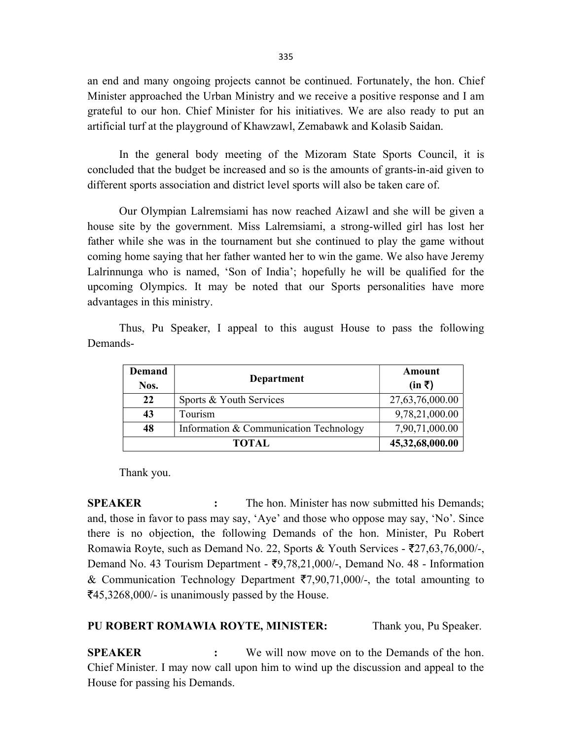an end and many ongoing projects cannot be continued. Fortunately, the hon. Chief Minister approached the Urban Ministry and we receive a positive response and I am grateful to our hon. Chief Minister for his initiatives. We are also ready to put an artificial turf at the playground of Khawzawl, Zemabawk and Kolasib Saidan.

In the general body meeting of the Mizoram State Sports Council, it is concluded that the budget be increased and so is the amounts of grants-in-aid given to different sports association and district level sports will also be taken care of.

Our Olympian Lalremsiami has now reached Aizawl and she will be given a house site by the government. Miss Lalremsiami, a strong-willed girl has lost her father while she was in the tournament but she continued to play the game without coming home saying that her father wanted her to win the game. We also have Jeremy Lalrinnunga who is named, 'Son of India'; hopefully he will be qualified for the upcoming Olympics. It may be noted that our Sports personalities have more advantages in this ministry.

Thus, Pu Speaker, I appeal to this august House to pass the following Demands-

| Demand Nos. | Department | Amount (in ₹) |
|---|---|---|
| 22 | Sports & Youth Services | 27,63,76,000.00 |
| 43 | Tourism | 9,78,21,000.00 |
| 48 | Information & Communication Technology | 7,90,71,000.00 |
| **TOTAL** | | **45,32,68,000.00** |

Thank you.

**SPEAKER :** The hon. Minister has now submitted his Demands; and, those in favor to pass may say, 'Aye' and those who oppose may say, 'No'. Since there is no objection, the following Demands of the hon. Minister, Pu Robert Romawia Royte, such as Demand No. 22, Sports & Youth Services - ₹27,63,76,000/-, Demand No. 43 Tourism Department - ₹9,78,21,000/-, Demand No. 48 - Information & Communication Technology Department ₹7,90,71,000/-, the total amounting to ₹45,3268,000/- is unanimously passed by the House.

**PU ROBERT ROMAWIA ROYTE, MINISTER:** Thank you, Pu Speaker.

**SPEAKER :** We will now move on to the Demands of the hon. Chief Minister. I may now call upon him to wind up the discussion and appeal to the House for passing his Demands.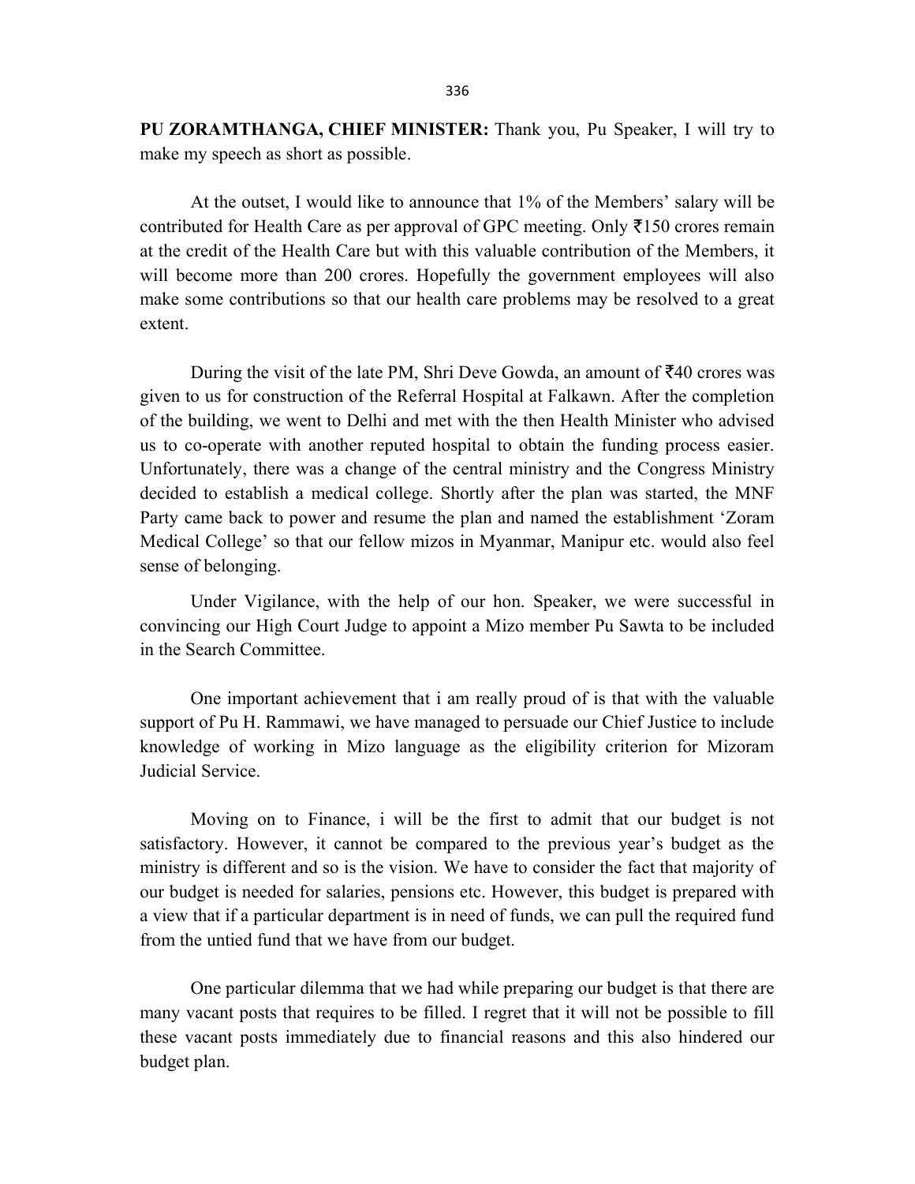**PU ZORAMTHANGA, CHIEF MINISTER:** Thank you, Pu Speaker, I will try to make my speech as short as possible.

At the outset, I would like to announce that 1% of the Members' salary will be contributed for Health Care as per approval of GPC meeting. Only ₹150 crores remain at the credit of the Health Care but with this valuable contribution of the Members, it will become more than 200 crores. Hopefully the government employees will also make some contributions so that our health care problems may be resolved to a great extent.

During the visit of the late PM, Shri Deve Gowda, an amount of ₹40 crores was given to us for construction of the Referral Hospital at Falkawn. After the completion of the building, we went to Delhi and met with the then Health Minister who advised us to co-operate with another reputed hospital to obtain the funding process easier. Unfortunately, there was a change of the central ministry and the Congress Ministry decided to establish a medical college. Shortly after the plan was started, the MNF Party came back to power and resume the plan and named the establishment 'Zoram Medical College' so that our fellow mizos in Myanmar, Manipur etc. would also feel sense of belonging.

Under Vigilance, with the help of our hon. Speaker, we were successful in convincing our High Court Judge to appoint a Mizo member Pu Sawta to be included in the Search Committee.

One important achievement that i am really proud of is that with the valuable support of Pu H. Rammawi, we have managed to persuade our Chief Justice to include knowledge of working in Mizo language as the eligibility criterion for Mizoram Judicial Service.

Moving on to Finance, i will be the first to admit that our budget is not satisfactory. However, it cannot be compared to the previous year's budget as the ministry is different and so is the vision. We have to consider the fact that majority of our budget is needed for salaries, pensions etc. However, this budget is prepared with a view that if a particular department is in need of funds, we can pull the required fund from the untied fund that we have from our budget.

One particular dilemma that we had while preparing our budget is that there are many vacant posts that requires to be filled. I regret that it will not be possible to fill these vacant posts immediately due to financial reasons and this also hindered our budget plan.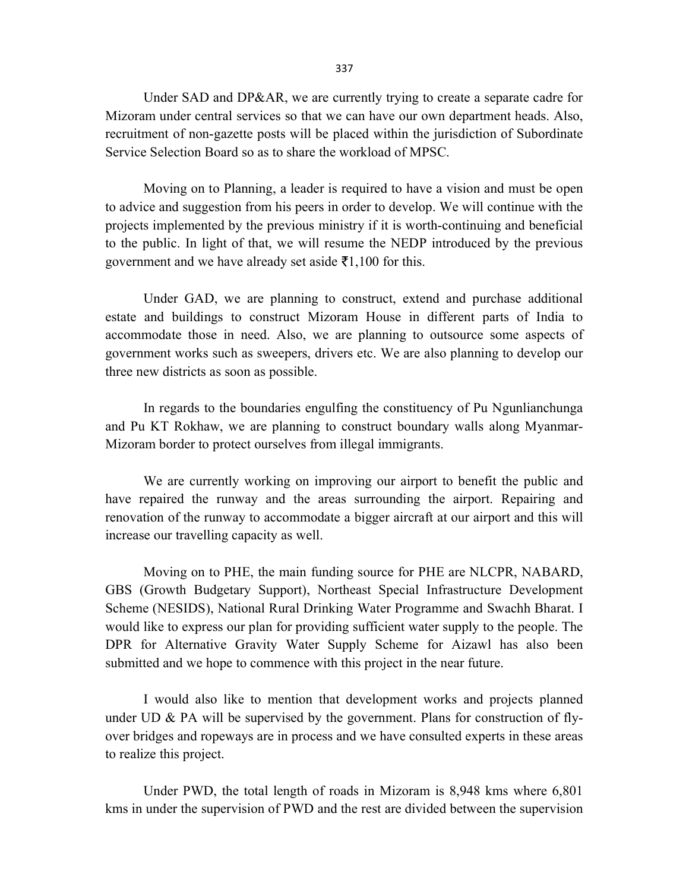Under SAD and DP&AR, we are currently trying to create a separate cadre for Mizoram under central services so that we can have our own department heads. Also, recruitment of non-gazette posts will be placed within the jurisdiction of Subordinate Service Selection Board so as to share the workload of MPSC.

Moving on to Planning, a leader is required to have a vision and must be open to advice and suggestion from his peers in order to develop. We will continue with the projects implemented by the previous ministry if it is worth-continuing and beneficial to the public. In light of that, we will resume the NEDP introduced by the previous government and we have already set aside ₹1,100 for this.

Under GAD, we are planning to construct, extend and purchase additional estate and buildings to construct Mizoram House in different parts of India to accommodate those in need. Also, we are planning to outsource some aspects of government works such as sweepers, drivers etc. We are also planning to develop our three new districts as soon as possible.

In regards to the boundaries engulfing the constituency of Pu Ngunlianchunga and Pu KT Rokhaw, we are planning to construct boundary walls along Myanmar-Mizoram border to protect ourselves from illegal immigrants.

We are currently working on improving our airport to benefit the public and have repaired the runway and the areas surrounding the airport. Repairing and renovation of the runway to accommodate a bigger aircraft at our airport and this will increase our travelling capacity as well.

Moving on to PHE, the main funding source for PHE are NLCPR, NABARD, GBS (Growth Budgetary Support), Northeast Special Infrastructure Development Scheme (NESIDS), National Rural Drinking Water Programme and Swachh Bharat. I would like to express our plan for providing sufficient water supply to the people. The DPR for Alternative Gravity Water Supply Scheme for Aizawl has also been submitted and we hope to commence with this project in the near future.

I would also like to mention that development works and projects planned under UD & PA will be supervised by the government. Plans for construction of fly-over bridges and ropeways are in process and we have consulted experts in these areas to realize this project.

Under PWD, the total length of roads in Mizoram is 8,948 kms where 6,801 kms in under the supervision of PWD and the rest are divided between the supervision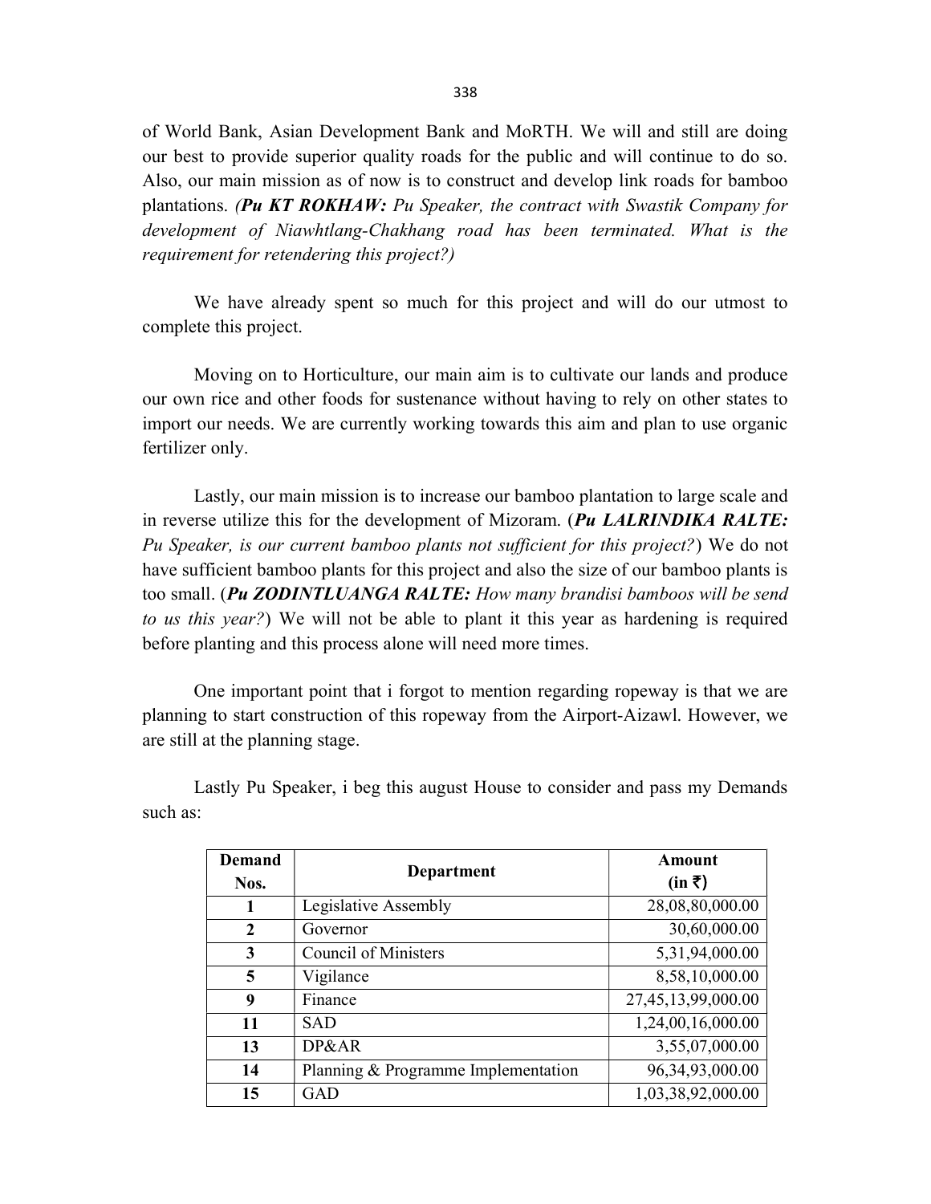of World Bank, Asian Development Bank and MoRTH. We will and still are doing our best to provide superior quality roads for the public and will continue to do so. Also, our main mission as of now is to construct and develop link roads for bamboo plantations. *(**Pu KT ROKHAW:** Pu Speaker, the contract with Swastik Company for development of Niawhtlang-Chakhang road has been terminated. What is the requirement for retendering this project?)*

We have already spent so much for this project and will do our utmost to complete this project.

Moving on to Horticulture, our main aim is to cultivate our lands and produce our own rice and other foods for sustenance without having to rely on other states to import our needs. We are currently working towards this aim and plan to use organic fertilizer only.

Lastly, our main mission is to increase our bamboo plantation to large scale and in reverse utilize this for the development of Mizoram. (***Pu LALRINDIKA RALTE:*** *Pu Speaker, is our current bamboo plants not sufficient for this project?*) We do not have sufficient bamboo plants for this project and also the size of our bamboo plants is too small. (***Pu ZODINTLUANGA RALTE:*** *How many brandisi bamboos will be send to us this year?*) We will not be able to plant it this year as hardening is required before planting and this process alone will need more times.

One important point that i forgot to mention regarding ropeway is that we are planning to start construction of this ropeway from the Airport-Aizawl. However, we are still at the planning stage.

Lastly Pu Speaker, i beg this august House to consider and pass my Demands such as:

| Demand Nos. | Department | Amount (in ₹) |
|---|---|---|
| 1 | Legislative Assembly | 28,08,80,000.00 |
| 2 | Governor | 30,60,000.00 |
| 3 | Council of Ministers | 5,31,94,000.00 |
| 5 | Vigilance | 8,58,10,000.00 |
| 9 | Finance | 27,45,13,99,000.00 |
| 11 | SAD | 1,24,00,16,000.00 |
| 13 | DP&AR | 3,55,07,000.00 |
| 14 | Planning & Programme Implementation | 96,34,93,000.00 |
| 15 | GAD | 1,03,38,92,000.00 |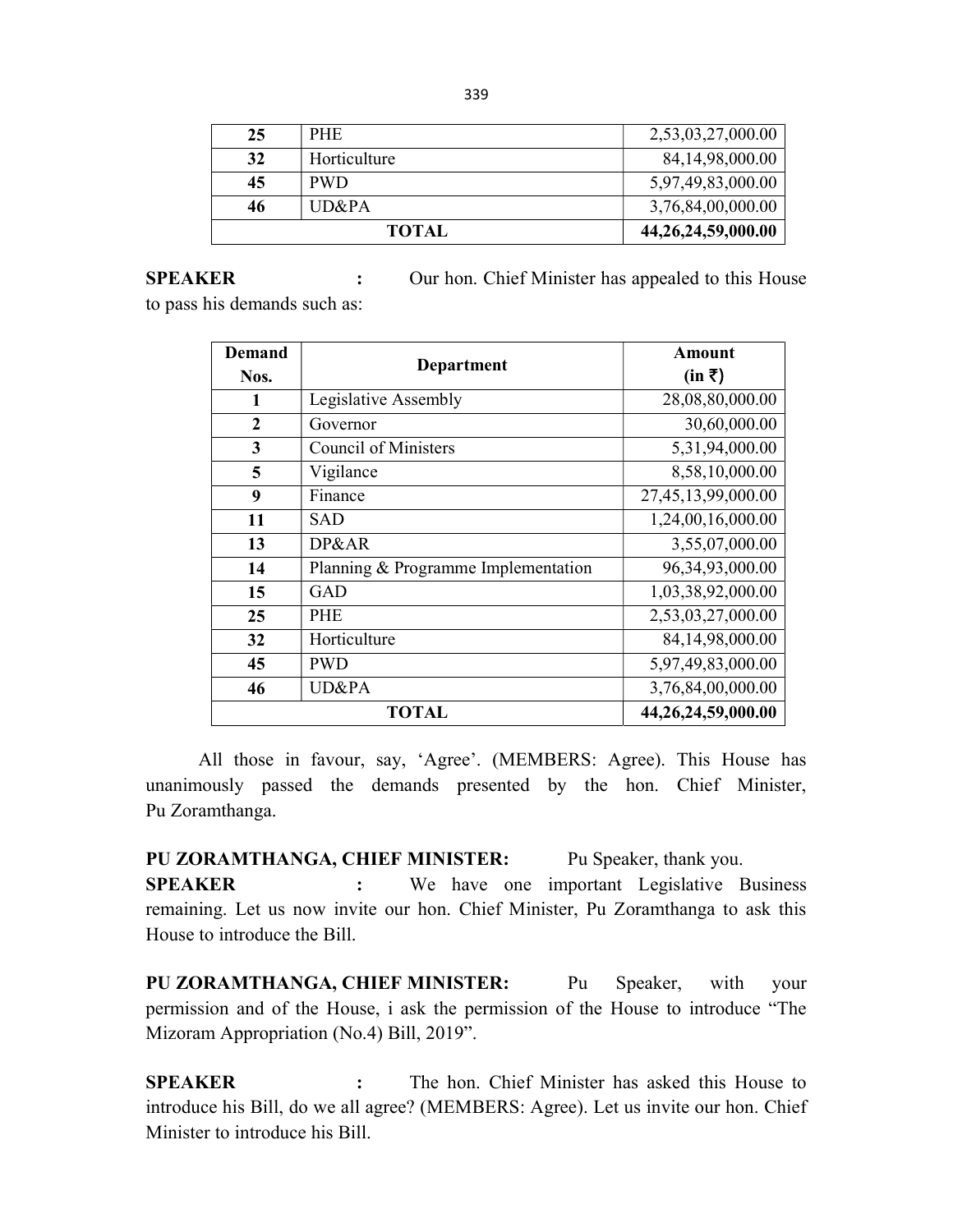| | | |
|---|---|---|
| **25** | PHE | 2,53,03,27,000.00 |
| **32** | Horticulture | 84,14,98,000.00 |
| **45** | PWD | 5,97,49,83,000.00 |
| **46** | UD&PA | 3,76,84,00,000.00 |
| **TOTAL** | | **44,26,24,59,000.00** |

**SPEAKER** : Our hon. Chief Minister has appealed to this House to pass his demands such as:

| Demand Nos. | Department | Amount (in ₹) |
|---|---|---|
| **1** | Legislative Assembly | 28,08,80,000.00 |
| **2** | Governor | 30,60,000.00 |
| **3** | Council of Ministers | 5,31,94,000.00 |
| **5** | Vigilance | 8,58,10,000.00 |
| **9** | Finance | 27,45,13,99,000.00 |
| **11** | SAD | 1,24,00,16,000.00 |
| **13** | DP&AR | 3,55,07,000.00 |
| **14** | Planning & Programme Implementation | 96,34,93,000.00 |
| **15** | GAD | 1,03,38,92,000.00 |
| **25** | PHE | 2,53,03,27,000.00 |
| **32** | Horticulture | 84,14,98,000.00 |
| **45** | PWD | 5,97,49,83,000.00 |
| **46** | UD&PA | 3,76,84,00,000.00 |
| **TOTAL** | | **44,26,24,59,000.00** |

All those in favour, say, 'Agree'. (MEMBERS: Agree). This House has unanimously passed the demands presented by the hon. Chief Minister, Pu Zoramthanga.

**PU ZORAMTHANGA, CHIEF MINISTER:** Pu Speaker, thank you.

**SPEAKER** : We have one important Legislative Business remaining. Let us now invite our hon. Chief Minister, Pu Zoramthanga to ask this House to introduce the Bill.

**PU ZORAMTHANGA, CHIEF MINISTER:** Pu Speaker, with your permission and of the House, i ask the permission of the House to introduce "The Mizoram Appropriation (No.4) Bill, 2019".

**SPEAKER** : The hon. Chief Minister has asked this House to introduce his Bill, do we all agree? (MEMBERS: Agree). Let us invite our hon. Chief Minister to introduce his Bill.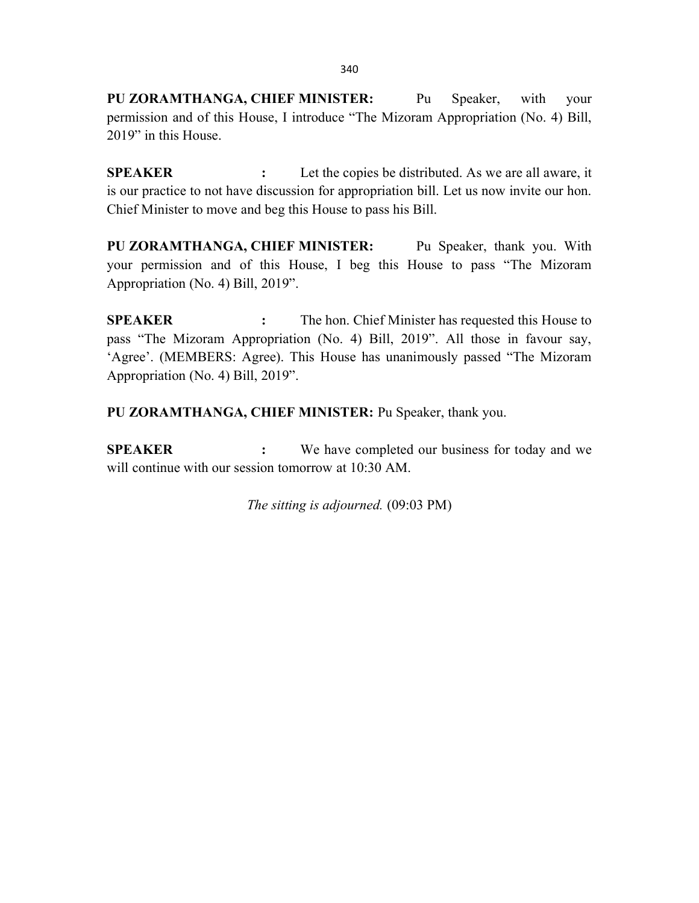**PU ZORAMTHANGA, CHIEF MINISTER:** Pu Speaker, with your permission and of this House, I introduce "The Mizoram Appropriation (No. 4) Bill, 2019" in this House.

**SPEAKER :** Let the copies be distributed. As we are all aware, it is our practice to not have discussion for appropriation bill. Let us now invite our hon. Chief Minister to move and beg this House to pass his Bill.

**PU ZORAMTHANGA, CHIEF MINISTER:** Pu Speaker, thank you. With your permission and of this House, I beg this House to pass "The Mizoram Appropriation (No. 4) Bill, 2019".

**SPEAKER :** The hon. Chief Minister has requested this House to pass "The Mizoram Appropriation (No. 4) Bill, 2019". All those in favour say, 'Agree'. (MEMBERS: Agree). This House has unanimously passed "The Mizoram Appropriation (No. 4) Bill, 2019".

**PU ZORAMTHANGA, CHIEF MINISTER:** Pu Speaker, thank you.

**SPEAKER :** We have completed our business for today and we will continue with our session tomorrow at 10:30 AM.

*The sitting is adjourned.* (09:03 PM)